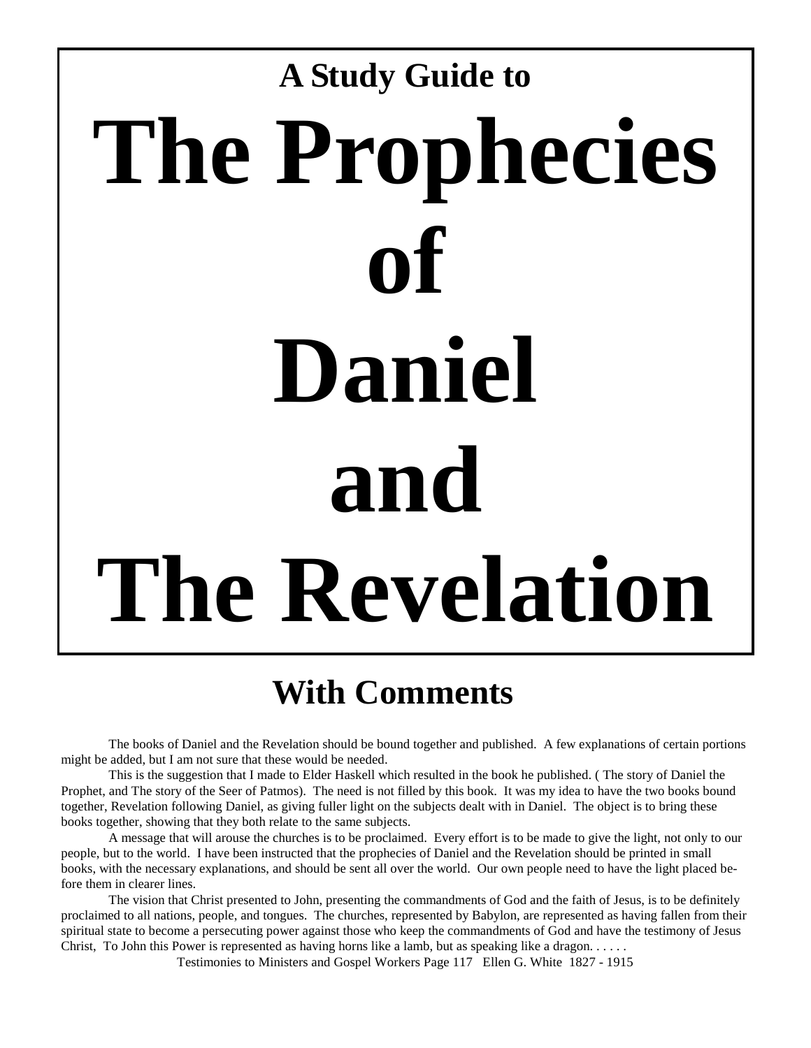**A Study Guide to**

# The Prophecies of Daniel and The Revelation

## With Comments

The books of Daniel and the Revelation should be bound together and published. A few explanations of certain portions might be added, but I am not sure that these would be needed.

This is the suggestion that I made to Elder Haskell which resulted in the book he published. ( The story of Daniel the Prophet, and The story of the Seer of Patmos). The need is not filled by this book. It was my idea to have the two books bound together, Revelation following Daniel, as giving fuller light on the subjects dealt with in Daniel. The object is to bring these books together, showing that they both relate to the same subjects.

A message that will arouse the churches is to be proclaimed. Every effort is to be made to give the light, not only to our people, but to the world. I have been instructed that the prophecies of Daniel and the Revelation should be printed in small books, with the necessary explanations, and should be sent all over the world. Our own people need to have the light placed before them in clearer lines.

The vision that Christ presented to John, presenting the commandments of God and the faith of Jesus, is to be definitely proclaimed to all nations, people, and tongues. The churches, represented by Babylon, are represented as having fallen from their spiritual state to become a persecuting power against those who keep the commandments of God and have the testimony of Jesus Christ, To John this Power is represented as having horns like a lamb, but as speaking like a dragon. . . . . .

Testimonies to Ministers and Gospel Workers Page 117 Ellen G. White 1827 - 1915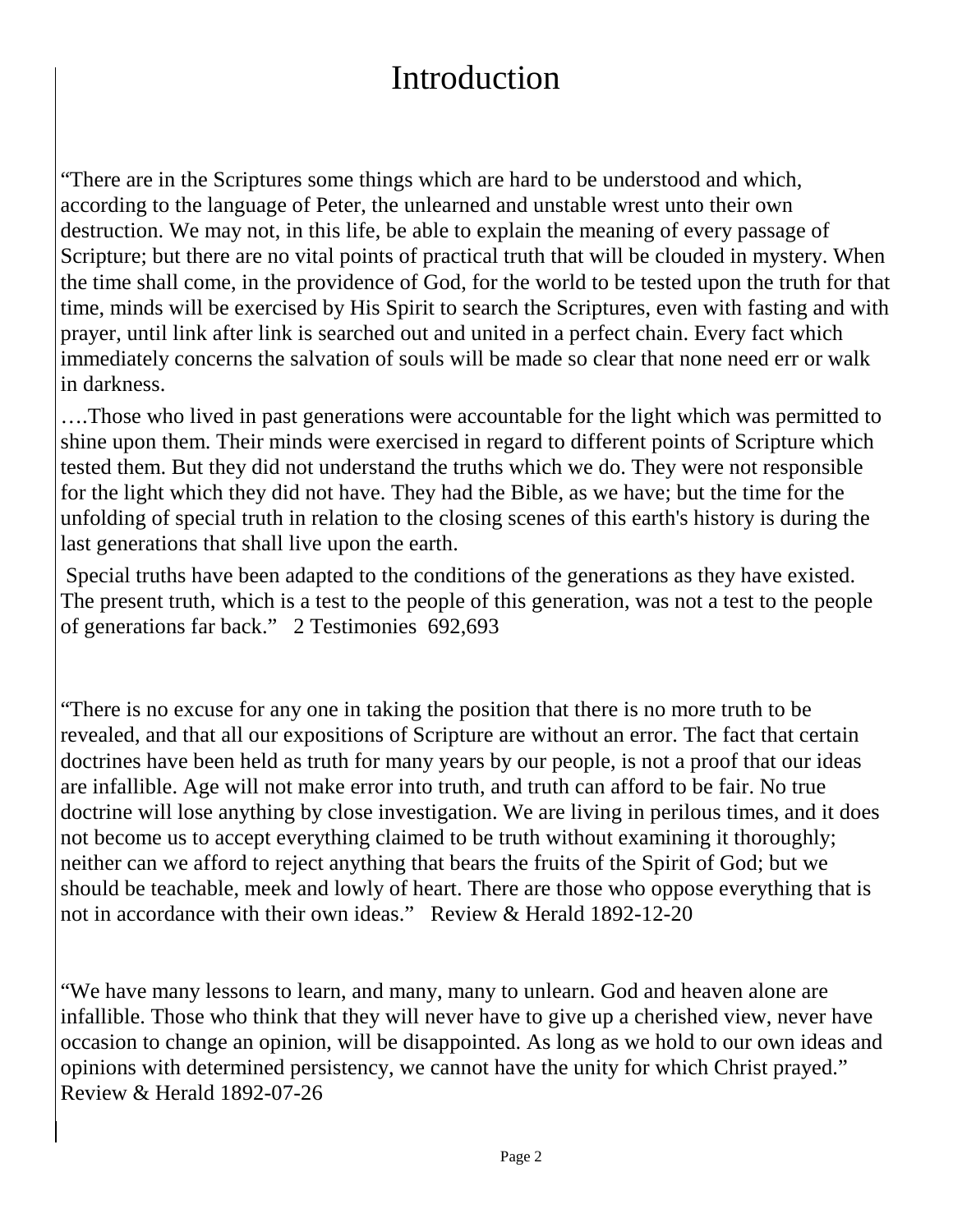# Introduction

"There are in the Scriptures some things which are hard to be understood and which, according to the language of Peter, the unlearned and unstable wrest unto their own destruction. We may not, in this life, be able to explain the meaning of every passage of Scripture; but there are no vital points of practical truth that will be clouded in mystery. When the time shall come, in the providence of God, for the world to be tested upon the truth for that time, minds will be exercised by His Spirit to search the Scriptures, even with fasting and with prayer, until link after link is searched out and united in a perfect chain. Every fact which immediately concerns the salvation of souls will be made so clear that none need err or walk in darkness.

….Those who lived in past generations were accountable for the light which was permitted to shine upon them. Their minds were exercised in regard to different points of Scripture which tested them. But they did not understand the truths which we do. They were not responsible for the light which they did not have. They had the Bible, as we have; but the time for the unfolding of special truth in relation to the closing scenes of this earth's history is during the last generations that shall live upon the earth.

Special truths have been adapted to the conditions of the generations as they have existed. The present truth, which is a test to the people of this generation, was not a test to the people of generations far back." 2 Testimonies 692,693

"There is no excuse for any one in taking the position that there is no more truth to be revealed, and that all our expositions of Scripture are without an error. The fact that certain doctrines have been held as truth for many years by our people, is not a proof that our ideas are infallible. Age will not make error into truth, and truth can afford to be fair. No true doctrine will lose anything by close investigation. We are living in perilous times, and it does not become us to accept everything claimed to be truth without examining it thoroughly; neither can we afford to reject anything that bears the fruits of the Spirit of God; but we should be teachable, meek and lowly of heart. There are those who oppose everything that is not in accordance with their own ideas." Review & Herald 1892-12-20

"We have many lessons to learn, and many, many to unlearn. God and heaven alone are infallible. Those who think that they will never have to give up a cherished view, never have occasion to change an opinion, will be disappointed. As long as we hold to our own ideas and opinions with determined persistency, we cannot have the unity for which Christ prayed." Review & Herald 1892-07-26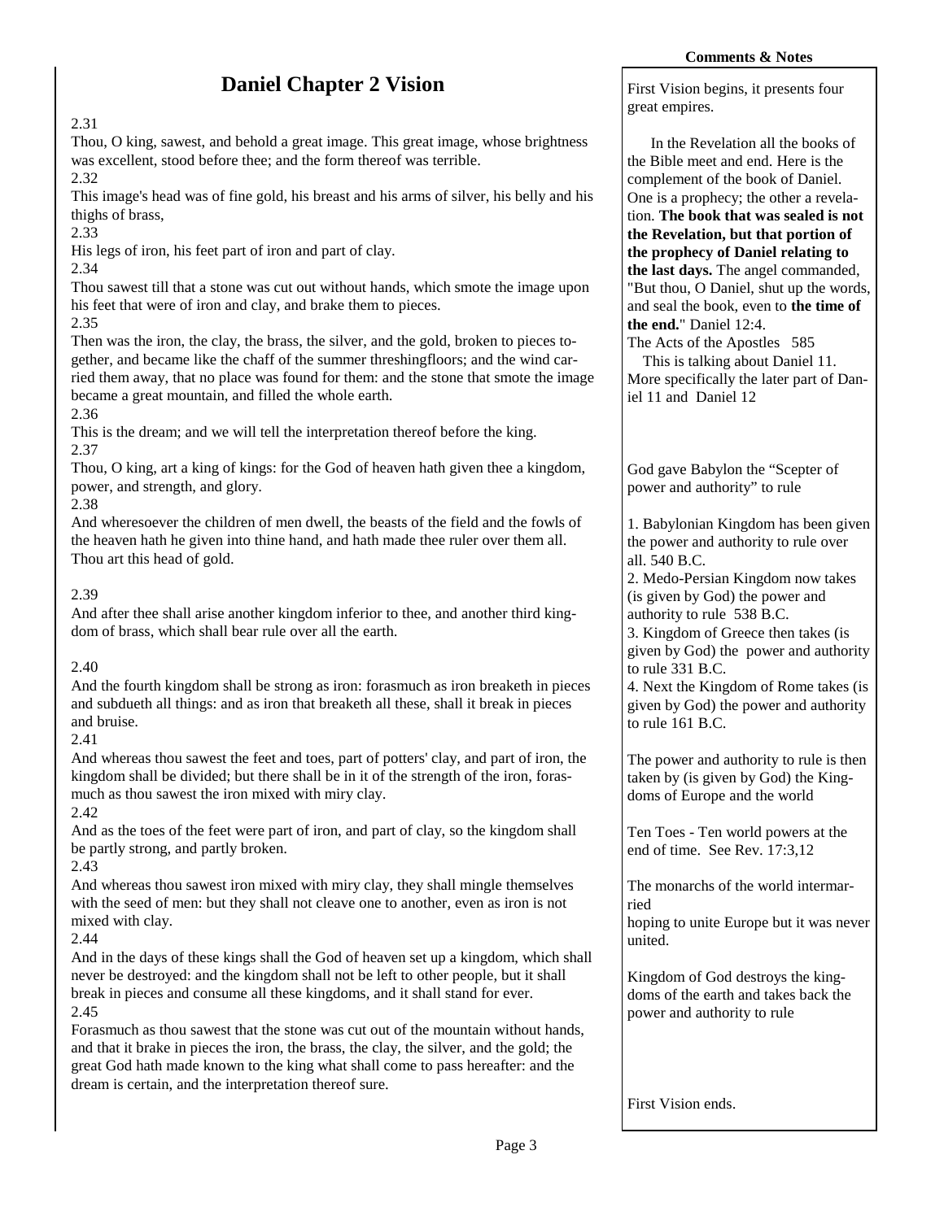# Daniel Chapter 2 Vision

2.31
Thou, O king, sawest, and behold a great image. This great image, whose brightness was excellent, stood before thee; and the form thereof was terrible.
2.32
This image's head was of fine gold, his breast and his arms of silver, his belly and his thighs of brass,
2.33
His legs of iron, his feet part of iron and part of clay.
2.34
Thou sawest till that a stone was cut out without hands, which smote the image upon his feet that were of iron and clay, and brake them to pieces.
2.35
Then was the iron, the clay, the brass, the silver, and the gold, broken to pieces together, and became like the chaff of the summer threshingfloors; and the wind carried them away, that no place was found for them: and the stone that smote the image became a great mountain, and filled the whole earth.
2.36
This is the dream; and we will tell the interpretation thereof before the king.
2.37
Thou, O king, art a king of kings: for the God of heaven hath given thee a kingdom, power, and strength, and glory.
2.38
And wheresoever the children of men dwell, the beasts of the field and the fowls of the heaven hath he given into thine hand, and hath made thee ruler over them all. Thou art this head of gold.

2.39
And after thee shall arise another kingdom inferior to thee, and another third kingdom of brass, which shall bear rule over all the earth.

2.40
And the fourth kingdom shall be strong as iron: forasmuch as iron breaketh in pieces and subdueth all things: and as iron that breaketh all these, shall it break in pieces and bruise.
2.41
And whereas thou sawest the feet and toes, part of potters' clay, and part of iron, the kingdom shall be divided; but there shall be in it of the strength of the iron, forasmuch as thou sawest the iron mixed with miry clay.
2.42
And as the toes of the feet were part of iron, and part of clay, so the kingdom shall be partly strong, and partly broken.
2.43
And whereas thou sawest iron mixed with miry clay, they shall mingle themselves with the seed of men: but they shall not cleave one to another, even as iron is not mixed with clay.
2.44
And in the days of these kings shall the God of heaven set up a kingdom, which shall never be destroyed: and the kingdom shall not be left to other people, but it shall break in pieces and consume all these kingdoms, and it shall stand for ever.
2.45
Forasmuch as thou sawest that the stone was cut out of the mountain without hands, and that it brake in pieces the iron, the brass, the clay, the silver, and the gold; the great God hath made known to the king what shall come to pass hereafter: and the dream is certain, and the interpretation thereof sure.

**Comments & Notes**

First Vision begins, it presents four great empires.

In the Revelation all the books of the Bible meet and end. Here is the complement of the book of Daniel. One is a prophecy; the other a revelation. **The book that was sealed is not the Revelation, but that portion of the prophecy of Daniel relating to the last days.** The angel commanded, "But thou, O Daniel, shut up the words, and seal the book, even to **the time of the end.**" Daniel 12:4.
The Acts of the Apostles 585

This is talking about Daniel 11. More specifically the later part of Daniel 11 and Daniel 12

God gave Babylon the "Scepter of power and authority" to rule

1. Babylonian Kingdom has been given the power and authority to rule over all. 540 B.C.
2. Medo-Persian Kingdom now takes (is given by God) the power and authority to rule 538 B.C.
3. Kingdom of Greece then takes (is given by God) the power and authority to rule 331 B.C.
4. Next the Kingdom of Rome takes (is given by God) the power and authority to rule 161 B.C.

The power and authority to rule is then taken by (is given by God) the Kingdoms of Europe and the world

Ten Toes - Ten world powers at the end of time. See Rev. 17:3,12

The monarchs of the world intermarried
hoping to unite Europe but it was never united.

Kingdom of God destroys the kingdoms of the earth and takes back the power and authority to rule

First Vision ends.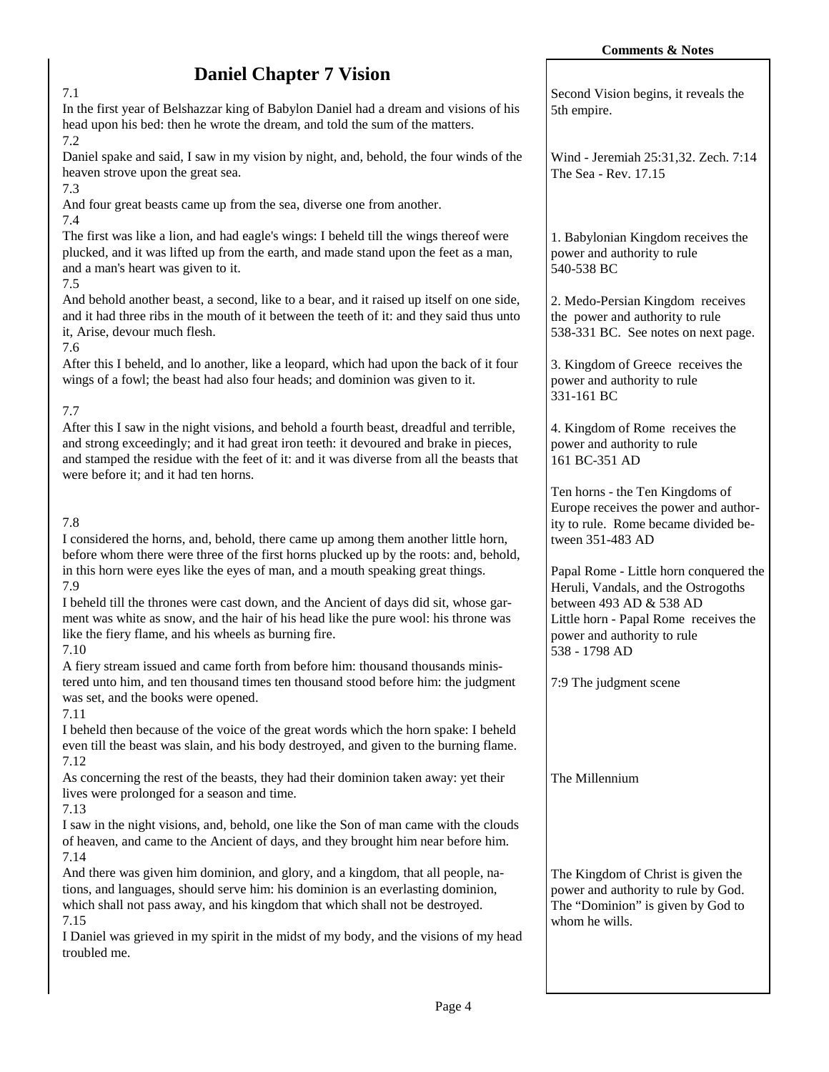# Daniel Chapter 7 Vision

7.1
In the first year of Belshazzar king of Babylon Daniel had a dream and visions of his head upon his bed: then he wrote the dream, and told the sum of the matters.

7.2
Daniel spake and said, I saw in my vision by night, and, behold, the four winds of the heaven strove upon the great sea.

7.3
And four great beasts came up from the sea, diverse one from another.

7.4
The first was like a lion, and had eagle's wings: I beheld till the wings thereof were plucked, and it was lifted up from the earth, and made stand upon the feet as a man, and a man's heart was given to it.

7.5
And behold another beast, a second, like to a bear, and it raised up itself on one side, and it had three ribs in the mouth of it between the teeth of it: and they said thus unto it, Arise, devour much flesh.

7.6
After this I beheld, and lo another, like a leopard, which had upon the back of it four wings of a fowl; the beast had also four heads; and dominion was given to it.

7.7
After this I saw in the night visions, and behold a fourth beast, dreadful and terrible, and strong exceedingly; and it had great iron teeth: it devoured and brake in pieces, and stamped the residue with the feet of it: and it was diverse from all the beasts that were before it; and it had ten horns.

7.8
I considered the horns, and, behold, there came up among them another little horn, before whom there were three of the first horns plucked up by the roots: and, behold, in this horn were eyes like the eyes of man, and a mouth speaking great things.

7.9
I beheld till the thrones were cast down, and the Ancient of days did sit, whose garment was white as snow, and the hair of his head like the pure wool: his throne was like the fiery flame, and his wheels as burning fire.

7.10
A fiery stream issued and came forth from before him: thousand thousands ministered unto him, and ten thousand times ten thousand stood before him: the judgment was set, and the books were opened.

7.11
I beheld then because of the voice of the great words which the horn spake: I beheld even till the beast was slain, and his body destroyed, and given to the burning flame.

7.12
As concerning the rest of the beasts, they had their dominion taken away: yet their lives were prolonged for a season and time.

7.13
I saw in the night visions, and, behold, one like the Son of man came with the clouds of heaven, and came to the Ancient of days, and they brought him near before him.

7.14
And there was given him dominion, and glory, and a kingdom, that all people, nations, and languages, should serve him: his dominion is an everlasting dominion, which shall not pass away, and his kingdom that which shall not be destroyed.

7.15
I Daniel was grieved in my spirit in the midst of my body, and the visions of my head troubled me.

**Comments & Notes**

Second Vision begins, it reveals the 5th empire.

Wind - Jeremiah 25:31,32. Zech. 7:14
The Sea - Rev. 17.15

1. Babylonian Kingdom receives the power and authority to rule
540-538 BC

2. Medo-Persian Kingdom receives the power and authority to rule
538-331 BC. See notes on next page.

3. Kingdom of Greece receives the power and authority to rule
331-161 BC

4. Kingdom of Rome receives the power and authority to rule
161 BC-351 AD

Ten horns - the Ten Kingdoms of Europe receives the power and authority to rule. Rome became divided between 351-483 AD

Papal Rome - Little horn conquered the Heruli, Vandals, and the Ostrogoths between 493 AD & 538 AD
Little horn - Papal Rome receives the power and authority to rule
538 - 1798 AD

7:9 The judgment scene

The Millennium

The Kingdom of Christ is given the power and authority to rule by God. The "Dominion" is given by God to whom he wills.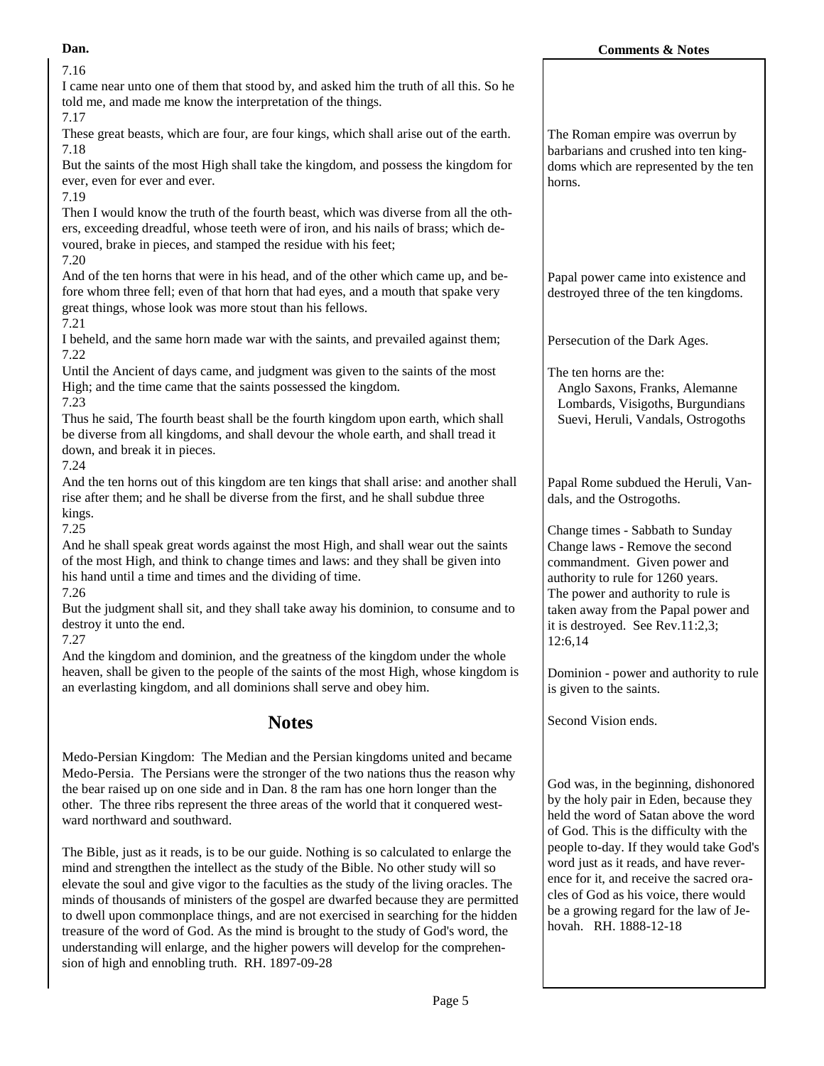**Dan.**

7.16
I came near unto one of them that stood by, and asked him the truth of all this. So he told me, and made me know the interpretation of the things.

7.17
These great beasts, which are four, are four kings, which shall arise out of the earth.

7.18
But the saints of the most High shall take the kingdom, and possess the kingdom for ever, even for ever and ever.

7.19
Then I would know the truth of the fourth beast, which was diverse from all the others, exceeding dreadful, whose teeth were of iron, and his nails of brass; which devoured, brake in pieces, and stamped the residue with his feet;

7.20
And of the ten horns that were in his head, and of the other which came up, and before whom three fell; even of that horn that had eyes, and a mouth that spake very great things, whose look was more stout than his fellows.

7.21
I beheld, and the same horn made war with the saints, and prevailed against them;

7.22
Until the Ancient of days came, and judgment was given to the saints of the most High; and the time came that the saints possessed the kingdom.

7.23
Thus he said, The fourth beast shall be the fourth kingdom upon earth, which shall be diverse from all kingdoms, and shall devour the whole earth, and shall tread it down, and break it in pieces.

7.24
And the ten horns out of this kingdom are ten kings that shall arise: and another shall rise after them; and he shall be diverse from the first, and he shall subdue three kings.

7.25
And he shall speak great words against the most High, and shall wear out the saints of the most High, and think to change times and laws: and they shall be given into his hand until a time and times and the dividing of time.

7.26
But the judgment shall sit, and they shall take away his dominion, to consume and to destroy it unto the end.

7.27
And the kingdom and dominion, and the greatness of the kingdom under the whole heaven, shall be given to the people of the saints of the most High, whose kingdom is an everlasting kingdom, and all dominions shall serve and obey him.

## Notes

Medo-Persian Kingdom: The Median and the Persian kingdoms united and became Medo-Persia. The Persians were the stronger of the two nations thus the reason why the bear raised up on one side and in Dan. 8 the ram has one horn longer than the other. The three ribs represent the three areas of the world that it conquered westward northward and southward.

The Bible, just as it reads, is to be our guide. Nothing is so calculated to enlarge the mind and strengthen the intellect as the study of the Bible. No other study will so elevate the soul and give vigor to the faculties as the study of the living oracles. The minds of thousands of ministers of the gospel are dwarfed because they are permitted to dwell upon commonplace things, and are not exercised in searching for the hidden treasure of the word of God. As the mind is brought to the study of God's word, the understanding will enlarge, and the higher powers will develop for the comprehension of high and ennobling truth. RH. 1897-09-28

**Comments & Notes**

The Roman empire was overrun by barbarians and crushed into ten kingdoms which are represented by the ten horns.

Papal power came into existence and destroyed three of the ten kingdoms.

Persecution of the Dark Ages.

The ten horns are the:
Anglo Saxons, Franks, Alemanne
Lombards, Visigoths, Burgundians
Suevi, Heruli, Vandals, Ostrogoths

Papal Rome subdued the Heruli, Vandals, and the Ostrogoths.

Change times - Sabbath to Sunday
Change laws - Remove the second commandment. Given power and authority to rule for 1260 years.
The power and authority to rule is taken away from the Papal power and it is destroyed. See Rev.11:2,3; 12:6,14

Dominion - power and authority to rule is given to the saints.

Second Vision ends.

God was, in the beginning, dishonored by the holy pair in Eden, because they held the word of Satan above the word of God. This is the difficulty with the people to-day. If they would take God's word just as it reads, and have reverence for it, and receive the sacred oracles of God as his voice, there would be a growing regard for the law of Jehovah. RH. 1888-12-18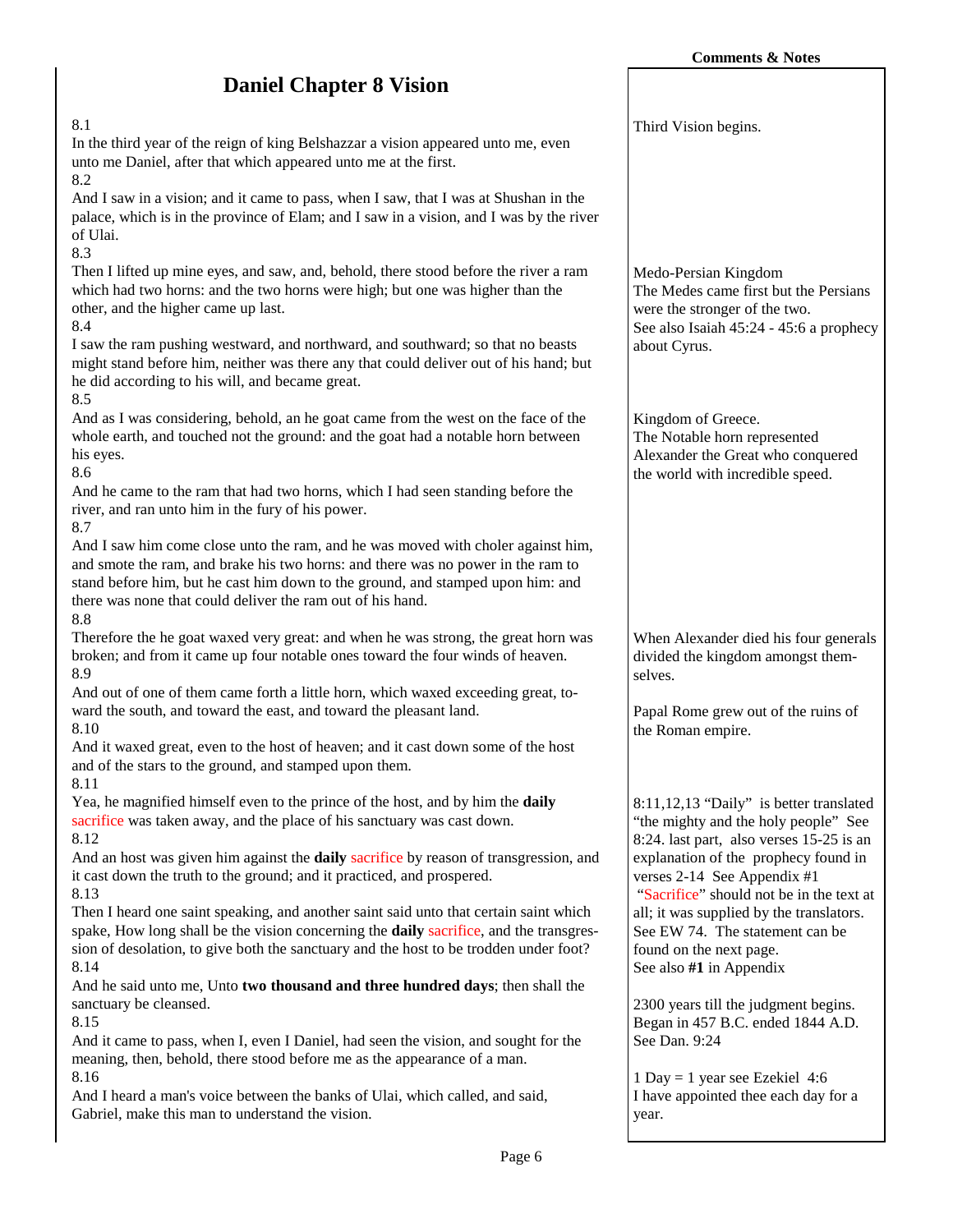# Daniel Chapter 8 Vision

8.1
In the third year of the reign of king Belshazzar a vision appeared unto me, even unto me Daniel, after that which appeared unto me at the first.

8.2
And I saw in a vision; and it came to pass, when I saw, that I was at Shushan in the palace, which is in the province of Elam; and I saw in a vision, and I was by the river of Ulai.

8.3
Then I lifted up mine eyes, and saw, and, behold, there stood before the river a ram which had two horns: and the two horns were high; but one was higher than the other, and the higher came up last.

8.4
I saw the ram pushing westward, and northward, and southward; so that no beasts might stand before him, neither was there any that could deliver out of his hand; but he did according to his will, and became great.

8.5
And as I was considering, behold, an he goat came from the west on the face of the whole earth, and touched not the ground: and the goat had a notable horn between his eyes.

8.6
And he came to the ram that had two horns, which I had seen standing before the river, and ran unto him in the fury of his power.

8.7
And I saw him come close unto the ram, and he was moved with choler against him, and smote the ram, and brake his two horns: and there was no power in the ram to stand before him, but he cast him down to the ground, and stamped upon him: and there was none that could deliver the ram out of his hand.

8.8
Therefore the he goat waxed very great: and when he was strong, the great horn was broken; and from it came up four notable ones toward the four winds of heaven.

8.9
And out of one of them came forth a little horn, which waxed exceeding great, toward the south, and toward the east, and toward the pleasant land.

8.10
And it waxed great, even to the host of heaven; and it cast down some of the host and of the stars to the ground, and stamped upon them.

8.11
Yea, he magnified himself even to the prince of the host, and by him the **daily** sacrifice was taken away, and the place of his sanctuary was cast down.

8.12
And an host was given him against the **daily** sacrifice by reason of transgression, and it cast down the truth to the ground; and it practiced, and prospered.

8.13
Then I heard one saint speaking, and another saint said unto that certain saint which spake, How long shall be the vision concerning the **daily** sacrifice, and the transgression of desolation, to give both the sanctuary and the host to be trodden under foot?

8.14
And he said unto me, Unto **two thousand and three hundred days**; then shall the sanctuary be cleansed.

8.15
And it came to pass, when I, even I Daniel, had seen the vision, and sought for the meaning, then, behold, there stood before me as the appearance of a man.

8.16
And I heard a man's voice between the banks of Ulai, which called, and said, Gabriel, make this man to understand the vision.

---

**Comments & Notes**

Third Vision begins.

Medo-Persian Kingdom
The Medes came first but the Persians were the stronger of the two.
See also Isaiah 45:24 - 45:6 a prophecy about Cyrus.

Kingdom of Greece.
The Notable horn represented Alexander the Great who conquered the world with incredible speed.

When Alexander died his four generals divided the kingdom amongst themselves.

Papal Rome grew out of the ruins of the Roman empire.

8:11,12,13 "Daily" is better translated "the mighty and the holy people" See 8:24. last part, also verses 15-25 is an explanation of the prophecy found in verses 2-14 See Appendix #1
"Sacrifice" should not be in the text at all; it was supplied by the translators. See EW 74. The statement can be found on the next page.
See also **#1** in Appendix

2300 years till the judgment begins. Began in 457 B.C. ended 1844 A.D. See Dan. 9:24

1 Day = 1 year see Ezekiel 4:6
I have appointed thee each day for a year.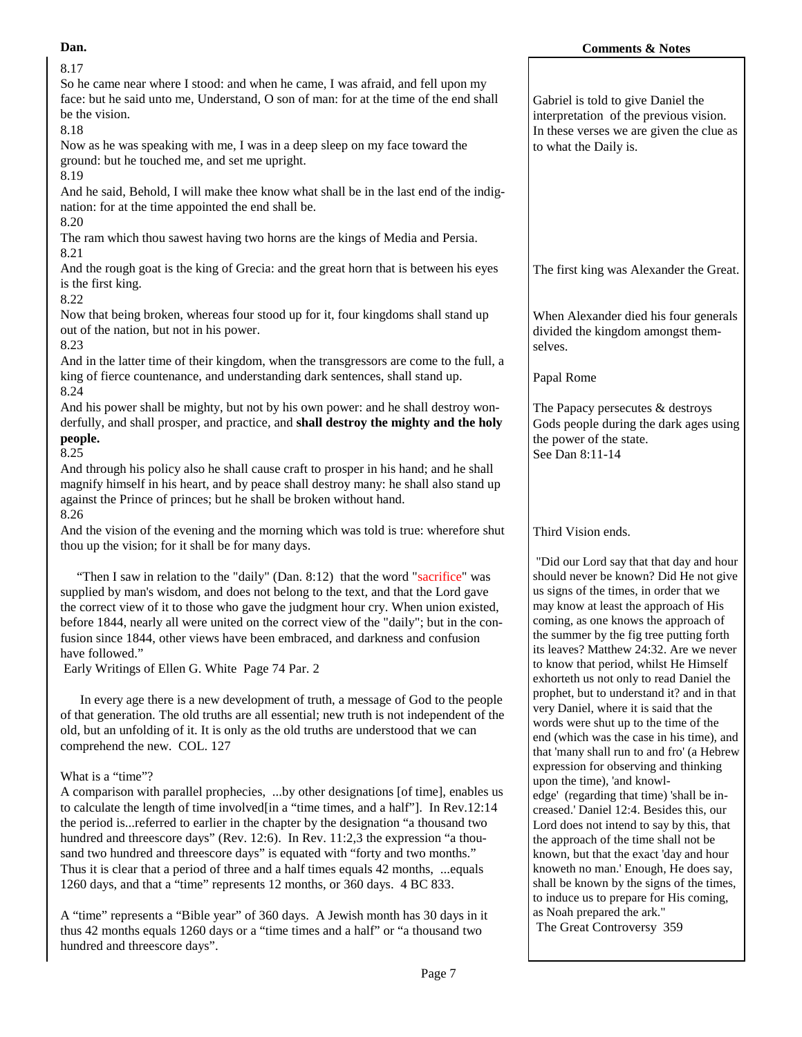**Dan.**

**Comments & Notes**

8.17
So he came near where I stood: and when he came, I was afraid, and fell upon my face: but he said unto me, Understand, O son of man: for at the time of the end shall be the vision.

8.18
Now as he was speaking with me, I was in a deep sleep on my face toward the ground: but he touched me, and set me upright.

> Gabriel is told to give Daniel the interpretation of the previous vision. In these verses we are given the clue as to what the Daily is.

8.19
And he said, Behold, I will make thee know what shall be in the last end of the indignation: for at the time appointed the end shall be.

8.20
The ram which thou sawest having two horns are the kings of Media and Persia.

8.21
And the rough goat is the king of Grecia: and the great horn that is between his eyes is the first king.

> The first king was Alexander the Great.

8.22
Now that being broken, whereas four stood up for it, four kingdoms shall stand up out of the nation, but not in his power.

> When Alexander died his four generals divided the kingdom amongst themselves.

8.23
And in the latter time of their kingdom, when the transgressors are come to the full, a king of fierce countenance, and understanding dark sentences, shall stand up.

> Papal Rome

8.24
And his power shall be mighty, but not by his own power: and he shall destroy wonderfully, and shall prosper, and practice, and **shall destroy the mighty and the holy people.**

> The Papacy persecutes & destroys Gods people during the dark ages using the power of the state.
> See Dan 8:11-14

8.25
And through his policy also he shall cause craft to prosper in his hand; and he shall magnify himself in his heart, and by peace shall destroy many: he shall also stand up against the Prince of princes; but he shall be broken without hand.

8.26
And the vision of the evening and the morning which was told is true: wherefore shut thou up the vision; for it shall be for many days.

> Third Vision ends.

"Then I saw in relation to the "daily" (Dan. 8:12) that the word "sacrifice" was supplied by man's wisdom, and does not belong to the text, and that the Lord gave the correct view of it to those who gave the judgment hour cry. When union existed, before 1844, nearly all were united on the correct view of the "daily"; but in the confusion since 1844, other views have been embraced, and darkness and confusion have followed."
Early Writings of Ellen G. White Page 74 Par. 2

In every age there is a new development of truth, a message of God to the people of that generation. The old truths are all essential; new truth is not independent of the old, but an unfolding of it. It is only as the old truths are understood that we can comprehend the new. COL. 127

What is a "time"?
A comparison with parallel prophecies, ...by other designations [of time], enables us to calculate the length of time involved[in a "time times, and a half"]. In Rev.12:14 the period is...referred to earlier in the chapter by the designation "a thousand two hundred and threescore days" (Rev. 12:6). In Rev. 11:2,3 the expression "a thousand two hundred and threescore days" is equated with "forty and two months." Thus it is clear that a period of three and a half times equals 42 months, ...equals 1260 days, and that a "time" represents 12 months, or 360 days. 4 BC 833.

A "time" represents a "Bible year" of 360 days. A Jewish month has 30 days in it thus 42 months equals 1260 days or a "time times and a half" or "a thousand two hundred and threescore days".

> "Did our Lord say that that day and hour should never be known? Did He not give us signs of the times, in order that we may know at least the approach of His coming, as one knows the approach of the summer by the fig tree putting forth its leaves? Matthew 24:32. Are we never to know that period, whilst He Himself exhorteth us not only to read Daniel the prophet, but to understand it? and in that very Daniel, where it is said that the words were shut up to the time of the end (which was the case in his time), and that 'many shall run to and fro' (a Hebrew expression for observing and thinking upon the time), 'and knowledge' (regarding that time) 'shall be increased.' Daniel 12:4. Besides this, our Lord does not intend to say by this, that the approach of the time shall not be known, but that the exact 'day and hour knoweth no man.' Enough, He does say, shall be known by the signs of the times, to induce us to prepare for His coming, as Noah prepared the ark."
> The Great Controversy 359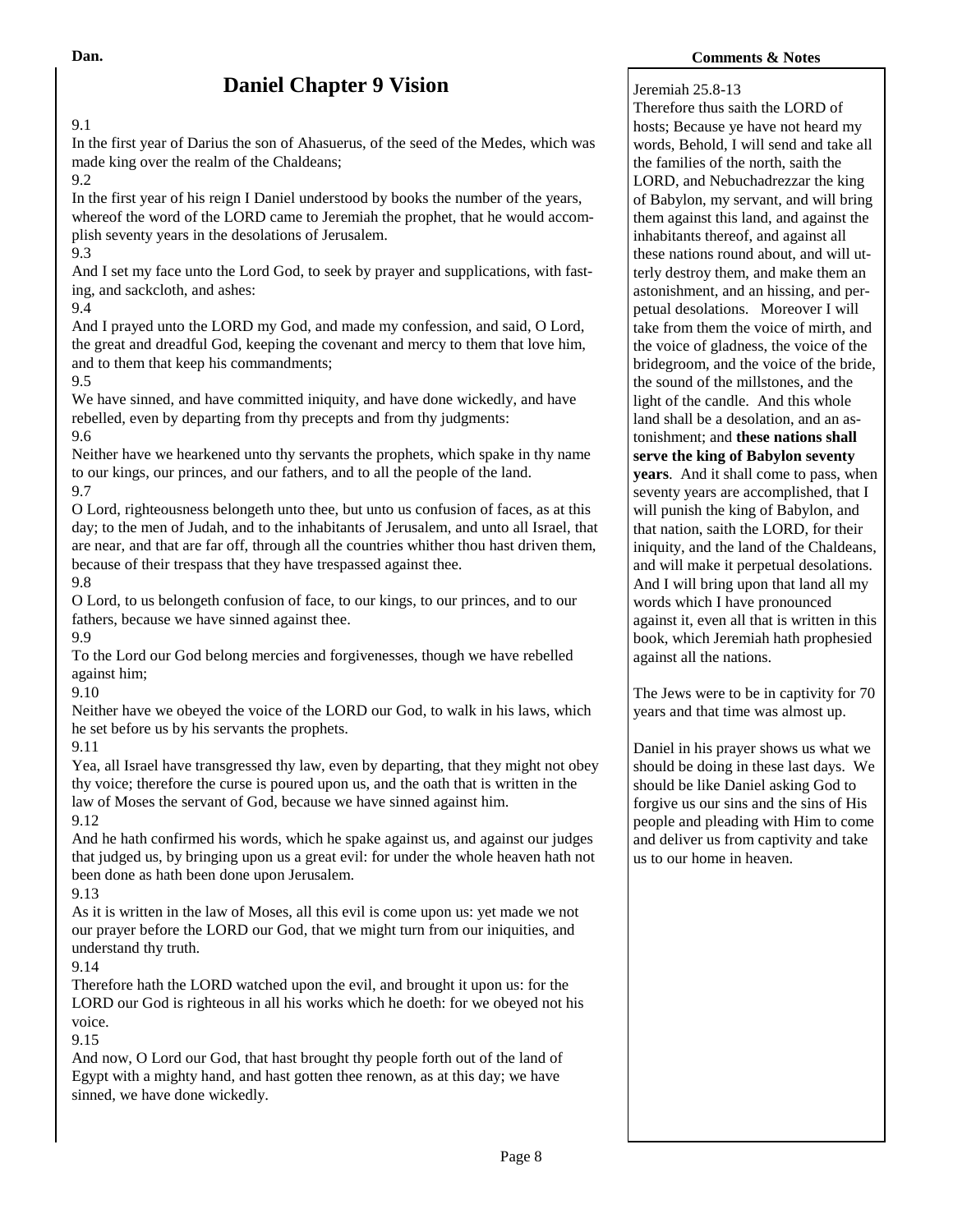# Daniel Chapter 9 Vision

9.1
In the first year of Darius the son of Ahasuerus, of the seed of the Medes, which was made king over the realm of the Chaldeans;

9.2
In the first year of his reign I Daniel understood by books the number of the years, whereof the word of the LORD came to Jeremiah the prophet, that he would accomplish seventy years in the desolations of Jerusalem.

9.3
And I set my face unto the Lord God, to seek by prayer and supplications, with fasting, and sackcloth, and ashes:

9.4
And I prayed unto the LORD my God, and made my confession, and said, O Lord, the great and dreadful God, keeping the covenant and mercy to them that love him, and to them that keep his commandments;

9.5
We have sinned, and have committed iniquity, and have done wickedly, and have rebelled, even by departing from thy precepts and from thy judgments:

9.6
Neither have we hearkened unto thy servants the prophets, which spake in thy name to our kings, our princes, and our fathers, and to all the people of the land.

9.7
O Lord, righteousness belongeth unto thee, but unto us confusion of faces, as at this day; to the men of Judah, and to the inhabitants of Jerusalem, and unto all Israel, that are near, and that are far off, through all the countries whither thou hast driven them, because of their trespass that they have trespassed against thee.

9.8
O Lord, to us belongeth confusion of face, to our kings, to our princes, and to our fathers, because we have sinned against thee.

9.9
To the Lord our God belong mercies and forgivenesses, though we have rebelled against him;

9.10
Neither have we obeyed the voice of the LORD our God, to walk in his laws, which he set before us by his servants the prophets.

9.11
Yea, all Israel have transgressed thy law, even by departing, that they might not obey thy voice; therefore the curse is poured upon us, and the oath that is written in the law of Moses the servant of God, because we have sinned against him.

9.12
And he hath confirmed his words, which he spake against us, and against our judges that judged us, by bringing upon us a great evil: for under the whole heaven hath not been done as hath been done upon Jerusalem.

9.13
As it is written in the law of Moses, all this evil is come upon us: yet made we not our prayer before the LORD our God, that we might turn from our iniquities, and understand thy truth.

9.14
Therefore hath the LORD watched upon the evil, and brought it upon us: for the LORD our God is righteous in all his works which he doeth: for we obeyed not his voice.

9.15
And now, O Lord our God, that hast brought thy people forth out of the land of Egypt with a mighty hand, and hast gotten thee renown, as at this day; we have sinned, we have done wickedly.

**Comments & Notes**

Jeremiah 25.8-13
Therefore thus saith the LORD of hosts; Because ye have not heard my words, Behold, I will send and take all the families of the north, saith the LORD, and Nebuchadrezzar the king of Babylon, my servant, and will bring them against this land, and against the inhabitants thereof, and against all these nations round about, and will utterly destroy them, and make them an astonishment, and an hissing, and perpetual desolations. Moreover I will take from them the voice of mirth, and the voice of gladness, the voice of the bridegroom, and the voice of the bride, the sound of the millstones, and the light of the candle. And this whole land shall be a desolation, and an astonishment; and **these nations shall serve the king of Babylon seventy years**. And it shall come to pass, when seventy years are accomplished, that I will punish the king of Babylon, and that nation, saith the LORD, for their iniquity, and the land of the Chaldeans, and will make it perpetual desolations. And I will bring upon that land all my words which I have pronounced against it, even all that is written in this book, which Jeremiah hath prophesied against all the nations.

The Jews were to be in captivity for 70 years and that time was almost up.

Daniel in his prayer shows us what we should be doing in these last days. We should be like Daniel asking God to forgive us our sins and the sins of His people and pleading with Him to come and deliver us from captivity and take us to our home in heaven.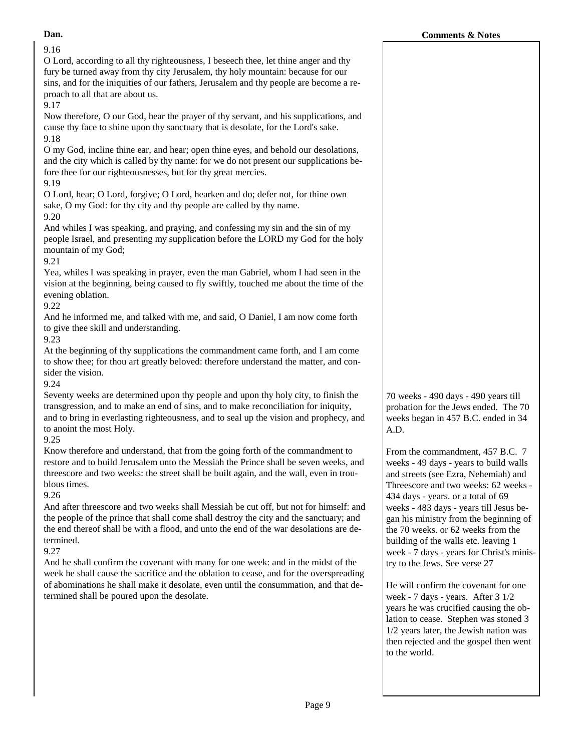9.16
O Lord, according to all thy righteousness, I beseech thee, let thine anger and thy fury be turned away from thy city Jerusalem, thy holy mountain: because for our sins, and for the iniquities of our fathers, Jerusalem and thy people are become a reproach to all that are about us.

9.17
Now therefore, O our God, hear the prayer of thy servant, and his supplications, and cause thy face to shine upon thy sanctuary that is desolate, for the Lord's sake.

9.18
O my God, incline thine ear, and hear; open thine eyes, and behold our desolations, and the city which is called by thy name: for we do not present our supplications before thee for our righteousnesses, but for thy great mercies.

9.19
O Lord, hear; O Lord, forgive; O Lord, hearken and do; defer not, for thine own sake, O my God: for thy city and thy people are called by thy name.

9.20
And whiles I was speaking, and praying, and confessing my sin and the sin of my people Israel, and presenting my supplication before the LORD my God for the holy mountain of my God;

9.21
Yea, whiles I was speaking in prayer, even the man Gabriel, whom I had seen in the vision at the beginning, being caused to fly swiftly, touched me about the time of the evening oblation.

9.22
And he informed me, and talked with me, and said, O Daniel, I am now come forth to give thee skill and understanding.

9.23
At the beginning of thy supplications the commandment came forth, and I am come to show thee; for thou art greatly beloved: therefore understand the matter, and consider the vision.

9.24
Seventy weeks are determined upon thy people and upon thy holy city, to finish the transgression, and to make an end of sins, and to make reconciliation for iniquity, and to bring in everlasting righteousness, and to seal up the vision and prophecy, and to anoint the most Holy.

> **Comments & Notes:** 70 weeks - 490 days - 490 years till probation for the Jews ended. The 70 weeks began in 457 B.C. ended in 34 A.D.

9.25
Know therefore and understand, that from the going forth of the commandment to restore and to build Jerusalem unto the Messiah the Prince shall be seven weeks, and threescore and two weeks: the street shall be built again, and the wall, even in troublous times.

9.26
And after threescore and two weeks shall Messiah be cut off, but not for himself: and the people of the prince that shall come shall destroy the city and the sanctuary; and the end thereof shall be with a flood, and unto the end of the war desolations are determined.

> **Comments & Notes:** From the commandment, 457 B.C. 7 weeks - 49 days - years to build walls and streets (see Ezra, Nehemiah) and Threescore and two weeks: 62 weeks - 434 days - years. or a total of 69 weeks - 483 days - years till Jesus began his ministry from the beginning of the 70 weeks. or 62 weeks from the building of the walls etc. leaving 1 week - 7 days - years for Christ's ministry to the Jews. See verse 27

9.27
And he shall confirm the covenant with many for one week: and in the midst of the week he shall cause the sacrifice and the oblation to cease, and for the overspreading of abominations he shall make it desolate, even until the consummation, and that determined shall be poured upon the desolate.

> **Comments & Notes:** He will confirm the covenant for one week - 7 days - years. After 3 1/2 years he was crucified causing the oblation to cease. Stephen was stoned 3 1/2 years later, the Jewish nation was then rejected and the gospel then went to the world.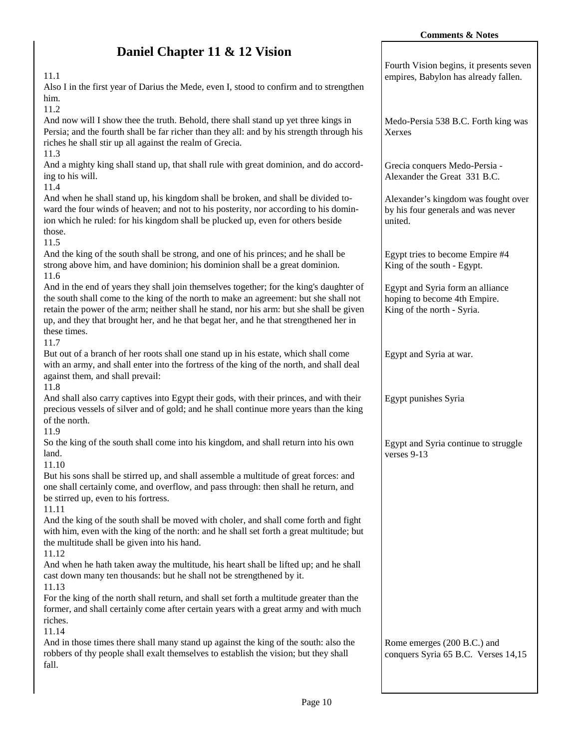# Daniel Chapter 11 & 12 Vision

| | Comments & Notes |
|---|---|
| 11.1<br>Also I in the first year of Darius the Mede, even I, stood to confirm and to strengthen him. | Fourth Vision begins, it presents seven empires, Babylon has already fallen. |
| 11.2<br>And now will I show thee the truth. Behold, there shall stand up yet three kings in Persia; and the fourth shall be far richer than they all: and by his strength through his riches he shall stir up all against the realm of Grecia. | Medo-Persia 538 B.C. Forth king was Xerxes |
| 11.3<br>And a mighty king shall stand up, that shall rule with great dominion, and do according to his will. | Grecia conquers Medo-Persia - Alexander the Great 331 B.C. |
| 11.4<br>And when he shall stand up, his kingdom shall be broken, and shall be divided toward the four winds of heaven; and not to his posterity, nor according to his dominion which he ruled: for his kingdom shall be plucked up, even for others beside those. | Alexander's kingdom was fought over by his four generals and was never united. |
| 11.5<br>And the king of the south shall be strong, and one of his princes; and he shall be strong above him, and have dominion; his dominion shall be a great dominion. | Egypt tries to become Empire #4<br>King of the south - Egypt. |
| 11.6<br>And in the end of years they shall join themselves together; for the king's daughter of the south shall come to the king of the north to make an agreement: but she shall not retain the power of the arm; neither shall he stand, nor his arm: but she shall be given up, and they that brought her, and he that begat her, and he that strengthened her in these times. | Egypt and Syria form an alliance hoping to become 4th Empire.<br>King of the north - Syria. |
| 11.7<br>But out of a branch of her roots shall one stand up in his estate, which shall come with an army, and shall enter into the fortress of the king of the north, and shall deal against them, and shall prevail: | Egypt and Syria at war. |
| 11.8<br>And shall also carry captives into Egypt their gods, with their princes, and with their precious vessels of silver and of gold; and he shall continue more years than the king of the north. | Egypt punishes Syria |
| 11.9<br>So the king of the south shall come into his kingdom, and shall return into his own land. | Egypt and Syria continue to struggle verses 9-13 |
| 11.10<br>But his sons shall be stirred up, and shall assemble a multitude of great forces: and one shall certainly come, and overflow, and pass through: then shall he return, and be stirred up, even to his fortress. | |
| 11.11<br>And the king of the south shall be moved with choler, and shall come forth and fight with him, even with the king of the north: and he shall set forth a great multitude; but the multitude shall be given into his hand. | |
| 11.12<br>And when he hath taken away the multitude, his heart shall be lifted up; and he shall cast down many ten thousands: but he shall not be strengthened by it. | |
| 11.13<br>For the king of the north shall return, and shall set forth a multitude greater than the former, and shall certainly come after certain years with a great army and with much riches. | |
| 11.14<br>And in those times there shall many stand up against the king of the south: also the robbers of thy people shall exalt themselves to establish the vision; but they shall fall. | Rome emerges (200 B.C.) and conquers Syria 65 B.C. Verses 14,15 |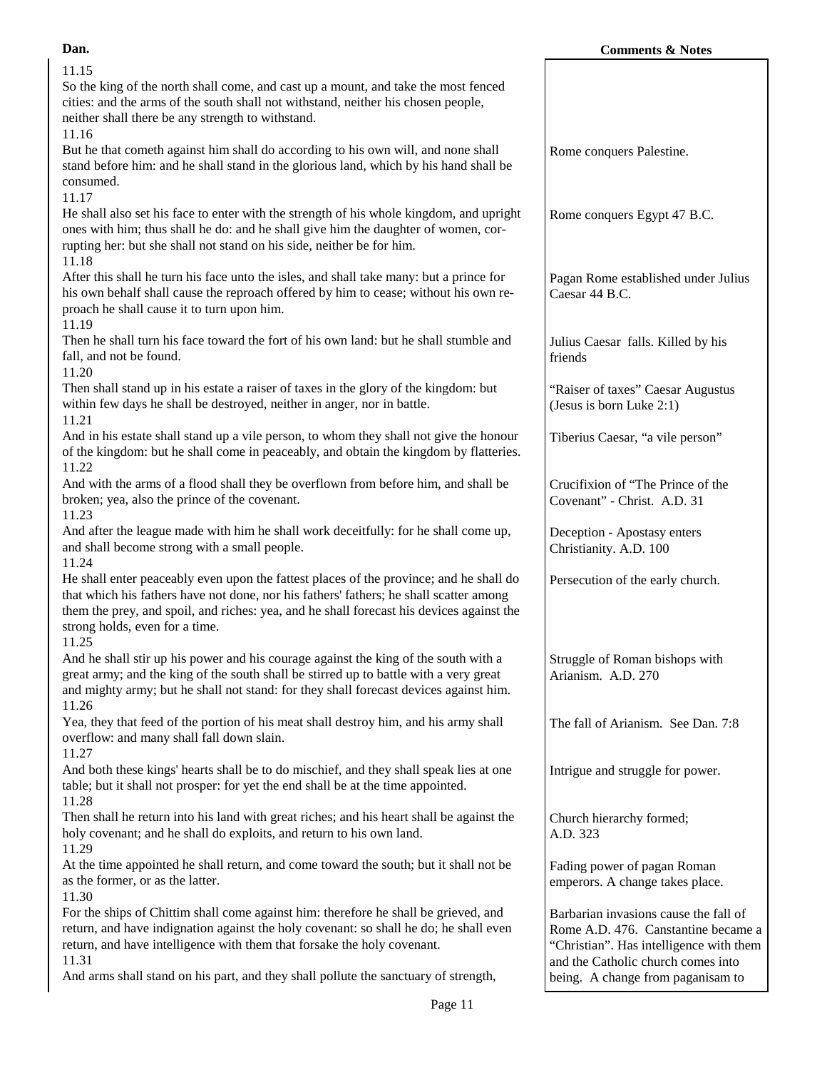| Dan. | Comments & Notes |
| --- | --- |
| 11.15<br>So the king of the north shall come, and cast up a mount, and take the most fenced cities: and the arms of the south shall not withstand, neither his chosen people, neither shall there be any strength to withstand. | |
| 11.16<br>But he that cometh against him shall do according to his own will, and none shall stand before him: and he shall stand in the glorious land, which by his hand shall be consumed. | Rome conquers Palestine. |
| 11.17<br>He shall also set his face to enter with the strength of his whole kingdom, and upright ones with him; thus shall he do: and he shall give him the daughter of women, corrupting her: but she shall not stand on his side, neither be for him. | Rome conquers Egypt 47 B.C. |
| 11.18<br>After this shall he turn his face unto the isles, and shall take many: but a prince for his own behalf shall cause the reproach offered by him to cease; without his own reproach he shall cause it to turn upon him. | Pagan Rome established under Julius Caesar 44 B.C. |
| 11.19<br>Then he shall turn his face toward the fort of his own land: but he shall stumble and fall, and not be found. | Julius Caesar falls. Killed by his friends |
| 11.20<br>Then shall stand up in his estate a raiser of taxes in the glory of the kingdom: but within few days he shall be destroyed, neither in anger, nor in battle. | "Raiser of taxes" Caesar Augustus (Jesus is born Luke 2:1) |
| 11.21<br>And in his estate shall stand up a vile person, to whom they shall not give the honour of the kingdom: but he shall come in peaceably, and obtain the kingdom by flatteries. | Tiberius Caesar, "a vile person" |
| 11.22<br>And with the arms of a flood shall they be overflown from before him, and shall be broken; yea, also the prince of the covenant. | Crucifixion of "The Prince of the Covenant" - Christ. A.D. 31 |
| 11.23<br>And after the league made with him he shall work deceitfully: for he shall come up, and shall become strong with a small people. | Deception - Apostasy enters Christianity. A.D. 100 |
| 11.24<br>He shall enter peaceably even upon the fattest places of the province; and he shall do that which his fathers have not done, nor his fathers' fathers; he shall scatter among them the prey, and spoil, and riches: yea, and he shall forecast his devices against the strong holds, even for a time. | Persecution of the early church. |
| 11.25<br>And he shall stir up his power and his courage against the king of the south with a great army; and the king of the south shall be stirred up to battle with a very great and mighty army; but he shall not stand: for they shall forecast devices against him. | Struggle of Roman bishops with Arianism. A.D. 270 |
| 11.26<br>Yea, they that feed of the portion of his meat shall destroy him, and his army shall overflow: and many shall fall down slain. | The fall of Arianism. See Dan. 7:8 |
| 11.27<br>And both these kings' hearts shall be to do mischief, and they shall speak lies at one table; but it shall not prosper: for yet the end shall be at the time appointed. | Intrigue and struggle for power. |
| 11.28<br>Then shall he return into his land with great riches; and his heart shall be against the holy covenant; and he shall do exploits, and return to his own land. | Church hierarchy formed; A.D. 323 |
| 11.29<br>At the time appointed he shall return, and come toward the south; but it shall not be as the former, or as the latter. | Fading power of pagan Roman emperors. A change takes place. |
| 11.30<br>For the ships of Chittim shall come against him: therefore he shall be grieved, and return, and have indignation against the holy covenant: so shall he do; he shall even return, and have intelligence with them that forsake the holy covenant. | Barbarian invasions cause the fall of Rome A.D. 476. Canstantine became a "Christian". Has intelligence with them and the Catholic church comes into being. A change from paganisam to |
| 11.31<br>And arms shall stand on his part, and they shall pollute the sanctuary of strength, | |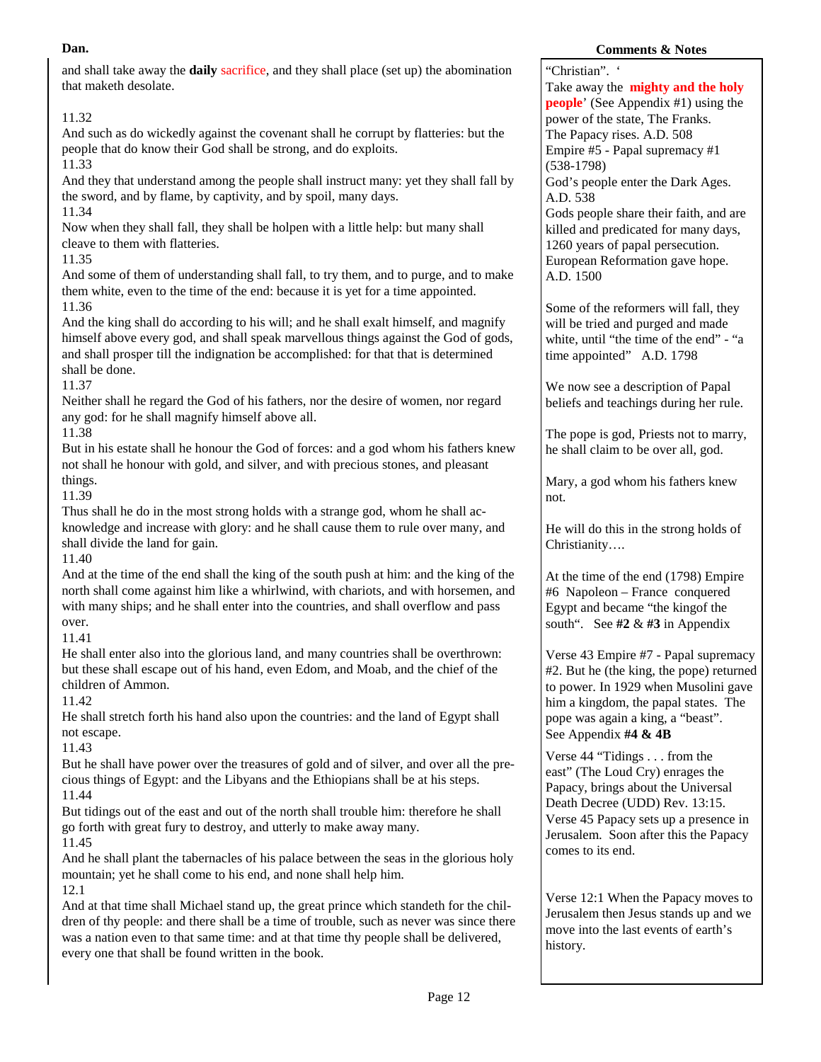and shall take away the **daily** sacrifice, and they shall place (set up) the abomination that maketh desolate.

11.32
And such as do wickedly against the covenant shall he corrupt by flatteries: but the people that do know their God shall be strong, and do exploits.

11.33
And they that understand among the people shall instruct many: yet they shall fall by the sword, and by flame, by captivity, and by spoil, many days.

11.34
Now when they shall fall, they shall be holpen with a little help: but many shall cleave to them with flatteries.

11.35
And some of them of understanding shall fall, to try them, and to purge, and to make them white, even to the time of the end: because it is yet for a time appointed.

11.36
And the king shall do according to his will; and he shall exalt himself, and magnify himself above every god, and shall speak marvellous things against the God of gods, and shall prosper till the indignation be accomplished: for that that is determined shall be done.

11.37
Neither shall he regard the God of his fathers, nor the desire of women, nor regard any god: for he shall magnify himself above all.

11.38
But in his estate shall he honour the God of forces: and a god whom his fathers knew not shall he honour with gold, and silver, and with precious stones, and pleasant things.

11.39
Thus shall he do in the most strong holds with a strange god, whom he shall acknowledge and increase with glory: and he shall cause them to rule over many, and shall divide the land for gain.

11.40
And at the time of the end shall the king of the south push at him: and the king of the north shall come against him like a whirlwind, with chariots, and with horsemen, and with many ships; and he shall enter into the countries, and shall overflow and pass over.

11.41
He shall enter also into the glorious land, and many countries shall be overthrown: but these shall escape out of his hand, even Edom, and Moab, and the chief of the children of Ammon.

11.42
He shall stretch forth his hand also upon the countries: and the land of Egypt shall not escape.

11.43
But he shall have power over the treasures of gold and of silver, and over all the precious things of Egypt: and the Libyans and the Ethiopians shall be at his steps.

11.44
But tidings out of the east and out of the north shall trouble him: therefore he shall go forth with great fury to destroy, and utterly to make away many.

11.45
And he shall plant the tabernacles of his palace between the seas in the glorious holy mountain; yet he shall come to his end, and none shall help him.

12.1
And at that time shall Michael stand up, the great prince which standeth for the children of thy people: and there shall be a time of trouble, such as never was since there was a nation even to that same time: and at that time thy people shall be delivered, every one that shall be found written in the book.

**Comments & Notes**

"Christian". '
Take away the **mighty and the holy people**' (See Appendix #1) using the power of the state, The Franks.
The Papacy rises. A.D. 508
Empire #5 - Papal supremacy #1 (538-1798)
God's people enter the Dark Ages. A.D. 538
Gods people share their faith, and are killed and predicated for many days, 1260 years of papal persecution.
European Reformation gave hope. A.D. 1500

Some of the reformers will fall, they will be tried and purged and made white, until "the time of the end" - "a time appointed" A.D. 1798

We now see a description of Papal beliefs and teachings during her rule.

The pope is god, Priests not to marry, he shall claim to be over all, god.

Mary, a god whom his fathers knew not.

He will do this in the strong holds of Christianity….

At the time of the end (1798) Empire #6 Napoleon – France conquered Egypt and became "the kingof the south". See **#2** & **#3** in Appendix

Verse 43 Empire #7 - Papal supremacy #2. But he (the king, the pope) returned to power. In 1929 when Musolini gave him a kingdom, the papal states. The pope was again a king, a "beast". See Appendix **#4 & 4B**

Verse 44 "Tidings . . . from the east" (The Loud Cry) enrages the Papacy, brings about the Universal Death Decree (UDD) Rev. 13:15.
Verse 45 Papacy sets up a presence in Jerusalem. Soon after this the Papacy comes to its end.

Verse 12:1 When the Papacy moves to Jerusalem then Jesus stands up and we move into the last events of earth's history.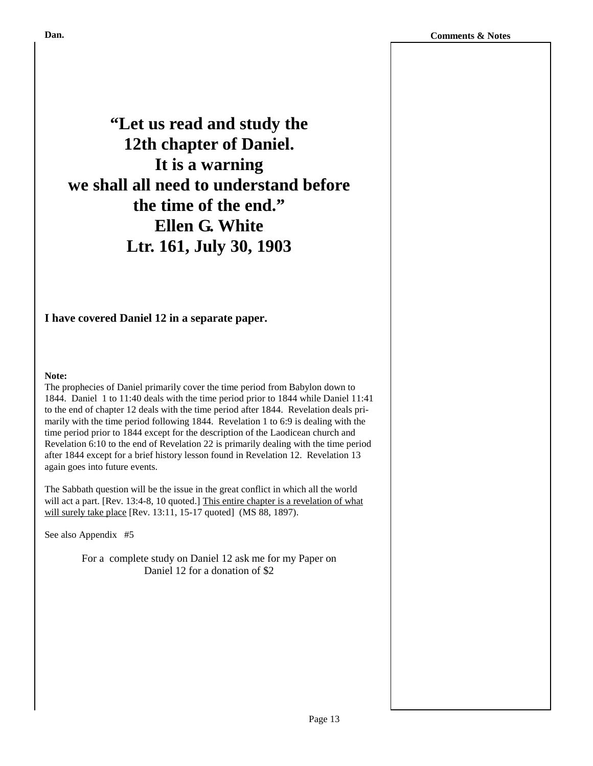**“Let us read and study the 12th chapter of Daniel. It is a warning we shall all need to understand before the time of the end.”**
**Ellen G. White**
**Ltr. 161, July 30, 1903**

**I have covered Daniel 12 in a separate paper.**

**Note:**
The prophecies of Daniel primarily cover the time period from Babylon down to 1844. Daniel 1 to 11:40 deals with the time period prior to 1844 while Daniel 11:41 to the end of chapter 12 deals with the time period after 1844. Revelation deals primarily with the time period following 1844. Revelation 1 to 6:9 is dealing with the time period prior to 1844 except for the description of the Laodicean church and Revelation 6:10 to the end of Revelation 22 is primarily dealing with the time period after 1844 except for a brief history lesson found in Revelation 12. Revelation 13 again goes into future events.

The Sabbath question will be the issue in the great conflict in which all the world will act a part. [Rev. 13:4-8, 10 quoted.] <u>This entire chapter is a revelation of what will surely take place</u> [Rev. 13:11, 15-17 quoted] (MS 88, 1897).

See also Appendix #5

For a complete study on Daniel 12 ask me for my Paper on Daniel 12 for a donation of $2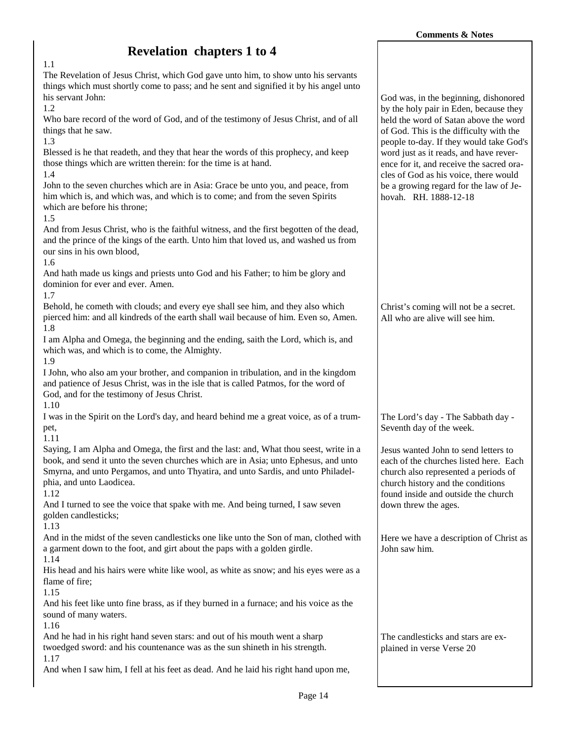# Revelation chapters 1 to 4

1.1
The Revelation of Jesus Christ, which God gave unto him, to show unto his servants things which must shortly come to pass; and he sent and signified it by his angel unto his servant John:
1.2
Who bare record of the word of God, and of the testimony of Jesus Christ, and of all things that he saw.
1.3
Blessed is he that readeth, and they that hear the words of this prophecy, and keep those things which are written therein: for the time is at hand.
1.4
John to the seven churches which are in Asia: Grace be unto you, and peace, from him which is, and which was, and which is to come; and from the seven Spirits which are before his throne;
1.5
And from Jesus Christ, who is the faithful witness, and the first begotten of the dead, and the prince of the kings of the earth. Unto him that loved us, and washed us from our sins in his own blood,
1.6
And hath made us kings and priests unto God and his Father; to him be glory and dominion for ever and ever. Amen.
1.7
Behold, he cometh with clouds; and every eye shall see him, and they also which pierced him: and all kindreds of the earth shall wail because of him. Even so, Amen.
1.8
I am Alpha and Omega, the beginning and the ending, saith the Lord, which is, and which was, and which is to come, the Almighty.
1.9
I John, who also am your brother, and companion in tribulation, and in the kingdom and patience of Jesus Christ, was in the isle that is called Patmos, for the word of God, and for the testimony of Jesus Christ.
1.10
I was in the Spirit on the Lord's day, and heard behind me a great voice, as of a trumpet,
1.11
Saying, I am Alpha and Omega, the first and the last: and, What thou seest, write in a book, and send it unto the seven churches which are in Asia; unto Ephesus, and unto Smyrna, and unto Pergamos, and unto Thyatira, and unto Sardis, and unto Philadelphia, and unto Laodicea.
1.12
And I turned to see the voice that spake with me. And being turned, I saw seven golden candlesticks;
1.13
And in the midst of the seven candlesticks one like unto the Son of man, clothed with a garment down to the foot, and girt about the paps with a golden girdle.
1.14
His head and his hairs were white like wool, as white as snow; and his eyes were as a flame of fire;
1.15
And his feet like unto fine brass, as if they burned in a furnace; and his voice as the sound of many waters.
1.16
And he had in his right hand seven stars: and out of his mouth went a sharp twoedged sword: and his countenance was as the sun shineth in his strength.
1.17
And when I saw him, I fell at his feet as dead. And he laid his right hand upon me,

**Comments & Notes**

God was, in the beginning, dishonored by the holy pair in Eden, because they held the word of Satan above the word of God. This is the difficulty with the people to-day. If they would take God's word just as it reads, and have reverence for it, and receive the sacred oracles of God as his voice, there would be a growing regard for the law of Jehovah. RH. 1888-12-18

Christ's coming will not be a secret. All who are alive will see him.

The Lord's day - The Sabbath day - Seventh day of the week.

Jesus wanted John to send letters to each of the churches listed here. Each church also represented a periods of church history and the conditions found inside and outside the church down threw the ages.

Here we have a description of Christ as John saw him.

The candlesticks and stars are explained in verse Verse 20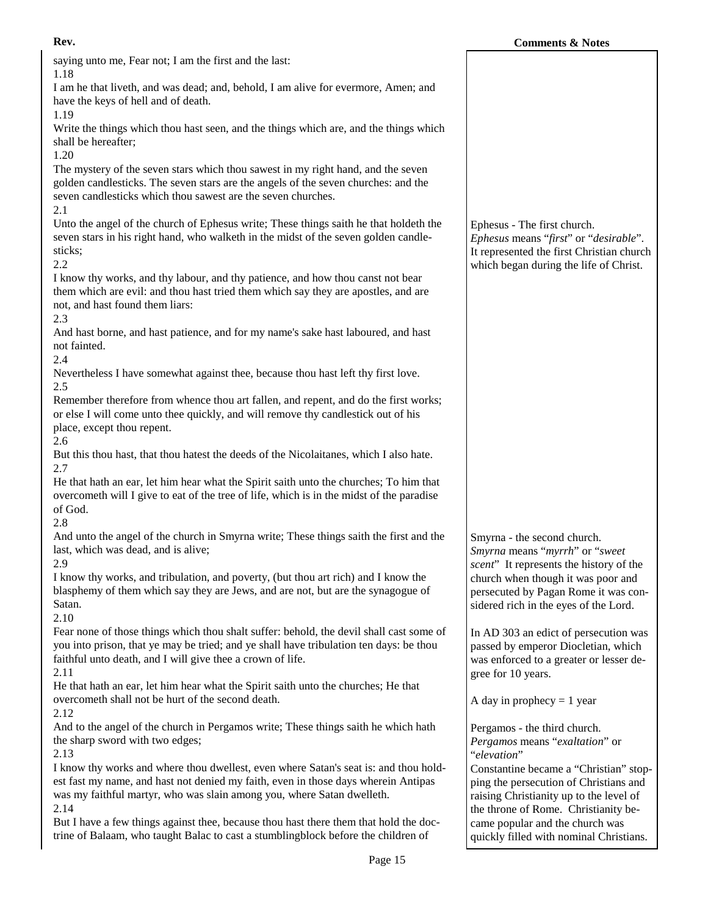saying unto me, Fear not; I am the first and the last:

1.18

I am he that liveth, and was dead; and, behold, I am alive for evermore, Amen; and have the keys of hell and of death.

1.19

Write the things which thou hast seen, and the things which are, and the things which shall be hereafter;

1.20

The mystery of the seven stars which thou sawest in my right hand, and the seven golden candlesticks. The seven stars are the angels of the seven churches: and the seven candlesticks which thou sawest are the seven churches.

2.1

Unto the angel of the church of Ephesus write; These things saith he that holdeth the seven stars in his right hand, who walketh in the midst of the seven golden candlesticks;

> Ephesus - The first church.
> *Ephesus* means "*first*" or "*desirable*". It represented the first Christian church which began during the life of Christ.

2.2

I know thy works, and thy labour, and thy patience, and how thou canst not bear them which are evil: and thou hast tried them which say they are apostles, and are not, and hast found them liars:

2.3

And hast borne, and hast patience, and for my name's sake hast laboured, and hast not fainted.

2.4

Nevertheless I have somewhat against thee, because thou hast left thy first love.

2.5

Remember therefore from whence thou art fallen, and repent, and do the first works; or else I will come unto thee quickly, and will remove thy candlestick out of his place, except thou repent.

2.6

But this thou hast, that thou hatest the deeds of the Nicolaitanes, which I also hate.

2.7

He that hath an ear, let him hear what the Spirit saith unto the churches; To him that overcometh will I give to eat of the tree of life, which is in the midst of the paradise of God.

2.8

And unto the angel of the church in Smyrna write; These things saith the first and the last, which was dead, and is alive;

> Smyrna - the second church.
> *Smyrna* means "*myrrh*" or "*sweet scent*" It represents the history of the church when though it was poor and persecuted by Pagan Rome it was considered rich in the eyes of the Lord.

2.9

I know thy works, and tribulation, and poverty, (but thou art rich) and I know the blasphemy of them which say they are Jews, and are not, but are the synagogue of Satan.

2.10

Fear none of those things which thou shalt suffer: behold, the devil shall cast some of you into prison, that ye may be tried; and ye shall have tribulation ten days: be thou faithful unto death, and I will give thee a crown of life.

> In AD 303 an edict of persecution was passed by emperor Diocletian, which was enforced to a greater or lesser degree for 10 years.
>
> A day in prophecy = 1 year

2.11

He that hath an ear, let him hear what the Spirit saith unto the churches; He that overcometh shall not be hurt of the second death.

2.12

And to the angel of the church in Pergamos write; These things saith he which hath the sharp sword with two edges;

> Pergamos - the third church.
> *Pergamos* means "*exaltation*" or "*elevation*"
> Constantine became a "Christian" stopping the persecution of Christians and raising Christianity up to the level of the throne of Rome. Christianity became popular and the church was quickly filled with nominal Christians.

2.13

I know thy works and where thou dwellest, even where Satan's seat is: and thou holdest fast my name, and hast not denied my faith, even in those days wherein Antipas was my faithful martyr, who was slain among you, where Satan dwelleth.

2.14

But I have a few things against thee, because thou hast there them that hold the doctrine of Balaam, who taught Balac to cast a stumblingblock before the children of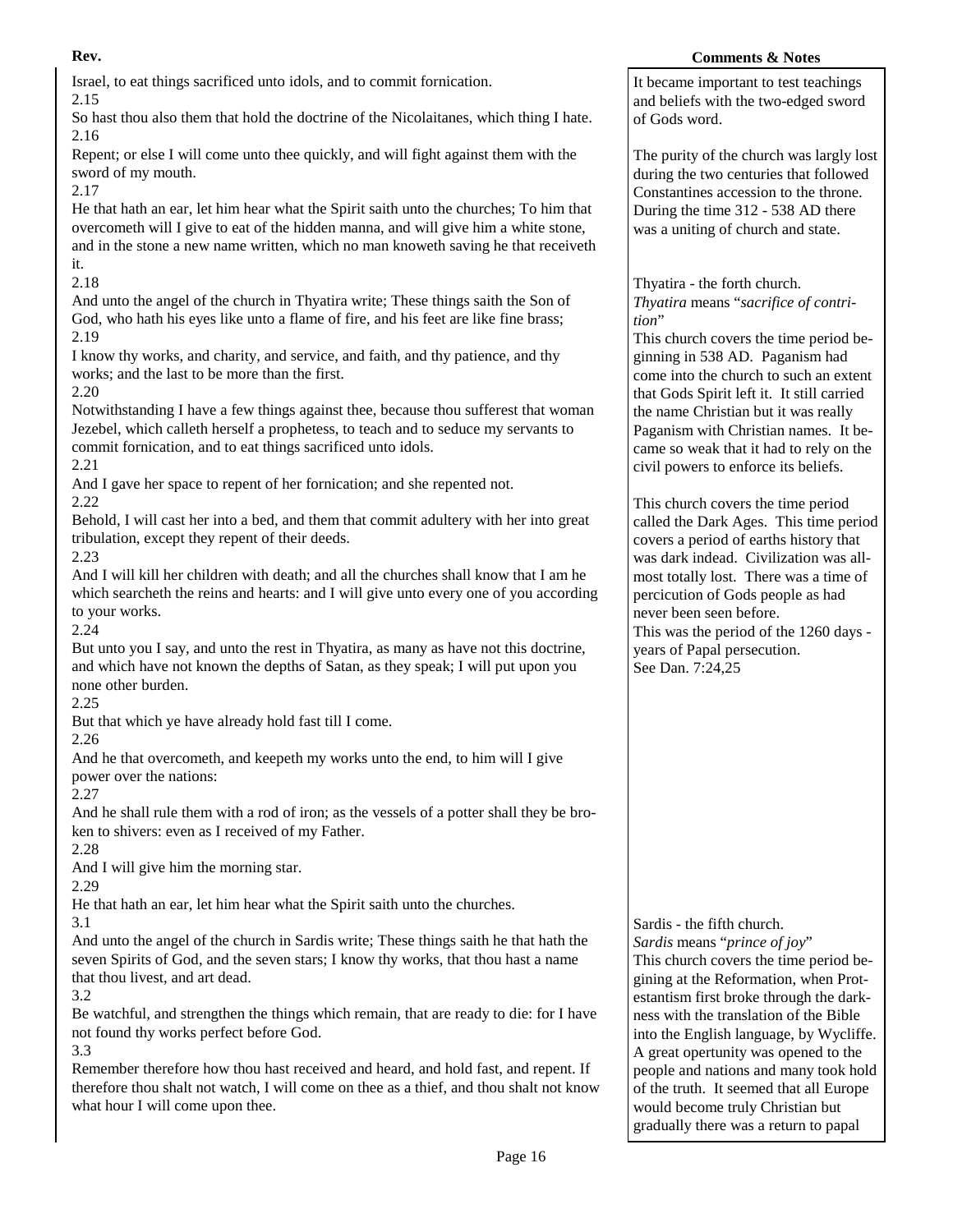Israel, to eat things sacrificed unto idols, and to commit fornication.

2.15

So hast thou also them that hold the doctrine of the Nicolaitanes, which thing I hate.

2.16

Repent; or else I will come unto thee quickly, and will fight against them with the sword of my mouth.

2.17

He that hath an ear, let him hear what the Spirit saith unto the churches; To him that overcometh will I give to eat of the hidden manna, and will give him a white stone, and in the stone a new name written, which no man knoweth saving he that receiveth it.

2.18

And unto the angel of the church in Thyatira write; These things saith the Son of God, who hath his eyes like unto a flame of fire, and his feet are like fine brass;

2.19

I know thy works, and charity, and service, and faith, and thy patience, and thy works; and the last to be more than the first.

2.20

Notwithstanding I have a few things against thee, because thou sufferest that woman Jezebel, which calleth herself a prophetess, to teach and to seduce my servants to commit fornication, and to eat things sacrificed unto idols.

2.21

And I gave her space to repent of her fornication; and she repented not.

2.22

Behold, I will cast her into a bed, and them that commit adultery with her into great tribulation, except they repent of their deeds.

2.23

And I will kill her children with death; and all the churches shall know that I am he which searcheth the reins and hearts: and I will give unto every one of you according to your works.

2.24

But unto you I say, and unto the rest in Thyatira, as many as have not this doctrine, and which have not known the depths of Satan, as they speak; I will put upon you none other burden.

2.25

But that which ye have already hold fast till I come.

2.26

And he that overcometh, and keepeth my works unto the end, to him will I give power over the nations:

2.27

And he shall rule them with a rod of iron; as the vessels of a potter shall they be broken to shivers: even as I received of my Father.

2.28

And I will give him the morning star.

2.29

He that hath an ear, let him hear what the Spirit saith unto the churches.

3.1

And unto the angel of the church in Sardis write; These things saith he that hath the seven Spirits of God, and the seven stars; I know thy works, that thou hast a name that thou livest, and art dead.

3.2

Be watchful, and strengthen the things which remain, that are ready to die: for I have not found thy works perfect before God.

3.3

Remember therefore how thou hast received and heard, and hold fast, and repent. If therefore thou shalt not watch, I will come on thee as a thief, and thou shalt not know what hour I will come upon thee.

**Comments & Notes**

It became important to test teachings and beliefs with the two-edged sword of Gods word.

The purity of the church was largely lost during the two centuries that followed Constantines accession to the throne. During the time 312 - 538 AD there was a uniting of church and state.

Thyatira - the forth church.
*Thyatira* means "*sacrifice of contrition*"
This church covers the time period beginning in 538 AD. Paganism had come into the church to such an extent that Gods Spirit left it. It still carried the name Christian but it was really Paganism with Christian names. It became so weak that it had to rely on the civil powers to enforce its beliefs.

This church covers the time period called the Dark Ages. This time period covers a period of earths history that was dark indead. Civilization was allmost totally lost. There was a time of percicution of Gods people as had never been seen before.
This was the period of the 1260 days - years of Papal persecution.
See Dan. 7:24,25

Sardis - the fifth church.
*Sardis* means "*prince of joy*"
This church covers the time period begining at the Reformation, when Protestantism first broke through the darkness with the translation of the Bible into the English language, by Wycliffe. A great opertunity was opened to the people and nations and many took hold of the truth. It seemed that all Europe would become truly Christian but gradually there was a return to papal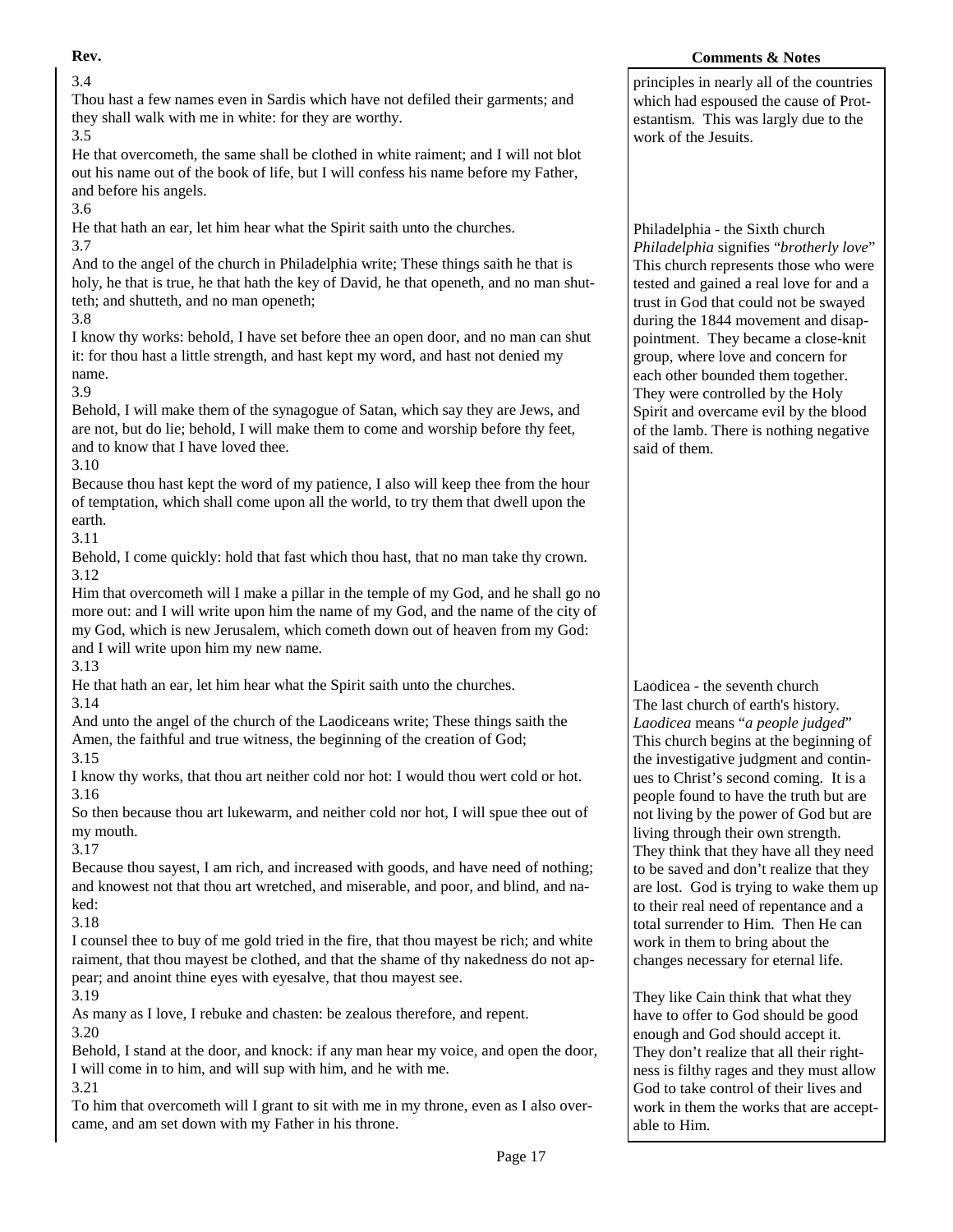**Rev.**

3.4
Thou hast a few names even in Sardis which have not defiled their garments; and they shall walk with me in white: for they are worthy.
3.5
He that overcometh, the same shall be clothed in white raiment; and I will not blot out his name out of the book of life, but I will confess his name before my Father, and before his angels.
3.6
He that hath an ear, let him hear what the Spirit saith unto the churches.
3.7
And to the angel of the church in Philadelphia write; These things saith he that is holy, he that is true, he that hath the key of David, he that openeth, and no man shutteth; and shutteth, and no man openeth;
3.8
I know thy works: behold, I have set before thee an open door, and no man can shut it: for thou hast a little strength, and hast kept my word, and hast not denied my name.
3.9
Behold, I will make them of the synagogue of Satan, which say they are Jews, and are not, but do lie; behold, I will make them to come and worship before thy feet, and to know that I have loved thee.
3.10
Because thou hast kept the word of my patience, I also will keep thee from the hour of temptation, which shall come upon all the world, to try them that dwell upon the earth.
3.11
Behold, I come quickly: hold that fast which thou hast, that no man take thy crown.
3.12
Him that overcometh will I make a pillar in the temple of my God, and he shall go no more out: and I will write upon him the name of my God, and the name of the city of my God, which is new Jerusalem, which cometh down out of heaven from my God: and I will write upon him my new name.
3.13
He that hath an ear, let him hear what the Spirit saith unto the churches.
3.14
And unto the angel of the church of the Laodiceans write; These things saith the Amen, the faithful and true witness, the beginning of the creation of God;
3.15
I know thy works, that thou art neither cold nor hot: I would thou wert cold or hot.
3.16
So then because thou art lukewarm, and neither cold nor hot, I will spue thee out of my mouth.
3.17
Because thou sayest, I am rich, and increased with goods, and have need of nothing; and knowest not that thou art wretched, and miserable, and poor, and blind, and naked:
3.18
I counsel thee to buy of me gold tried in the fire, that thou mayest be rich; and white raiment, that thou mayest be clothed, and that the shame of thy nakedness do not appear; and anoint thine eyes with eyesalve, that thou mayest see.
3.19
As many as I love, I rebuke and chasten: be zealous therefore, and repent.
3.20
Behold, I stand at the door, and knock: if any man hear my voice, and open the door, I will come in to him, and will sup with him, and he with me.
3.21
To him that overcometh will I grant to sit with me in my throne, even as I also overcame, and am set down with my Father in his throne.

**Comments & Notes**

principles in nearly all of the countries which had espoused the cause of Protestantism. This was largly due to the work of the Jesuits.

Philadelphia - the Sixth church
*Philadelphia* signifies "*brotherly love*" This church represents those who were tested and gained a real love for and a trust in God that could not be swayed during the 1844 movement and disappointment. They became a close-knit group, where love and concern for each other bounded them together. They were controlled by the Holy Spirit and overcame evil by the blood of the lamb. There is nothing negative said of them.

Laodicea - the seventh church
The last church of earth's history. *Laodicea* means "*a people judged*" This church begins at the beginning of the investigative judgment and continues to Christ's second coming. It is a people found to have the truth but are not living by the power of God but are living through their own strength. They think that they have all they need to be saved and don't realize that they are lost. God is trying to wake them up to their real need of repentance and a total surrender to Him. Then He can work in them to bring about the changes necessary for eternal life.

They like Cain think that what they have to offer to God should be good enough and God should accept it. They don't realize that all their rightness is filthy rages and they must allow God to take control of their lives and work in them the works that are acceptable to Him.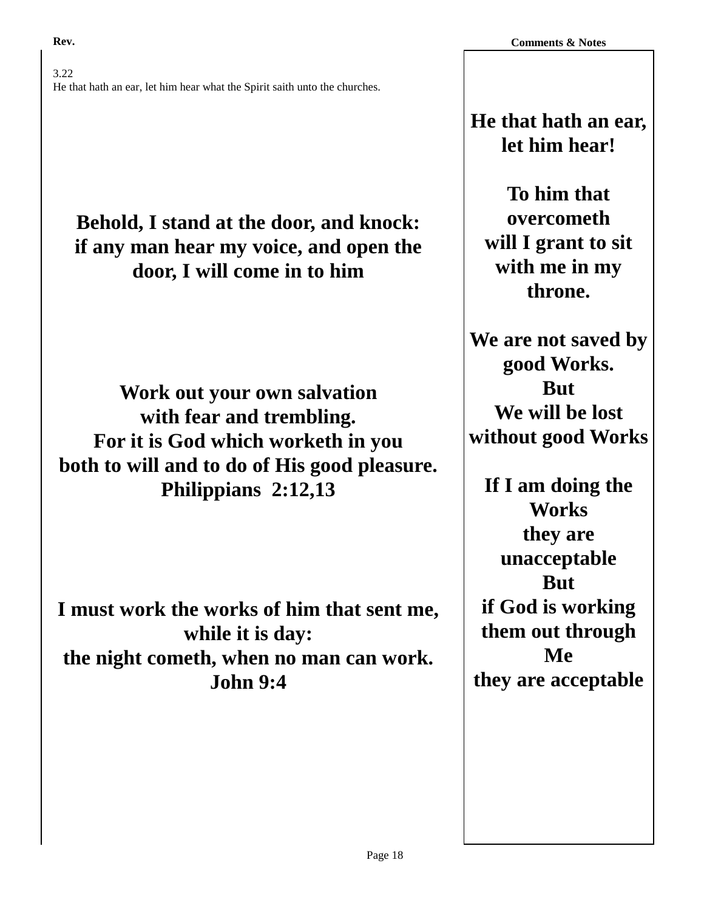**Rev.**

**Comments & Notes**

3.22
He that hath an ear, let him hear what the Spirit saith unto the churches.

**Behold, I stand at the door, and knock:**
**if any man hear my voice, and open the door, I will come in to him**

**Work out your own salvation**
**with fear and trembling.**
**For it is God which worketh in you**
**both to will and to do of His good pleasure.**
**Philippians 2:12,13**

**I must work the works of him that sent me,**
**while it is day:**
**the night cometh, when no man can work.**
**John 9:4**

**He that hath an ear, let him hear!**

**To him that overcometh**
**will I grant to sit with me in my throne.**

**We are not saved by good Works.**
**But**
**We will be lost without good Works**

**If I am doing the Works**
**they are unacceptable**
**But**
**if God is working them out through Me**
**they are acceptable**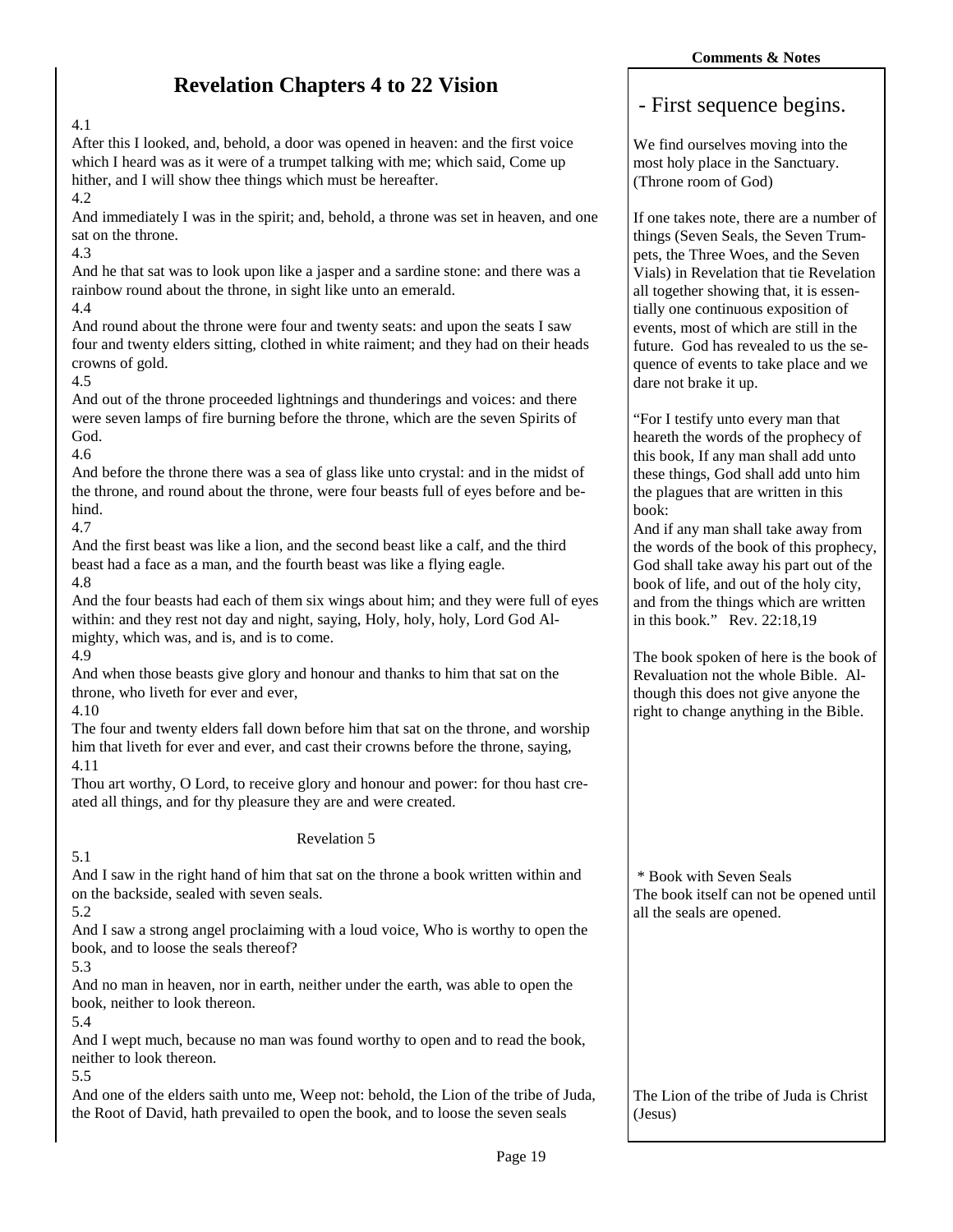# Revelation Chapters 4 to 22 Vision

4.1
After this I looked, and, behold, a door was opened in heaven: and the first voice which I heard was as it were of a trumpet talking with me; which said, Come up hither, and I will show thee things which must be hereafter.
4.2
And immediately I was in the spirit; and, behold, a throne was set in heaven, and one sat on the throne.
4.3
And he that sat was to look upon like a jasper and a sardine stone: and there was a rainbow round about the throne, in sight like unto an emerald.
4.4
And round about the throne were four and twenty seats: and upon the seats I saw four and twenty elders sitting, clothed in white raiment; and they had on their heads crowns of gold.
4.5
And out of the throne proceeded lightnings and thunderings and voices: and there were seven lamps of fire burning before the throne, which are the seven Spirits of God.
4.6
And before the throne there was a sea of glass like unto crystal: and in the midst of the throne, and round about the throne, were four beasts full of eyes before and behind.
4.7
And the first beast was like a lion, and the second beast like a calf, and the third beast had a face as a man, and the fourth beast was like a flying eagle.
4.8
And the four beasts had each of them six wings about him; and they were full of eyes within: and they rest not day and night, saying, Holy, holy, holy, Lord God Almighty, which was, and is, and is to come.
4.9
And when those beasts give glory and honour and thanks to him that sat on the throne, who liveth for ever and ever,
4.10
The four and twenty elders fall down before him that sat on the throne, and worship him that liveth for ever and ever, and cast their crowns before the throne, saying,
4.11
Thou art worthy, O Lord, to receive glory and honour and power: for thou hast created all things, and for thy pleasure they are and were created.

Revelation 5

5.1
And I saw in the right hand of him that sat on the throne a book written within and on the backside, sealed with seven seals.
5.2
And I saw a strong angel proclaiming with a loud voice, Who is worthy to open the book, and to loose the seals thereof?
5.3
And no man in heaven, nor in earth, neither under the earth, was able to open the book, neither to look thereon.
5.4
And I wept much, because no man was found worthy to open and to read the book, neither to look thereon.
5.5
And one of the elders saith unto me, Weep not: behold, the Lion of the tribe of Juda, the Root of David, hath prevailed to open the book, and to loose the seven seals

**Comments & Notes**

- First sequence begins.

We find ourselves moving into the most holy place in the Sanctuary. (Throne room of God)

If one takes note, there are a number of things (Seven Seals, the Seven Trumpets, the Three Woes, and the Seven Vials) in Revelation that tie Revelation all together showing that, it is essentially one continuous exposition of events, most of which are still in the future. God has revealed to us the sequence of events to take place and we dare not brake it up.

"For I testify unto every man that heareth the words of the prophecy of this book, If any man shall add unto these things, God shall add unto him the plagues that are written in this book:
And if any man shall take away from the words of the book of this prophecy, God shall take away his part out of the book of life, and out of the holy city, and from the things which are written in this book." Rev. 22:18,19

The book spoken of here is the book of Revaluation not the whole Bible. Although this does not give anyone the right to change anything in the Bible.

* Book with Seven Seals
The book itself can not be opened until all the seals are opened.

The Lion of the tribe of Juda is Christ (Jesus)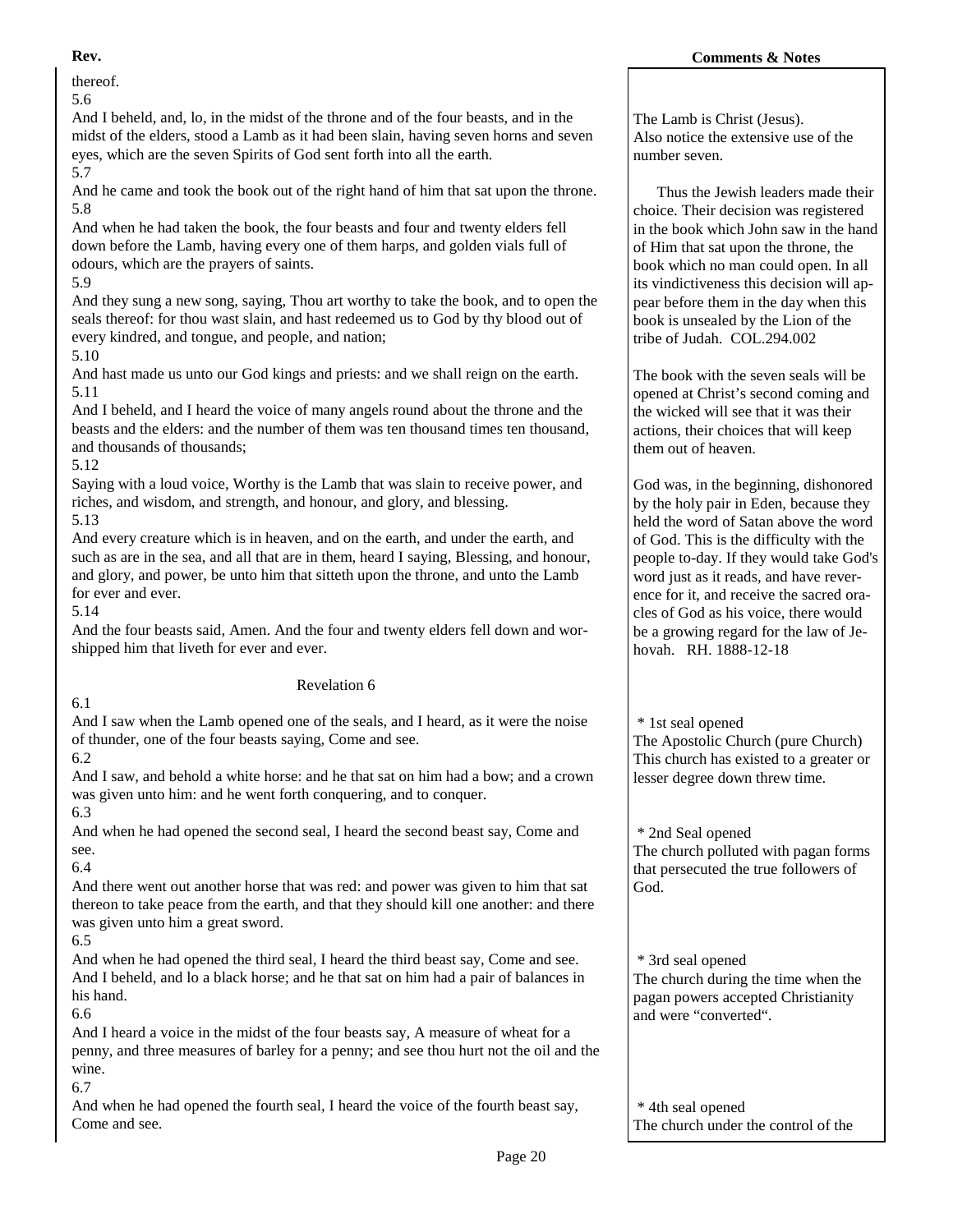thereof.

5.6

And I beheld, and, lo, in the midst of the throne and of the four beasts, and in the midst of the elders, stood a Lamb as it had been slain, having seven horns and seven eyes, which are the seven Spirits of God sent forth into all the earth.

5.7

And he came and took the book out of the right hand of him that sat upon the throne.

5.8

And when he had taken the book, the four beasts and four and twenty elders fell down before the Lamb, having every one of them harps, and golden vials full of odours, which are the prayers of saints.

5.9

And they sung a new song, saying, Thou art worthy to take the book, and to open the seals thereof: for thou wast slain, and hast redeemed us to God by thy blood out of every kindred, and tongue, and people, and nation;

5.10

And hast made us unto our God kings and priests: and we shall reign on the earth.

5.11

And I beheld, and I heard the voice of many angels round about the throne and the beasts and the elders: and the number of them was ten thousand times ten thousand, and thousands of thousands;

5.12

Saying with a loud voice, Worthy is the Lamb that was slain to receive power, and riches, and wisdom, and strength, and honour, and glory, and blessing.

5.13

And every creature which is in heaven, and on the earth, and under the earth, and such as are in the sea, and all that are in them, heard I saying, Blessing, and honour, and glory, and power, be unto him that sitteth upon the throne, and unto the Lamb for ever and ever.

5.14

And the four beasts said, Amen. And the four and twenty elders fell down and worshipped him that liveth for ever and ever.

**Comments & Notes**

The Lamb is Christ (Jesus).
Also notice the extensive use of the number seven.

Thus the Jewish leaders made their choice. Their decision was registered in the book which John saw in the hand of Him that sat upon the throne, the book which no man could open. In all its vindictiveness this decision will appear before them in the day when this book is unsealed by the Lion of the tribe of Judah. COL.294.002

The book with the seven seals will be opened at Christ's second coming and the wicked will see that it was their actions, their choices that will keep them out of heaven.

God was, in the beginning, dishonored by the holy pair in Eden, because they held the word of Satan above the word of God. This is the difficulty with the people to-day. If they would take God's word just as it reads, and have reverence for it, and receive the sacred oracles of God as his voice, there would be a growing regard for the law of Jehovah. RH. 1888-12-18

## Revelation 6

6.1

And I saw when the Lamb opened one of the seals, and I heard, as it were the noise of thunder, one of the four beasts saying, Come and see.

6.2

And I saw, and behold a white horse: and he that sat on him had a bow; and a crown was given unto him: and he went forth conquering, and to conquer.

* 1st seal opened
The Apostolic Church (pure Church) This church has existed to a greater or lesser degree down threw time.

6.3

And when he had opened the second seal, I heard the second beast say, Come and see.

6.4

And there went out another horse that was red: and power was given to him that sat thereon to take peace from the earth, and that they should kill one another: and there was given unto him a great sword.

* 2nd Seal opened
The church polluted with pagan forms that persecuted the true followers of God.

6.5

And when he had opened the third seal, I heard the third beast say, Come and see. And I beheld, and lo a black horse; and he that sat on him had a pair of balances in his hand.

6.6

And I heard a voice in the midst of the four beasts say, A measure of wheat for a penny, and three measures of barley for a penny; and see thou hurt not the oil and the wine.

* 3rd seal opened
The church during the time when the pagan powers accepted Christianity and were "converted".

6.7

And when he had opened the fourth seal, I heard the voice of the fourth beast say, Come and see.

* 4th seal opened
The church under the control of the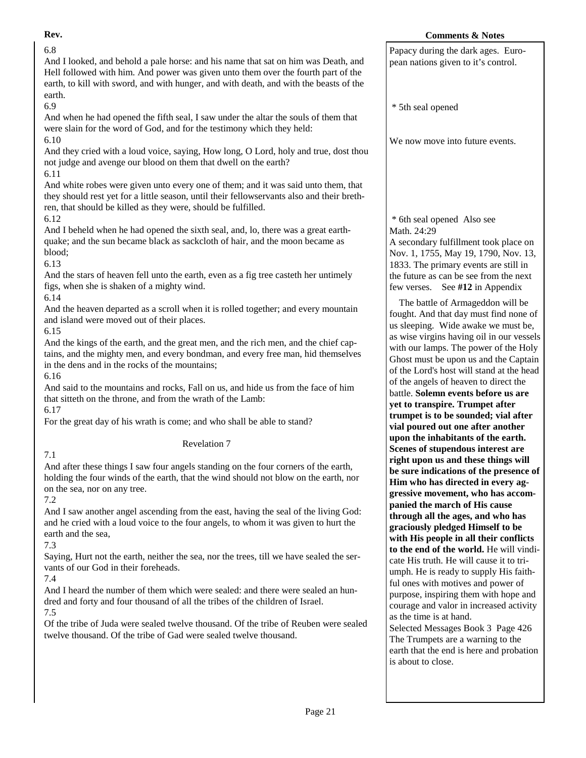**Rev.**

6.8
And I looked, and behold a pale horse: and his name that sat on him was Death, and Hell followed with him. And power was given unto them over the fourth part of the earth, to kill with sword, and with hunger, and with death, and with the beasts of the earth.

6.9
And when he had opened the fifth seal, I saw under the altar the souls of them that were slain for the word of God, and for the testimony which they held:

6.10
And they cried with a loud voice, saying, How long, O Lord, holy and true, dost thou not judge and avenge our blood on them that dwell on the earth?

6.11
And white robes were given unto every one of them; and it was said unto them, that they should rest yet for a little season, until their fellowservants also and their brethren, that should be killed as they were, should be fulfilled.

6.12
And I beheld when he had opened the sixth seal, and, lo, there was a great earthquake; and the sun became black as sackcloth of hair, and the moon became as blood;

6.13
And the stars of heaven fell unto the earth, even as a fig tree casteth her untimely figs, when she is shaken of a mighty wind.

6.14
And the heaven departed as a scroll when it is rolled together; and every mountain and island were moved out of their places.

6.15
And the kings of the earth, and the great men, and the rich men, and the chief captains, and the mighty men, and every bondman, and every free man, hid themselves in the dens and in the rocks of the mountains;

6.16
And said to the mountains and rocks, Fall on us, and hide us from the face of him that sitteth on the throne, and from the wrath of the Lamb:

6.17
For the great day of his wrath is come; and who shall be able to stand?

Revelation 7

7.1
And after these things I saw four angels standing on the four corners of the earth, holding the four winds of the earth, that the wind should not blow on the earth, nor on the sea, nor on any tree.

7.2
And I saw another angel ascending from the east, having the seal of the living God: and he cried with a loud voice to the four angels, to whom it was given to hurt the earth and the sea,

7.3
Saying, Hurt not the earth, neither the sea, nor the trees, till we have sealed the servants of our God in their foreheads.

7.4
And I heard the number of them which were sealed: and there were sealed an hundred and forty and four thousand of all the tribes of the children of Israel.

7.5
Of the tribe of Juda were sealed twelve thousand. Of the tribe of Reuben were sealed twelve thousand. Of the tribe of Gad were sealed twelve thousand.

**Comments & Notes**

Papacy during the dark ages. European nations given to it's control.

\* 5th seal opened

We now move into future events.

\* 6th seal opened Also see Math. 24:29
A secondary fulfillment took place on Nov. 1, 1755, May 19, 1790, Nov. 13, 1833. The primary events are still in the future as can be see from the next few verses. See **#12** in Appendix

The battle of Armageddon will be fought. And that day must find none of us sleeping. Wide awake we must be, as wise virgins having oil in our vessels with our lamps. The power of the Holy Ghost must be upon us and the Captain of the Lord's host will stand at the head of the angels of heaven to direct the battle. **Solemn events before us are yet to transpire. Trumpet after trumpet is to be sounded; vial after vial poured out one after another upon the inhabitants of the earth. Scenes of stupendous interest are right upon us and these things will be sure indications of the presence of Him who has directed in every aggressive movement, who has accompanied the march of His cause through all the ages, and who has graciously pledged Himself to be with His people in all their conflicts to the end of the world.** He will vindicate His truth. He will cause it to triumph. He is ready to supply His faithful ones with motives and power of purpose, inspiring them with hope and courage and valor in increased activity as the time is at hand.
Selected Messages Book 3 Page 426
The Trumpets are a warning to the earth that the end is here and probation is about to close.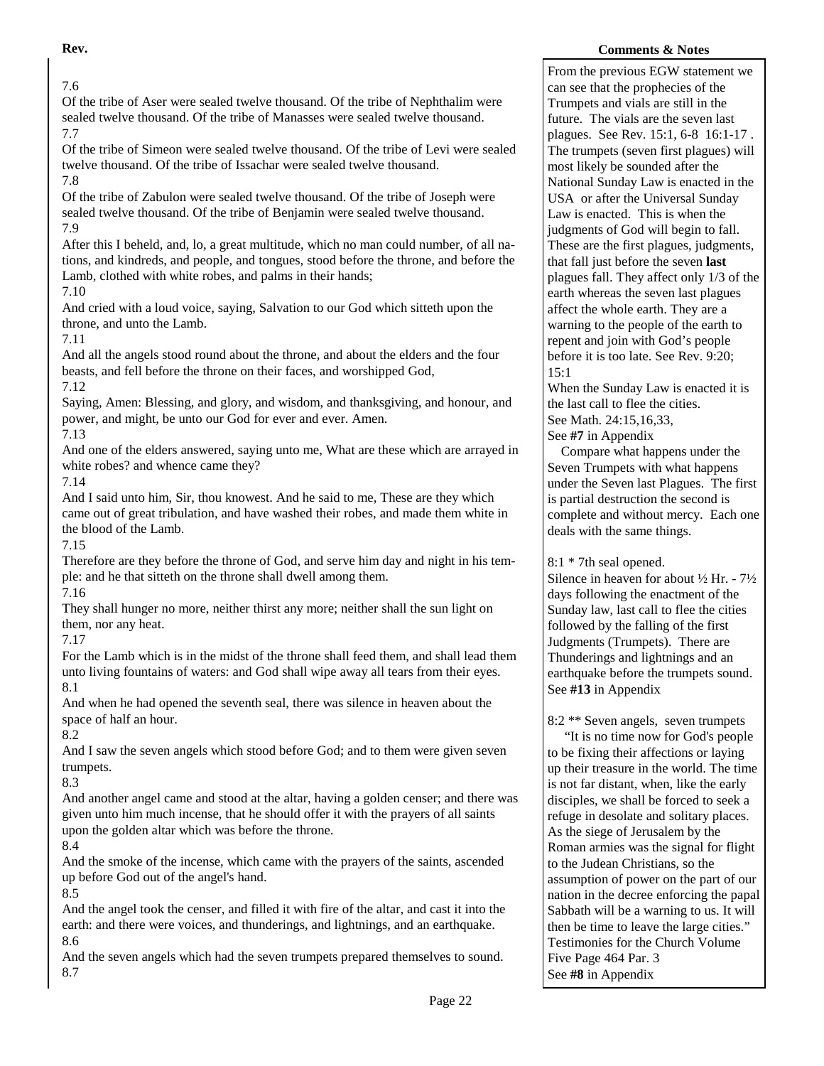**Rev.**

7.6
Of the tribe of Aser were sealed twelve thousand. Of the tribe of Nephthalim were sealed twelve thousand. Of the tribe of Manasses were sealed twelve thousand.
7.7
Of the tribe of Simeon were sealed twelve thousand. Of the tribe of Levi were sealed twelve thousand. Of the tribe of Issachar were sealed twelve thousand.
7.8
Of the tribe of Zabulon were sealed twelve thousand. Of the tribe of Joseph were sealed twelve thousand. Of the tribe of Benjamin were sealed twelve thousand.
7.9
After this I beheld, and, lo, a great multitude, which no man could number, of all nations, and kindreds, and people, and tongues, stood before the throne, and before the Lamb, clothed with white robes, and palms in their hands;
7.10
And cried with a loud voice, saying, Salvation to our God which sitteth upon the throne, and unto the Lamb.
7.11
And all the angels stood round about the throne, and about the elders and the four beasts, and fell before the throne on their faces, and worshipped God,
7.12
Saying, Amen: Blessing, and glory, and wisdom, and thanksgiving, and honour, and power, and might, be unto our God for ever and ever. Amen.
7.13
And one of the elders answered, saying unto me, What are these which are arrayed in white robes? and whence came they?
7.14
And I said unto him, Sir, thou knowest. And he said to me, These are they which came out of great tribulation, and have washed their robes, and made them white in the blood of the Lamb.
7.15
Therefore are they before the throne of God, and serve him day and night in his temple: and he that sitteth on the throne shall dwell among them.
7.16
They shall hunger no more, neither thirst any more; neither shall the sun light on them, nor any heat.
7.17
For the Lamb which is in the midst of the throne shall feed them, and shall lead them unto living fountains of waters: and God shall wipe away all tears from their eyes.
8.1
And when he had opened the seventh seal, there was silence in heaven about the space of half an hour.
8.2
And I saw the seven angels which stood before God; and to them were given seven trumpets.
8.3
And another angel came and stood at the altar, having a golden censer; and there was given unto him much incense, that he should offer it with the prayers of all saints upon the golden altar which was before the throne.
8.4
And the smoke of the incense, which came with the prayers of the saints, ascended up before God out of the angel's hand.
8.5
And the angel took the censer, and filled it with fire of the altar, and cast it into the earth: and there were voices, and thunderings, and lightnings, and an earthquake.
8.6
And the seven angels which had the seven trumpets prepared themselves to sound.
8.7

**Comments & Notes**

From the previous EGW statement we can see that the prophecies of the Trumpets and vials are still in the future. The vials are the seven last plagues. See Rev. 15:1, 6-8 16:1-17 . The trumpets (seven first plagues) will most likely be sounded after the National Sunday Law is enacted in the USA or after the Universal Sunday Law is enacted. This is when the judgments of God will begin to fall. These are the first plagues, judgments, that fall just before the seven **last** plagues fall. They affect only 1/3 of the earth whereas the seven last plagues affect the whole earth. They are a warning to the people of the earth to repent and join with God's people before it is too late. See Rev. 9:20; 15:1

When the Sunday Law is enacted it is the last call to flee the cities.
See Math. 24:15,16,33,
See **#7** in Appendix

Compare what happens under the Seven Trumpets with what happens under the Seven last Plagues. The first is partial destruction the second is complete and without mercy. Each one deals with the same things.

8:1 * 7th seal opened.
Silence in heaven for about ½ Hr. - 7½ days following the enactment of the Sunday law, last call to flee the cities followed by the falling of the first Judgments (Trumpets). There are Thunderings and lightnings and an earthquake before the trumpets sound.
See **#13** in Appendix

8:2 ** Seven angels, seven trumpets

"It is no time now for God's people to be fixing their affections or laying up their treasure in the world. The time is not far distant, when, like the early disciples, we shall be forced to seek a refuge in desolate and solitary places. As the siege of Jerusalem by the Roman armies was the signal for flight to the Judean Christians, so the assumption of power on the part of our nation in the decree enforcing the papal Sabbath will be a warning to us. It will then be time to leave the large cities." Testimonies for the Church Volume Five Page 464 Par. 3
See **#8** in Appendix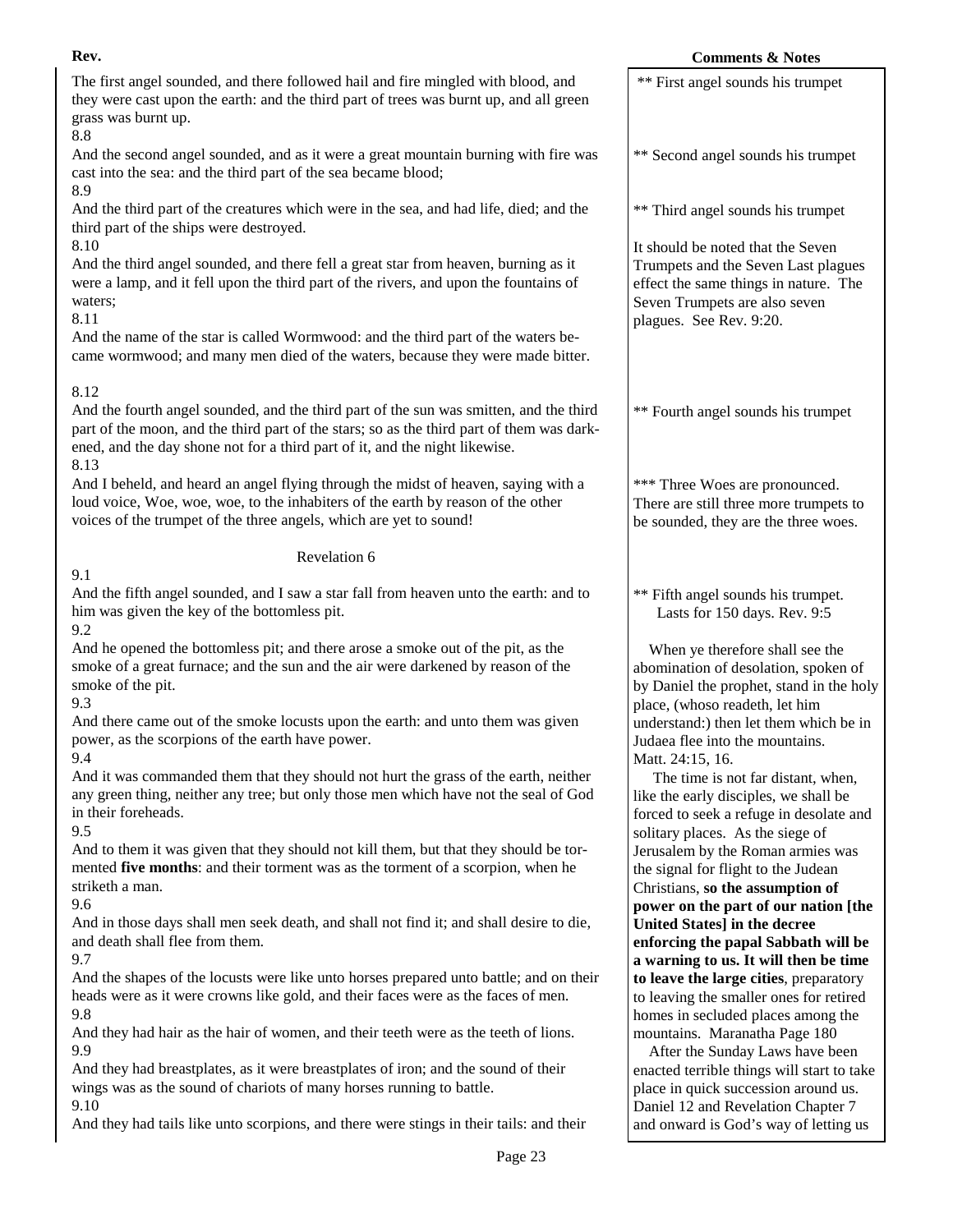**Rev.** | **Comments & Notes**

The first angel sounded, and there followed hail and fire mingled with blood, and they were cast upon the earth: and the third part of trees was burnt up, and all green grass was burnt up.

** First angel sounds his trumpet

8.8
And the second angel sounded, and as it were a great mountain burning with fire was cast into the sea: and the third part of the sea became blood;

** Second angel sounds his trumpet

8.9
And the third part of the creatures which were in the sea, and had life, died; and the third part of the ships were destroyed.

** Third angel sounds his trumpet

8.10
And the third angel sounded, and there fell a great star from heaven, burning as it were a lamp, and it fell upon the third part of the rivers, and upon the fountains of waters;

8.11
And the name of the star is called Wormwood: and the third part of the waters became wormwood; and many men died of the waters, because they were made bitter.

It should be noted that the Seven Trumpets and the Seven Last plagues effect the same things in nature. The Seven Trumpets are also seven plagues. See Rev. 9:20.

8.12
And the fourth angel sounded, and the third part of the sun was smitten, and the third part of the moon, and the third part of the stars; so as the third part of them was darkened, and the day shone not for a third part of it, and the night likewise.

** Fourth angel sounds his trumpet

8.13
And I beheld, and heard an angel flying through the midst of heaven, saying with a loud voice, Woe, woe, woe, to the inhabiters of the earth by reason of the other voices of the trumpet of the three angels, which are yet to sound!

*** Three Woes are pronounced. There are still three more trumpets to be sounded, they are the three woes.

Revelation 6

9.1
And the fifth angel sounded, and I saw a star fall from heaven unto the earth: and to him was given the key of the bottomless pit.

** Fifth angel sounds his trumpet. Lasts for 150 days. Rev. 9:5

9.2
And he opened the bottomless pit; and there arose a smoke out of the pit, as the smoke of a great furnace; and the sun and the air were darkened by reason of the smoke of the pit.

9.3
And there came out of the smoke locusts upon the earth: and unto them was given power, as the scorpions of the earth have power.

9.4
And it was commanded them that they should not hurt the grass of the earth, neither any green thing, neither any tree; but only those men which have not the seal of God in their foreheads.

9.5
And to them it was given that they should not kill them, but that they should be tormented **five months**: and their torment was as the torment of a scorpion, when he striketh a man.

9.6
And in those days shall men seek death, and shall not find it; and shall desire to die, and death shall flee from them.

9.7
And the shapes of the locusts were like unto horses prepared unto battle; and on their heads were as it were crowns like gold, and their faces were as the faces of men.

9.8
And they had hair as the hair of women, and their teeth were as the teeth of lions.

9.9
And they had breastplates, as it were breastplates of iron; and the sound of their wings was as the sound of chariots of many horses running to battle.

9.10
And they had tails like unto scorpions, and there were stings in their tails: and their

When ye therefore shall see the abomination of desolation, spoken of by Daniel the prophet, stand in the holy place, (whoso readeth, let him understand:) then let them which be in Judaea flee into the mountains. Matt. 24:15, 16.

The time is not far distant, when, like the early disciples, we shall be forced to seek a refuge in desolate and solitary places. As the siege of Jerusalem by the Roman armies was the signal for flight to the Judean Christians, **so the assumption of power on the part of our nation [the United States] in the decree enforcing the papal Sabbath will be a warning to us. It will then be time to leave the large cities**, preparatory to leaving the smaller ones for retired homes in secluded places among the mountains. Maranatha Page 180

After the Sunday Laws have been enacted terrible things will start to take place in quick succession around us. Daniel 12 and Revelation Chapter 7 and onward is God's way of letting us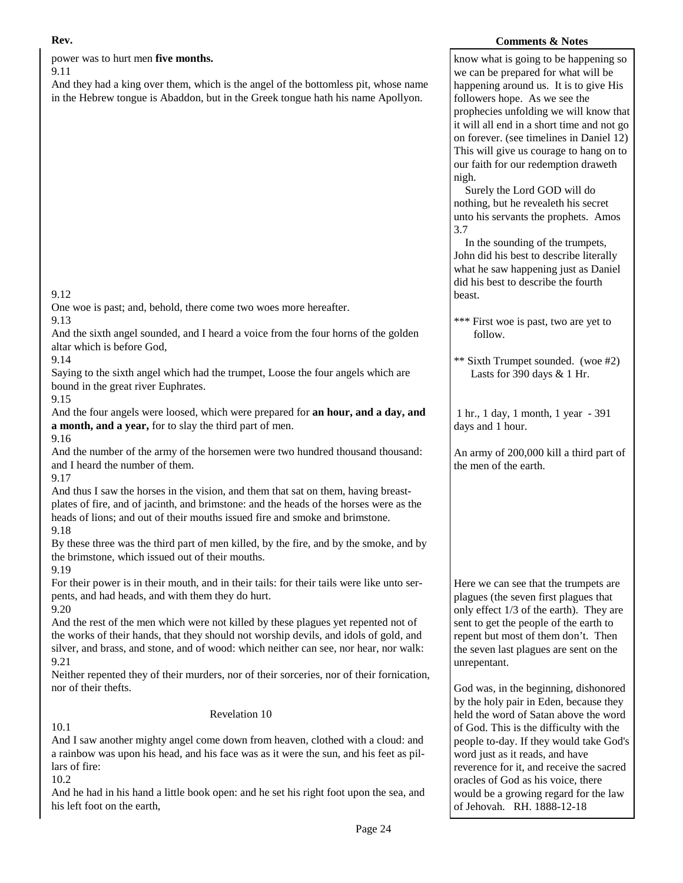power was to hurt men **five months.**

9.11

And they had a king over them, which is the angel of the bottomless pit, whose name in the Hebrew tongue is Abaddon, but in the Greek tongue hath his name Apollyon.

know what is going to be happening so we can be prepared for what will be happening around us. It is to give His followers hope. As we see the prophecies unfolding we will know that it will all end in a short time and not go on forever. (see timelines in Daniel 12) This will give us courage to hang on to our faith for our redemption draweth nigh.

Surely the Lord GOD will do nothing, but he revealeth his secret unto his servants the prophets. Amos 3.7

In the sounding of the trumpets, John did his best to describe literally what he saw happening just as Daniel did his best to describe the fourth beast.

9.12

One woe is past; and, behold, there come two woes more hereafter.

*** First woe is past, two are yet to follow.

9.13

And the sixth angel sounded, and I heard a voice from the four horns of the golden altar which is before God,

9.14

Saying to the sixth angel which had the trumpet, Loose the four angels which are bound in the great river Euphrates.

** Sixth Trumpet sounded. (woe #2) Lasts for 390 days & 1 Hr.

9.15

And the four angels were loosed, which were prepared for **an hour, and a day, and a month, and a year,** for to slay the third part of men.

1 hr., 1 day, 1 month, 1 year - 391 days and 1 hour.

9.16

And the number of the army of the horsemen were two hundred thousand thousand: and I heard the number of them.

An army of 200,000 kill a third part of the men of the earth.

9.17

And thus I saw the horses in the vision, and them that sat on them, having breastplates of fire, and of jacinth, and brimstone: and the heads of the horses were as the heads of lions; and out of their mouths issued fire and smoke and brimstone.

9.18

By these three was the third part of men killed, by the fire, and by the smoke, and by the brimstone, which issued out of their mouths.

9.19

For their power is in their mouth, and in their tails: for their tails were like unto serpents, and had heads, and with them they do hurt.

9.20

And the rest of the men which were not killed by these plagues yet repented not of the works of their hands, that they should not worship devils, and idols of gold, and silver, and brass, and stone, and of wood: which neither can see, nor hear, nor walk:

9.21

Neither repented they of their murders, nor of their sorceries, nor of their fornication, nor of their thefts.

Here we can see that the trumpets are plagues (the seven first plagues that only effect 1/3 of the earth). They are sent to get the people of the earth to repent but most of them don't. Then the seven last plagues are sent on the unrepentant.

## Revelation 10

10.1

And I saw another mighty angel come down from heaven, clothed with a cloud: and a rainbow was upon his head, and his face was as it were the sun, and his feet as pillars of fire:

10.2

And he had in his hand a little book open: and he set his right foot upon the sea, and his left foot on the earth,

God was, in the beginning, dishonored by the holy pair in Eden, because they held the word of Satan above the word of God. This is the difficulty with the people to-day. If they would take God's word just as it reads, and have reverence for it, and receive the sacred oracles of God as his voice, there would be a growing regard for the law of Jehovah. RH. 1888-12-18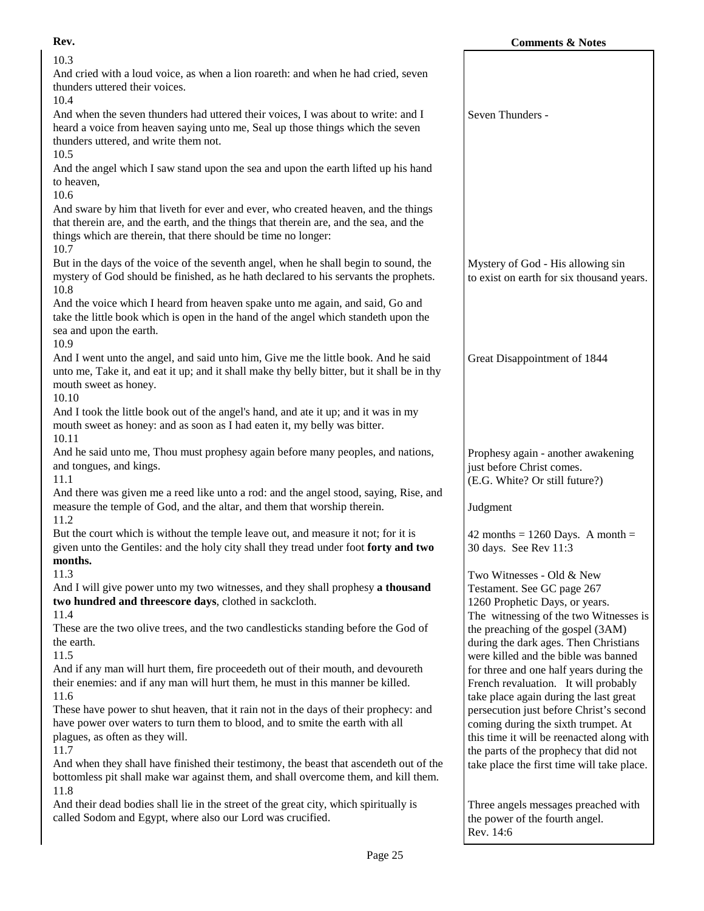| Rev. | Comments & Notes |
|---|---|
| 10.3<br>And cried with a loud voice, as when a lion roareth: and when he had cried, seven thunders uttered their voices. | |
| 10.4<br>And when the seven thunders had uttered their voices, I was about to write: and I heard a voice from heaven saying unto me, Seal up those things which the seven thunders uttered, and write them not. | Seven Thunders - |
| 10.5<br>And the angel which I saw stand upon the sea and upon the earth lifted up his hand to heaven, | |
| 10.6<br>And sware by him that liveth for ever and ever, who created heaven, and the things that therein are, and the earth, and the things that therein are, and the sea, and the things which are therein, that there should be time no longer: | |
| 10.7<br>But in the days of the voice of the seventh angel, when he shall begin to sound, the mystery of God should be finished, as he hath declared to his servants the prophets. | Mystery of God - His allowing sin to exist on earth for six thousand years. |
| 10.8<br>And the voice which I heard from heaven spake unto me again, and said, Go and take the little book which is open in the hand of the angel which standeth upon the sea and upon the earth. | |
| 10.9<br>And I went unto the angel, and said unto him, Give me the little book. And he said unto me, Take it, and eat it up; and it shall make thy belly bitter, but it shall be in thy mouth sweet as honey. | Great Disappointment of 1844 |
| 10.10<br>And I took the little book out of the angel's hand, and ate it up; and it was in my mouth sweet as honey: and as soon as I had eaten it, my belly was bitter. | |
| 10.11<br>And he said unto me, Thou must prophesy again before many peoples, and nations, and tongues, and kings. | Prophesy again - another awakening just before Christ comes.<br>(E.G. White? Or still future?) |
| 11.1<br>And there was given me a reed like unto a rod: and the angel stood, saying, Rise, and measure the temple of God, and the altar, and them that worship therein. | Judgment |
| 11.2<br>But the court which is without the temple leave out, and measure it not; for it is given unto the Gentiles: and the holy city shall they tread under foot **forty and two months.** | 42 months = 1260 Days. A month = 30 days. See Rev 11:3 |
| 11.3<br>And I will give power unto my two witnesses, and they shall prophesy **a thousand two hundred and threescore days**, clothed in sackcloth.<br>11.4<br>These are the two olive trees, and the two candlesticks standing before the God of the earth.<br>11.5<br>And if any man will hurt them, fire proceedeth out of their mouth, and devoureth their enemies: and if any man will hurt them, he must in this manner be killed.<br>11.6<br>These have power to shut heaven, that it rain not in the days of their prophecy: and have power over waters to turn them to blood, and to smite the earth with all plagues, as often as they will.<br>11.7<br>And when they shall have finished their testimony, the beast that ascendeth out of the bottomless pit shall make war against them, and shall overcome them, and kill them. | Two Witnesses - Old & New Testament. See GC page 267<br>1260 Prophetic Days, or years.<br>The witnessing of the two Witnesses is the preaching of the gospel (3AM) during the dark ages. Then Christians were killed and the bible was banned for three and one half years during the French revaluation. It will probably take place again during the last great persecution just before Christ's second coming during the sixth trumpet. At this time it will be reenacted along with the parts of the prophecy that did not take place the first time will take place. |
| 11.8<br>And their dead bodies shall lie in the street of the great city, which spiritually is called Sodom and Egypt, where also our Lord was crucified. | Three angels messages preached with the power of the fourth angel.<br>Rev. 14:6 |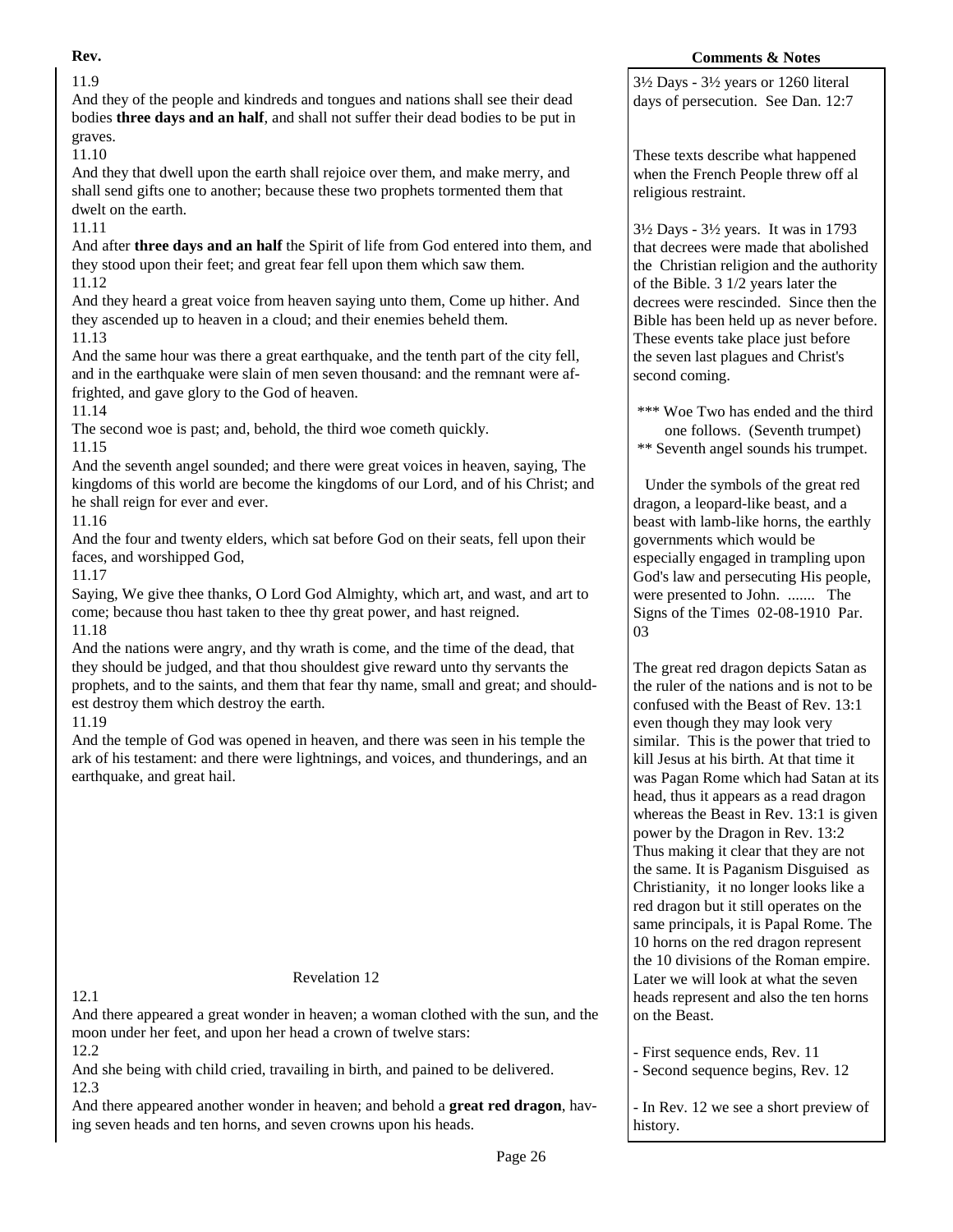11.9
And they of the people and kindreds and tongues and nations shall see their dead bodies **three days and an half**, and shall not suffer their dead bodies to be put in graves.

11.10
And they that dwell upon the earth shall rejoice over them, and make merry, and shall send gifts one to another; because these two prophets tormented them that dwelt on the earth.

11.11
And after **three days and an half** the Spirit of life from God entered into them, and they stood upon their feet; and great fear fell upon them which saw them.

11.12
And they heard a great voice from heaven saying unto them, Come up hither. And they ascended up to heaven in a cloud; and their enemies beheld them.

11.13
And the same hour was there a great earthquake, and the tenth part of the city fell, and in the earthquake were slain of men seven thousand: and the remnant were affrighted, and gave glory to the God of heaven.

11.14
The second woe is past; and, behold, the third woe cometh quickly.

11.15
And the seventh angel sounded; and there were great voices in heaven, saying, The kingdoms of this world are become the kingdoms of our Lord, and of his Christ; and he shall reign for ever and ever.

11.16
And the four and twenty elders, which sat before God on their seats, fell upon their faces, and worshipped God,

11.17
Saying, We give thee thanks, O Lord God Almighty, which art, and wast, and art to come; because thou hast taken to thee thy great power, and hast reigned.

11.18
And the nations were angry, and thy wrath is come, and the time of the dead, that they should be judged, and that thou shouldest give reward unto thy servants the prophets, and to the saints, and them that fear thy name, small and great; and shouldest destroy them which destroy the earth.

11.19
And the temple of God was opened in heaven, and there was seen in his temple the ark of his testament: and there were lightnings, and voices, and thunderings, and an earthquake, and great hail.

## Revelation 12

12.1
And there appeared a great wonder in heaven; a woman clothed with the sun, and the moon under her feet, and upon her head a crown of twelve stars:

12.2
And she being with child cried, travailing in birth, and pained to be delivered.

12.3
And there appeared another wonder in heaven; and behold a **great red dragon**, having seven heads and ten horns, and seven crowns upon his heads.

**Comments & Notes**

3½ Days - 3½ years or 1260 literal days of persecution. See Dan. 12:7

These texts describe what happened when the French People threw off al religious restraint.

3½ Days - 3½ years. It was in 1793 that decrees were made that abolished the Christian religion and the authority of the Bible. 3 1/2 years later the decrees were rescinded. Since then the Bible has been held up as never before. These events take place just before the seven last plagues and Christ's second coming.

*** Woe Two has ended and the third one follows. (Seventh trumpet)
** Seventh angel sounds his trumpet.

Under the symbols of the great red dragon, a leopard-like beast, and a beast with lamb-like horns, the earthly governments which would be especially engaged in trampling upon God's law and persecuting His people, were presented to John. ....... The Signs of the Times 02-08-1910 Par. 03

The great red dragon depicts Satan as the ruler of the nations and is not to be confused with the Beast of Rev. 13:1 even though they may look very similar. This is the power that tried to kill Jesus at his birth. At that time it was Pagan Rome which had Satan at its head, thus it appears as a read dragon whereas the Beast in Rev. 13:1 is given power by the Dragon in Rev. 13:2 Thus making it clear that they are not the same. It is Paganism Disguised as Christianity, it no longer looks like a red dragon but it still operates on the same principals, it is Papal Rome. The 10 horns on the red dragon represent the 10 divisions of the Roman empire. Later we will look at what the seven heads represent and also the ten horns on the Beast.

- First sequence ends, Rev. 11
- Second sequence begins, Rev. 12

- In Rev. 12 we see a short preview of history.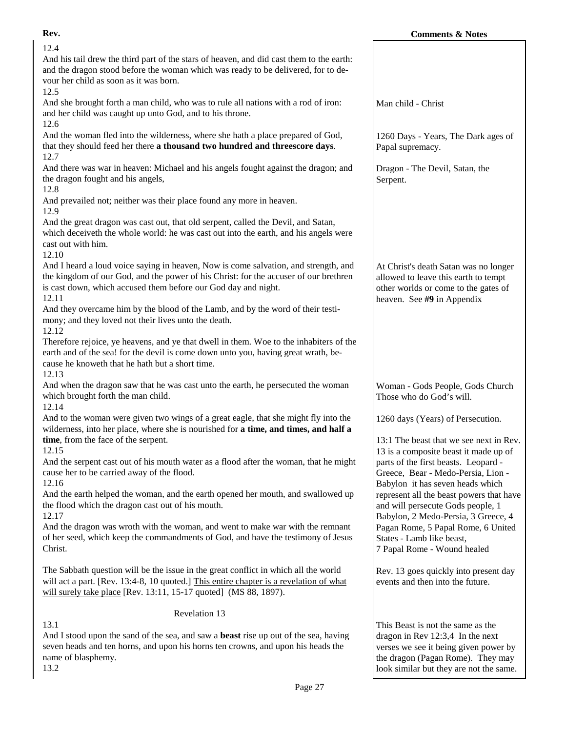| Rev. | Comments & Notes |
| --- | --- |
| 12.4<br>And his tail drew the third part of the stars of heaven, and did cast them to the earth: and the dragon stood before the woman which was ready to be delivered, for to devour her child as soon as it was born. | |
| 12.5<br>And she brought forth a man child, who was to rule all nations with a rod of iron: and her child was caught up unto God, and to his throne. | Man child - Christ |
| 12.6<br>And the woman fled into the wilderness, where she hath a place prepared of God, that they should feed her there **a thousand two hundred and threescore days**. | 1260 Days - Years, The Dark ages of Papal supremacy. |
| 12.7<br>And there was war in heaven: Michael and his angels fought against the dragon; and the dragon fought and his angels, | Dragon - The Devil, Satan, the Serpent. |
| 12.8<br>And prevailed not; neither was their place found any more in heaven. | |
| 12.9<br>And the great dragon was cast out, that old serpent, called the Devil, and Satan, which deceiveth the whole world: he was cast out into the earth, and his angels were cast out with him. | |
| 12.10<br>And I heard a loud voice saying in heaven, Now is come salvation, and strength, and the kingdom of our God, and the power of his Christ: for the accuser of our brethren is cast down, which accused them before our God day and night. | At Christ's death Satan was no longer allowed to leave this earth to tempt other worlds or come to the gates of heaven. See **#9** in Appendix |
| 12.11<br>And they overcame him by the blood of the Lamb, and by the word of their testimony; and they loved not their lives unto the death. | |
| 12.12<br>Therefore rejoice, ye heavens, and ye that dwell in them. Woe to the inhabiters of the earth and of the sea! for the devil is come down unto you, having great wrath, because he knoweth that he hath but a short time. | |
| 12.13<br>And when the dragon saw that he was cast unto the earth, he persecuted the woman which brought forth the man child. | Woman - Gods People, Gods Church Those who do God's will. |
| 12.14<br>And to the woman were given two wings of a great eagle, that she might fly into the wilderness, into her place, where she is nourished for **a time, and times, and half a time**, from the face of the serpent. | 1260 days (Years) of Persecution. |
| 12.15<br>And the serpent cast out of his mouth water as a flood after the woman, that he might cause her to be carried away of the flood.<br>12.16<br>And the earth helped the woman, and the earth opened her mouth, and swallowed up the flood which the dragon cast out of his mouth.<br>12.17<br>And the dragon was wroth with the woman, and went to make war with the remnant of her seed, which keep the commandments of God, and have the testimony of Jesus Christ. | 13:1 The beast that we see next in Rev. 13 is a composite beast it made up of parts of the first beasts. Leopard - Greece, Bear - Medo-Persia, Lion - Babylon it has seven heads which represent all the beast powers that have and will persecute Gods people, 1 Babylon, 2 Medo-Persia, 3 Greece, 4 Pagan Rome, 5 Papal Rome, 6 United States - Lamb like beast,<br>7 Papal Rome - Wound healed |
| The Sabbath question will be the issue in the great conflict in which all the world will act a part. [Rev. 13:4-8, 10 quoted.] <u>This entire chapter is a revelation of what will surely take place</u> [Rev. 13:11, 15-17 quoted] (MS 88, 1897). | Rev. 13 goes quickly into present day events and then into the future. |
| Revelation 13<br><br>13.1<br>And I stood upon the sand of the sea, and saw a **beast** rise up out of the sea, having seven heads and ten horns, and upon his horns ten crowns, and upon his heads the name of blasphemy.<br>13.2 | This Beast is not the same as the dragon in Rev 12:3,4 In the next verses we see it being given power by the dragon (Pagan Rome). They may look similar but they are not the same. |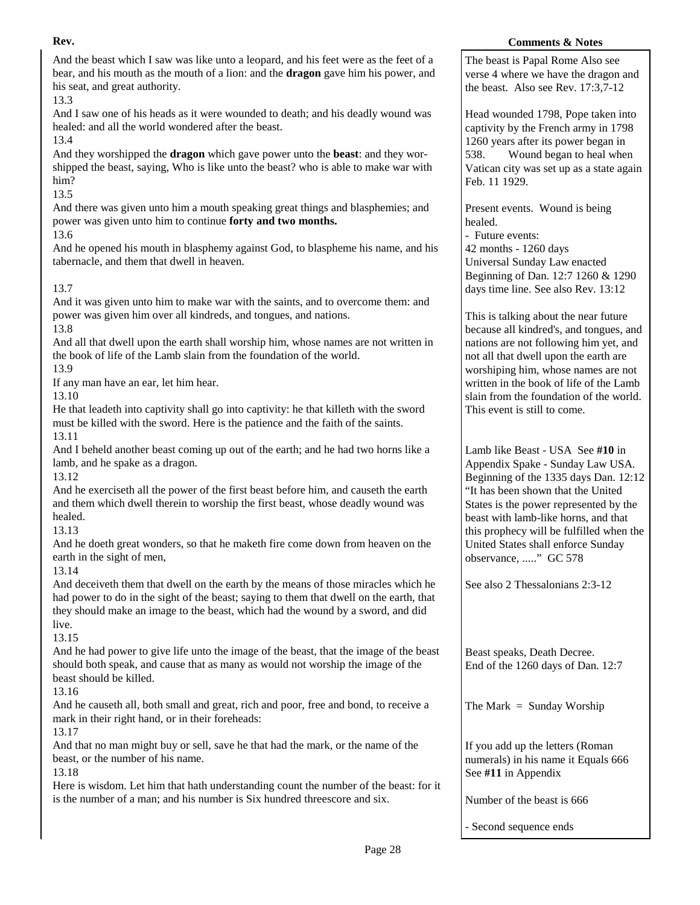| Rev. | Comments & Notes |
|---|---|
| And the beast which I saw was like unto a leopard, and his feet were as the feet of a bear, and his mouth as the mouth of a lion: and the **dragon** gave him his power, and his seat, and great authority. | The beast is Papal Rome Also see verse 4 where we have the dragon and the beast. Also see Rev. 17:3,7-12 |
| 13.3<br>And I saw one of his heads as it were wounded to death; and his deadly wound was healed: and all the world wondered after the beast.<br>13.4<br>And they worshipped the **dragon** which gave power unto the **beast**: and they worshipped the beast, saying, Who is like unto the beast? who is able to make war with him? | Head wounded 1798, Pope taken into captivity by the French army in 1798 1260 years after its power began in 538. Wound began to heal when Vatican city was set up as a state again Feb. 11 1929. |
| 13.5<br>And there was given unto him a mouth speaking great things and blasphemies; and power was given unto him to continue **forty and two months.**<br>13.6<br>And he opened his mouth in blasphemy against God, to blaspheme his name, and his tabernacle, and them that dwell in heaven. | Present events. Wound is being healed.<br>- Future events:<br>42 months - 1260 days<br>Universal Sunday Law enacted<br>Beginning of Dan. 12:7 1260 & 1290 days time line. See also Rev. 13:12 |
| 13.7<br>And it was given unto him to make war with the saints, and to overcome them: and power was given him over all kindreds, and tongues, and nations.<br>13.8<br>And all that dwell upon the earth shall worship him, whose names are not written in the book of life of the Lamb slain from the foundation of the world.<br>13.9<br>If any man have an ear, let him hear.<br>13.10<br>He that leadeth into captivity shall go into captivity: he that killeth with the sword must be killed with the sword. Here is the patience and the faith of the saints. | This is talking about the near future because all kindred's, and tongues, and nations are not following him yet, and not all that dwell upon the earth are worshiping him, whose names are not written in the book of life of the Lamb slain from the foundation of the world. This event is still to come. |
| 13.11<br>And I beheld another beast coming up out of the earth; and he had two horns like a lamb, and he spake as a dragon.<br>13.12<br>And he exerciseth all the power of the first beast before him, and causeth the earth and them which dwell therein to worship the first beast, whose deadly wound was healed.<br>13.13<br>And he doeth great wonders, so that he maketh fire come down from heaven on the earth in the sight of men, | Lamb like Beast - USA See **#10** in Appendix Spake - Sunday Law USA. Beginning of the 1335 days Dan. 12:12 "It has been shown that the United States is the power represented by the beast with lamb-like horns, and that this prophecy will be fulfilled when the United States shall enforce Sunday observance, ....." GC 578 |
| 13.14<br>And deceiveth them that dwell on the earth by the means of those miracles which he had power to do in the sight of the beast; saying to them that dwell on the earth, that they should make an image to the beast, which had the wound by a sword, and did live. | See also 2 Thessalonians 2:3-12 |
| 13.15<br>And he had power to give life unto the image of the beast, that the image of the beast should both speak, and cause that as many as would not worship the image of the beast should be killed. | Beast speaks, Death Decree.<br>End of the 1260 days of Dan. 12:7 |
| 13.16<br>And he causeth all, both small and great, rich and poor, free and bond, to receive a mark in their right hand, or in their foreheads: | The Mark = Sunday Worship |
| 13.17<br>And that no man might buy or sell, save he that had the mark, or the name of the beast, or the number of his name. | If you add up the letters (Roman numerals) in his name it Equals 666 See **#11** in Appendix |
| 13.18<br>Here is wisdom. Let him that hath understanding count the number of the beast: for it is the number of a man; and his number is Six hundred threescore and six. | Number of the beast is 666<br><br>- Second sequence ends |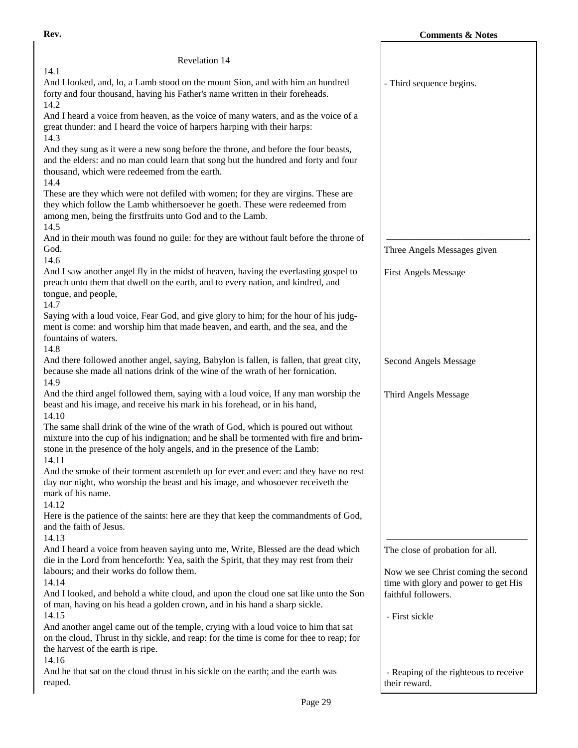| Rev. | Comments & Notes |
|---|---|
| Revelation 14 | |
| 14.1<br>And I looked, and, lo, a Lamb stood on the mount Sion, and with him an hundred forty and four thousand, having his Father's name written in their foreheads. | - Third sequence begins. |
| 14.2<br>And I heard a voice from heaven, as the voice of many waters, and as the voice of a great thunder: and I heard the voice of harpers harping with their harps: | |
| 14.3<br>And they sung as it were a new song before the throne, and before the four beasts, and the elders: and no man could learn that song but the hundred and forty and four thousand, which were redeemed from the earth. | |
| 14.4<br>These are they which were not defiled with women; for they are virgins. These are they which follow the Lamb whithersoever he goeth. These were redeemed from among men, being the firstfruits unto God and to the Lamb. | |
| 14.5<br>And in their mouth was found no guile: for they are without fault before the throne of God. | Three Angels Messages given |
| 14.6<br>And I saw another angel fly in the midst of heaven, having the everlasting gospel to preach unto them that dwell on the earth, and to every nation, and kindred, and tongue, and people, | First Angels Message |
| 14.7<br>Saying with a loud voice, Fear God, and give glory to him; for the hour of his judgment is come: and worship him that made heaven, and earth, and the sea, and the fountains of waters. | |
| 14.8<br>And there followed another angel, saying, Babylon is fallen, is fallen, that great city, because she made all nations drink of the wine of the wrath of her fornication. | Second Angels Message |
| 14.9<br>And the third angel followed them, saying with a loud voice, If any man worship the beast and his image, and receive his mark in his forehead, or in his hand, | Third Angels Message |
| 14.10<br>The same shall drink of the wine of the wrath of God, which is poured out without mixture into the cup of his indignation; and he shall be tormented with fire and brimstone in the presence of the holy angels, and in the presence of the Lamb: | |
| 14.11<br>And the smoke of their torment ascendeth up for ever and ever: and they have no rest day nor night, who worship the beast and his image, and whosoever receiveth the mark of his name. | |
| 14.12<br>Here is the patience of the saints: here are they that keep the commandments of God, and the faith of Jesus. | |
| 14.13<br>And I heard a voice from heaven saying unto me, Write, Blessed are the dead which die in the Lord from henceforth: Yea, saith the Spirit, that they may rest from their labours; and their works do follow them. | The close of probation for all. |
| 14.14<br>And I looked, and behold a white cloud, and upon the cloud one sat like unto the Son of man, having on his head a golden crown, and in his hand a sharp sickle. | Now we see Christ coming the second time with glory and power to get His faithful followers. |
| 14.15<br>And another angel came out of the temple, crying with a loud voice to him that sat on the cloud, Thrust in thy sickle, and reap: for the time is come for thee to reap; for the harvest of the earth is ripe. | - First sickle |
| 14.16<br>And he that sat on the cloud thrust in his sickle on the earth; and the earth was reaped. | - Reaping of the righteous to receive their reward. |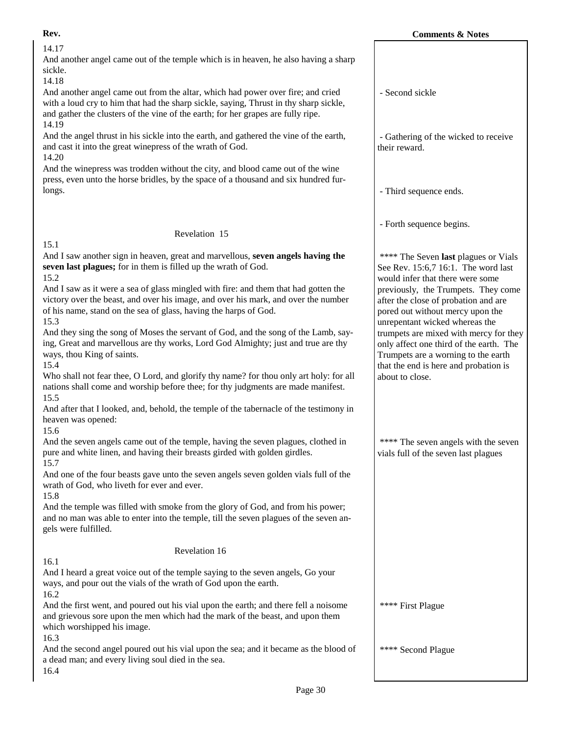| Rev. | Comments & Notes |
|---|---|
| 14.17<br>And another angel came out of the temple which is in heaven, he also having a sharp sickle. | |
| 14.18<br>And another angel came out from the altar, which had power over fire; and cried with a loud cry to him that had the sharp sickle, saying, Thrust in thy sharp sickle, and gather the clusters of the vine of the earth; for her grapes are fully ripe. | - Second sickle |
| 14.19<br>And the angel thrust in his sickle into the earth, and gathered the vine of the earth, and cast it into the great winepress of the wrath of God. | - Gathering of the wicked to receive their reward. |
| 14.20<br>And the winepress was trodden without the city, and blood came out of the wine press, even unto the horse bridles, by the space of a thousand and six hundred furlongs. | - Third sequence ends. |
| | - Forth sequence begins. |
| **Revelation 15** | |
| 15.1<br>And I saw another sign in heaven, great and marvellous, **seven angels having the seven last plagues;** for in them is filled up the wrath of God. | **** The Seven **last** plagues or Vials See Rev. 15:6,7 16:1. The word last would infer that there were some previously, the Trumpets. They come after the close of probation and are pored out without mercy upon the unrepentant wicked whereas the trumpets are mixed with mercy for they only affect one third of the earth. The Trumpets are a worning to the earth that the end is here and probation is about to close. |
| 15.2<br>And I saw as it were a sea of glass mingled with fire: and them that had gotten the victory over the beast, and over his image, and over his mark, and over the number of his name, stand on the sea of glass, having the harps of God. | |
| 15.3<br>And they sing the song of Moses the servant of God, and the song of the Lamb, saying, Great and marvellous are thy works, Lord God Almighty; just and true are thy ways, thou King of saints. | |
| 15.4<br>Who shall not fear thee, O Lord, and glorify thy name? for thou only art holy: for all nations shall come and worship before thee; for thy judgments are made manifest. | |
| 15.5<br>And after that I looked, and, behold, the temple of the tabernacle of the testimony in heaven was opened: | |
| 15.6<br>And the seven angels came out of the temple, having the seven plagues, clothed in pure and white linen, and having their breasts girded with golden girdles. | **** The seven angels with the seven vials full of the seven last plagues |
| 15.7<br>And one of the four beasts gave unto the seven angels seven golden vials full of the wrath of God, who liveth for ever and ever. | |
| 15.8<br>And the temple was filled with smoke from the glory of God, and from his power; and no man was able to enter into the temple, till the seven plagues of the seven angels were fulfilled. | |
| **Revelation 16** | |
| 16.1<br>And I heard a great voice out of the temple saying to the seven angels, Go your ways, and pour out the vials of the wrath of God upon the earth. | |
| 16.2<br>And the first went, and poured out his vial upon the earth; and there fell a noisome and grievous sore upon the men which had the mark of the beast, and upon them which worshipped his image. | **** First Plague |
| 16.3<br>And the second angel poured out his vial upon the sea; and it became as the blood of a dead man; and every living soul died in the sea. | **** Second Plague |
| 16.4 | |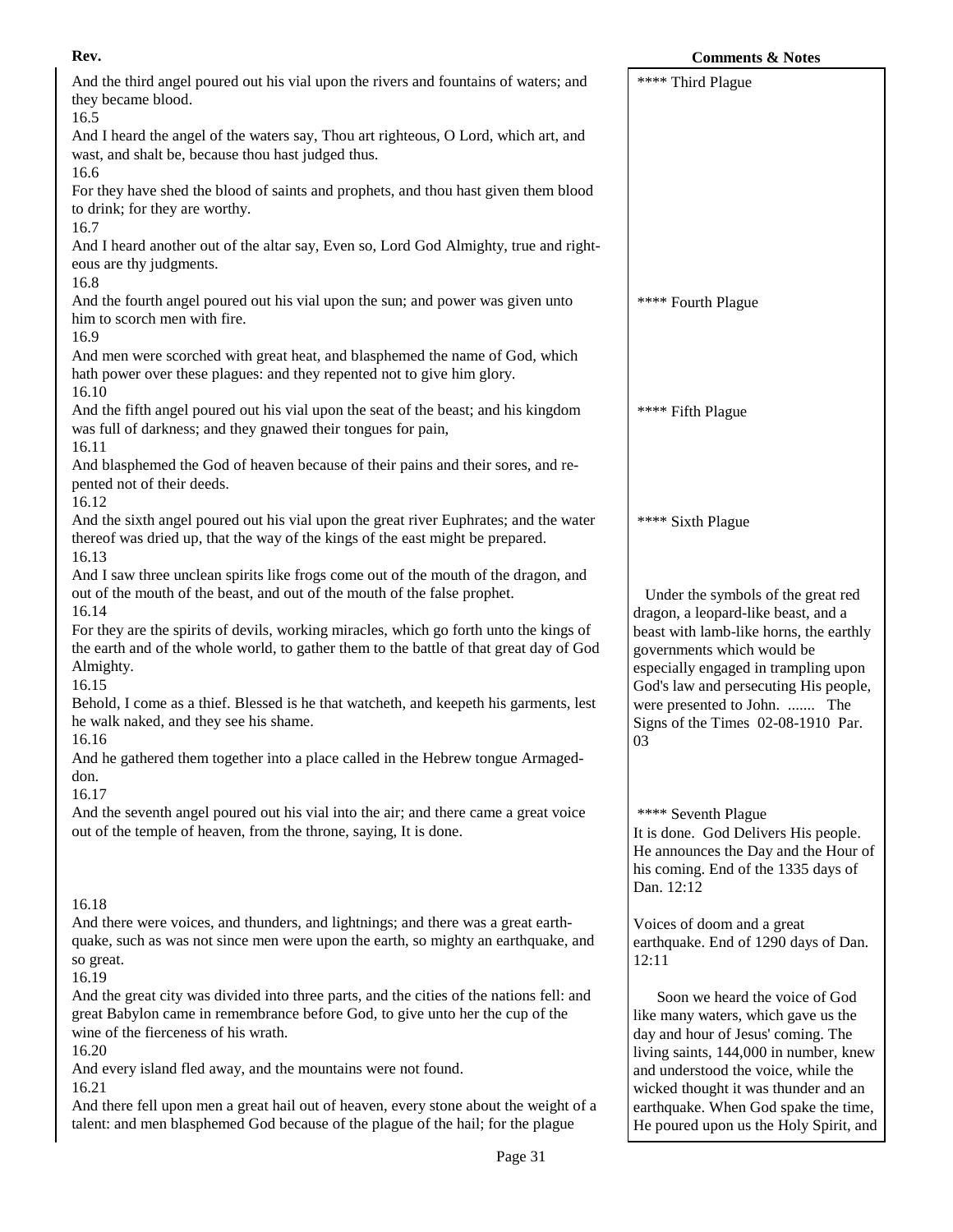| Rev. | Comments & Notes |
| --- | --- |
| And the third angel poured out his vial upon the rivers and fountains of waters; and they became blood. | **** Third Plague |
| 16.5<br>And I heard the angel of the waters say, Thou art righteous, O Lord, which art, and wast, and shalt be, because thou hast judged thus. | |
| 16.6<br>For they have shed the blood of saints and prophets, and thou hast given them blood to drink; for they are worthy. | |
| 16.7<br>And I heard another out of the altar say, Even so, Lord God Almighty, true and righteous are thy judgments. | |
| 16.8<br>And the fourth angel poured out his vial upon the sun; and power was given unto him to scorch men with fire. | **** Fourth Plague |
| 16.9<br>And men were scorched with great heat, and blasphemed the name of God, which hath power over these plagues: and they repented not to give him glory. | |
| 16.10<br>And the fifth angel poured out his vial upon the seat of the beast; and his kingdom was full of darkness; and they gnawed their tongues for pain, | **** Fifth Plague |
| 16.11<br>And blasphemed the God of heaven because of their pains and their sores, and repented not of their deeds. | |
| 16.12<br>And the sixth angel poured out his vial upon the great river Euphrates; and the water thereof was dried up, that the way of the kings of the east might be prepared. | **** Sixth Plague |
| 16.13<br>And I saw three unclean spirits like frogs come out of the mouth of the dragon, and out of the mouth of the beast, and out of the mouth of the false prophet.<br>16.14<br>For they are the spirits of devils, working miracles, which go forth unto the kings of the earth and of the whole world, to gather them to the battle of that great day of God Almighty.<br>16.15<br>Behold, I come as a thief. Blessed is he that watcheth, and keepeth his garments, lest he walk naked, and they see his shame.<br>16.16<br>And he gathered them together into a place called in the Hebrew tongue Armageddon. | Under the symbols of the great red dragon, a leopard-like beast, and a beast with lamb-like horns, the earthly governments which would be especially engaged in trampling upon God's law and persecuting His people, were presented to John. ....... The Signs of the Times 02-08-1910 Par. 03 |
| 16.17<br>And the seventh angel poured out his vial into the air; and there came a great voice out of the temple of heaven, from the throne, saying, It is done. | **** Seventh Plague<br>It is done. God Delivers His people. He announces the Day and the Hour of his coming. End of the 1335 days of Dan. 12:12 |
| 16.18<br>And there were voices, and thunders, and lightnings; and there was a great earthquake, such as was not since men were upon the earth, so mighty an earthquake, and so great. | Voices of doom and a great earthquake. End of 1290 days of Dan. 12:11 |
| 16.19<br>And the great city was divided into three parts, and the cities of the nations fell: and great Babylon came in remembrance before God, to give unto her the cup of the wine of the fierceness of his wrath.<br>16.20<br>And every island fled away, and the mountains were not found.<br>16.21<br>And there fell upon men a great hail out of heaven, every stone about the weight of a talent: and men blasphemed God because of the plague of the hail; for the plague | Soon we heard the voice of God like many waters, which gave us the day and hour of Jesus' coming. The living saints, 144,000 in number, knew and understood the voice, while the wicked thought it was thunder and an earthquake. When God spake the time, He poured upon us the Holy Spirit, and |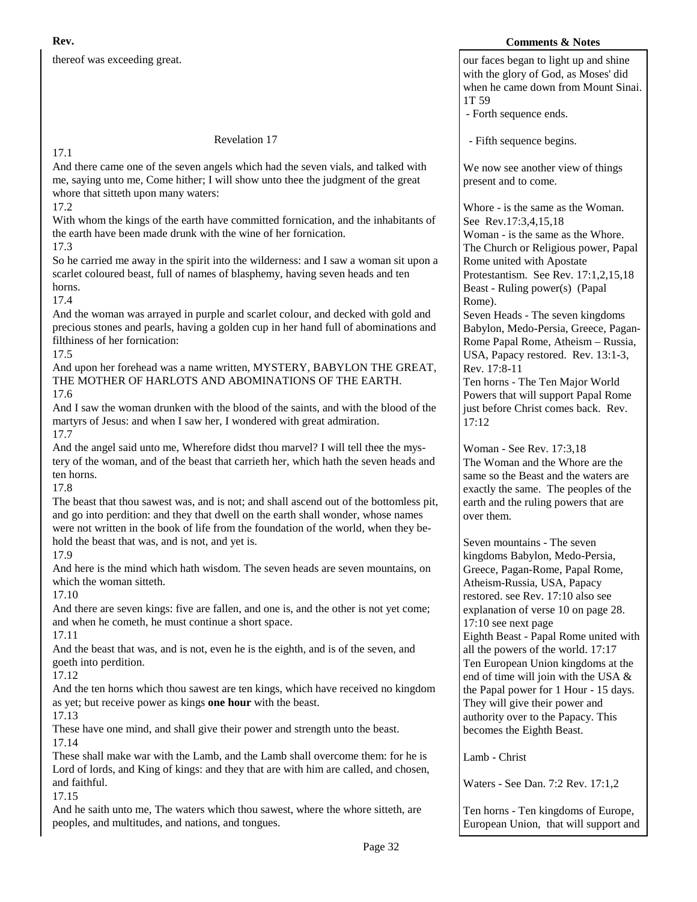thereof was exceeding great.

## Revelation 17

17.1
And there came one of the seven angels which had the seven vials, and talked with me, saying unto me, Come hither; I will show unto thee the judgment of the great whore that sitteth upon many waters:

17.2
With whom the kings of the earth have committed fornication, and the inhabitants of the earth have been made drunk with the wine of her fornication.

17.3
So he carried me away in the spirit into the wilderness: and I saw a woman sit upon a scarlet coloured beast, full of names of blasphemy, having seven heads and ten horns.

17.4
And the woman was arrayed in purple and scarlet colour, and decked with gold and precious stones and pearls, having a golden cup in her hand full of abominations and filthiness of her fornication:

17.5
And upon her forehead was a name written, MYSTERY, BABYLON THE GREAT, THE MOTHER OF HARLOTS AND ABOMINATIONS OF THE EARTH.

17.6
And I saw the woman drunken with the blood of the saints, and with the blood of the martyrs of Jesus: and when I saw her, I wondered with great admiration.

17.7
And the angel said unto me, Wherefore didst thou marvel? I will tell thee the mystery of the woman, and of the beast that carrieth her, which hath the seven heads and ten horns.

17.8
The beast that thou sawest was, and is not; and shall ascend out of the bottomless pit, and go into perdition: and they that dwell on the earth shall wonder, whose names were not written in the book of life from the foundation of the world, when they behold the beast that was, and is not, and yet is.

17.9
And here is the mind which hath wisdom. The seven heads are seven mountains, on which the woman sitteth.

17.10
And there are seven kings: five are fallen, and one is, and the other is not yet come; and when he cometh, he must continue a short space.

17.11
And the beast that was, and is not, even he is the eighth, and is of the seven, and goeth into perdition.

17.12
And the ten horns which thou sawest are ten kings, which have received no kingdom as yet; but receive power as kings **one hour** with the beast.

17.13
These have one mind, and shall give their power and strength unto the beast.

17.14
These shall make war with the Lamb, and the Lamb shall overcome them: for he is Lord of lords, and King of kings: and they that are with him are called, and chosen, and faithful.

17.15
And he saith unto me, The waters which thou sawest, where the whore sitteth, are peoples, and multitudes, and nations, and tongues.

---

**Comments & Notes**

our faces began to light up and shine with the glory of God, as Moses' did when he came down from Mount Sinai. 1T 59
- Forth sequence ends.

- Fifth sequence begins.

We now see another view of things present and to come.

Whore - is the same as the Woman. See Rev.17:3,4,15,18
Woman - is the same as the Whore. The Church or Religious power, Papal Rome united with Apostate Protestantism. See Rev. 17:1,2,15,18
Beast - Ruling power(s) (Papal Rome).
Seven Heads - The seven kingdoms Babylon, Medo-Persia, Greece, Pagan-Rome Papal Rome, Atheism – Russia, USA, Papacy restored. Rev. 13:1-3, Rev. 17:8-11
Ten horns - The Ten Major World Powers that will support Papal Rome just before Christ comes back. Rev. 17:12

Woman - See Rev. 17:3,18
The Woman and the Whore are the same so the Beast and the waters are exactly the same. The peoples of the earth and the ruling powers that are over them.

Seven mountains - The seven kingdoms Babylon, Medo-Persia, Greece, Pagan-Rome, Papal Rome, Atheism-Russia, USA, Papacy restored. see Rev. 17:10 also see explanation of verse 10 on page 28.
17:10 see next page
Eighth Beast - Papal Rome united with all the powers of the world. 17:17
Ten European Union kingdoms at the end of time will join with the USA & the Papal power for 1 Hour - 15 days. They will give their power and authority over to the Papacy. This becomes the Eighth Beast.

Lamb - Christ

Waters - See Dan. 7:2 Rev. 17:1,2

Ten horns - Ten kingdoms of Europe, European Union, that will support and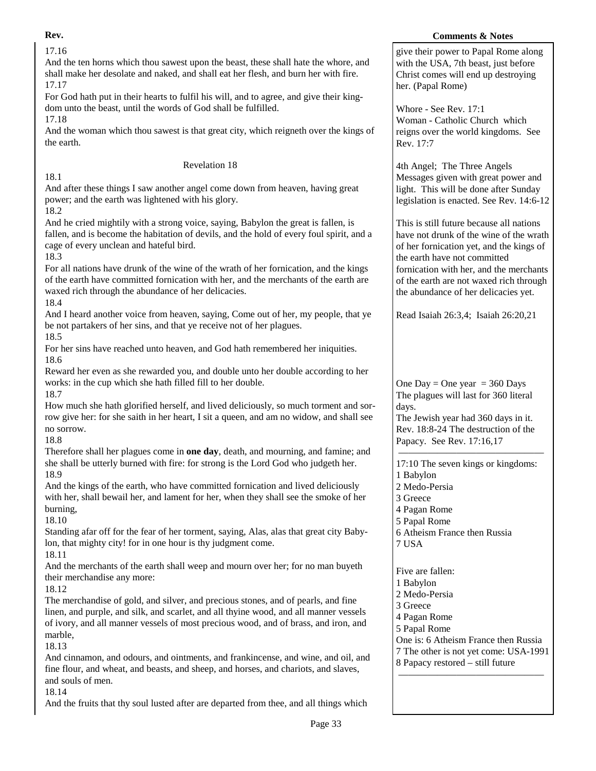**Rev.**

17.16
And the ten horns which thou sawest upon the beast, these shall hate the whore, and shall make her desolate and naked, and shall eat her flesh, and burn her with fire.
17.17
For God hath put in their hearts to fulfil his will, and to agree, and give their kingdom unto the beast, until the words of God shall be fulfilled.
17.18
And the woman which thou sawest is that great city, which reigneth over the kings of the earth.

## Revelation 18

18.1
And after these things I saw another angel come down from heaven, having great power; and the earth was lightened with his glory.
18.2
And he cried mightily with a strong voice, saying, Babylon the great is fallen, is fallen, and is become the habitation of devils, and the hold of every foul spirit, and a cage of every unclean and hateful bird.
18.3
For all nations have drunk of the wine of the wrath of her fornication, and the kings of the earth have committed fornication with her, and the merchants of the earth are waxed rich through the abundance of her delicacies.
18.4
And I heard another voice from heaven, saying, Come out of her, my people, that ye be not partakers of her sins, and that ye receive not of her plagues.
18.5
For her sins have reached unto heaven, and God hath remembered her iniquities.
18.6
Reward her even as she rewarded you, and double unto her double according to her works: in the cup which she hath filled fill to her double.
18.7
How much she hath glorified herself, and lived deliciously, so much torment and sorrow give her: for she saith in her heart, I sit a queen, and am no widow, and shall see no sorrow.
18.8
Therefore shall her plagues come in **one day**, death, and mourning, and famine; and she shall be utterly burned with fire: for strong is the Lord God who judgeth her.
18.9
And the kings of the earth, who have committed fornication and lived deliciously with her, shall bewail her, and lament for her, when they shall see the smoke of her burning,
18.10
Standing afar off for the fear of her torment, saying, Alas, alas that great city Babylon, that mighty city! for in one hour is thy judgment come.
18.11
And the merchants of the earth shall weep and mourn over her; for no man buyeth their merchandise any more:
18.12
The merchandise of gold, and silver, and precious stones, and of pearls, and fine linen, and purple, and silk, and scarlet, and all thyine wood, and all manner vessels of ivory, and all manner vessels of most precious wood, and of brass, and iron, and marble,
18.13
And cinnamon, and odours, and ointments, and frankincense, and wine, and oil, and fine flour, and wheat, and beasts, and sheep, and horses, and chariots, and slaves, and souls of men.
18.14
And the fruits that thy soul lusted after are departed from thee, and all things which

**Comments & Notes**

give their power to Papal Rome along with the USA, 7th beast, just before Christ comes will end up destroying her. (Papal Rome)

Whore - See Rev. 17:1
Woman - Catholic Church which reigns over the world kingdoms. See Rev. 17:7

4th Angel; The Three Angels Messages given with great power and light. This will be done after Sunday legislation is enacted. See Rev. 14:6-12

This is still future because all nations have not drunk of the wine of the wrath of her fornication yet, and the kings of the earth have not committed fornication with her, and the merchants of the earth are not waxed rich through the abundance of her delicacies yet.

Read Isaiah 26:3,4; Isaiah 26:20,21

One Day = One year = 360 Days
The plagues will last for 360 literal days.
The Jewish year had 360 days in it.
Rev. 18:8-24 The destruction of the Papacy. See Rev. 17:16,17

---

17:10 The seven kings or kingdoms:
1 Babylon
2 Medo-Persia
3 Greece
4 Pagan Rome
5 Papal Rome
6 Atheism France then Russia
7 USA

Five are fallen:
1 Babylon
2 Medo-Persia
3 Greece
4 Pagan Rome
5 Papal Rome
One is: 6 Atheism France then Russia
7 The other is not yet come: USA-1991
8 Papacy restored – still future

---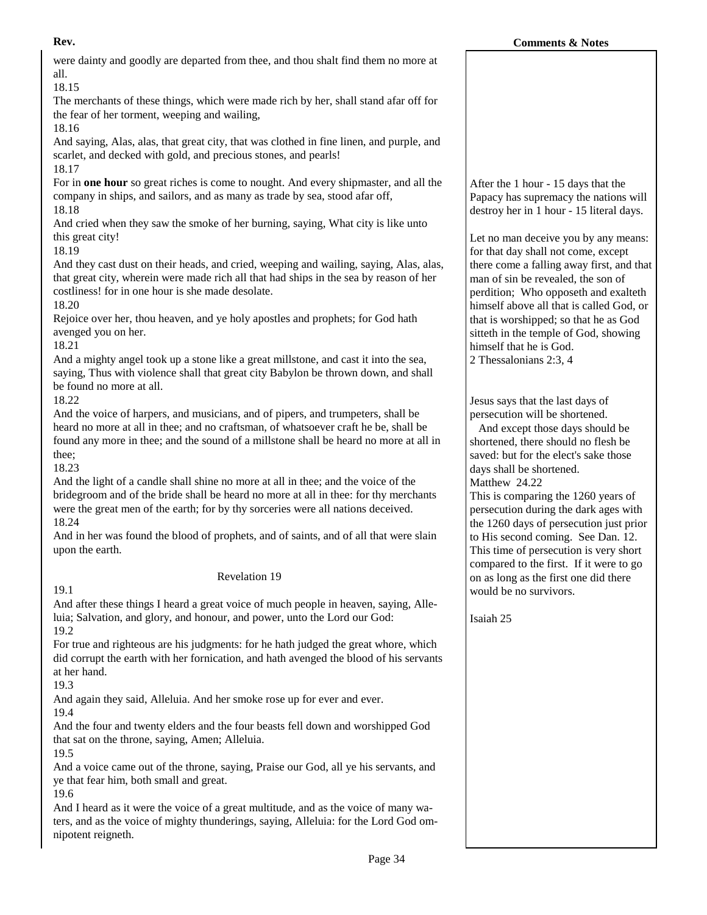were dainty and goodly are departed from thee, and thou shalt find them no more at all.

18.15
The merchants of these things, which were made rich by her, shall stand afar off for the fear of her torment, weeping and wailing,

18.16
And saying, Alas, alas, that great city, that was clothed in fine linen, and purple, and scarlet, and decked with gold, and precious stones, and pearls!

18.17
For in **one hour** so great riches is come to nought. And every shipmaster, and all the company in ships, and sailors, and as many as trade by sea, stood afar off,

18.18
And cried when they saw the smoke of her burning, saying, What city is like unto this great city!

18.19
And they cast dust on their heads, and cried, weeping and wailing, saying, Alas, alas, that great city, wherein were made rich all that had ships in the sea by reason of her costliness! for in one hour is she made desolate.

18.20
Rejoice over her, thou heaven, and ye holy apostles and prophets; for God hath avenged you on her.

18.21
And a mighty angel took up a stone like a great millstone, and cast it into the sea, saying, Thus with violence shall that great city Babylon be thrown down, and shall be found no more at all.

18.22
And the voice of harpers, and musicians, and of pipers, and trumpeters, shall be heard no more at all in thee; and no craftsman, of whatsoever craft he be, shall be found any more in thee; and the sound of a millstone shall be heard no more at all in thee;

18.23
And the light of a candle shall shine no more at all in thee; and the voice of the bridegroom and of the bride shall be heard no more at all in thee: for thy merchants were the great men of the earth; for by thy sorceries were all nations deceived.

18.24
And in her was found the blood of prophets, and of saints, and of all that were slain upon the earth.

## Revelation 19

19.1
And after these things I heard a great voice of much people in heaven, saying, Alleluia; Salvation, and glory, and honour, and power, unto the Lord our God:

19.2
For true and righteous are his judgments: for he hath judged the great whore, which did corrupt the earth with her fornication, and hath avenged the blood of his servants at her hand.

19.3
And again they said, Alleluia. And her smoke rose up for ever and ever.

19.4
And the four and twenty elders and the four beasts fell down and worshipped God that sat on the throne, saying, Amen; Alleluia.

19.5
And a voice came out of the throne, saying, Praise our God, all ye his servants, and ye that fear him, both small and great.

19.6
And I heard as it were the voice of a great multitude, and as the voice of many waters, and as the voice of mighty thunderings, saying, Alleluia: for the Lord God omnipotent reigneth.

**Comments & Notes**

After the 1 hour - 15 days that the Papacy has supremacy the nations will destroy her in 1 hour - 15 literal days.

Let no man deceive you by any means: for that day shall not come, except there come a falling away first, and that man of sin be revealed, the son of perdition; Who opposeth and exalteth himself above all that is called God, or that is worshipped; so that he as God sitteth in the temple of God, showing himself that he is God.
2 Thessalonians 2:3, 4

Jesus says that the last days of persecution will be shortened.
And except those days should be shortened, there should no flesh be saved: but for the elect's sake those days shall be shortened.
Matthew 24.22
This is comparing the 1260 years of persecution during the dark ages with the 1260 days of persecution just prior to His second coming. See Dan. 12. This time of persecution is very short compared to the first. If it were to go on as long as the first one did there would be no survivors.

Isaiah 25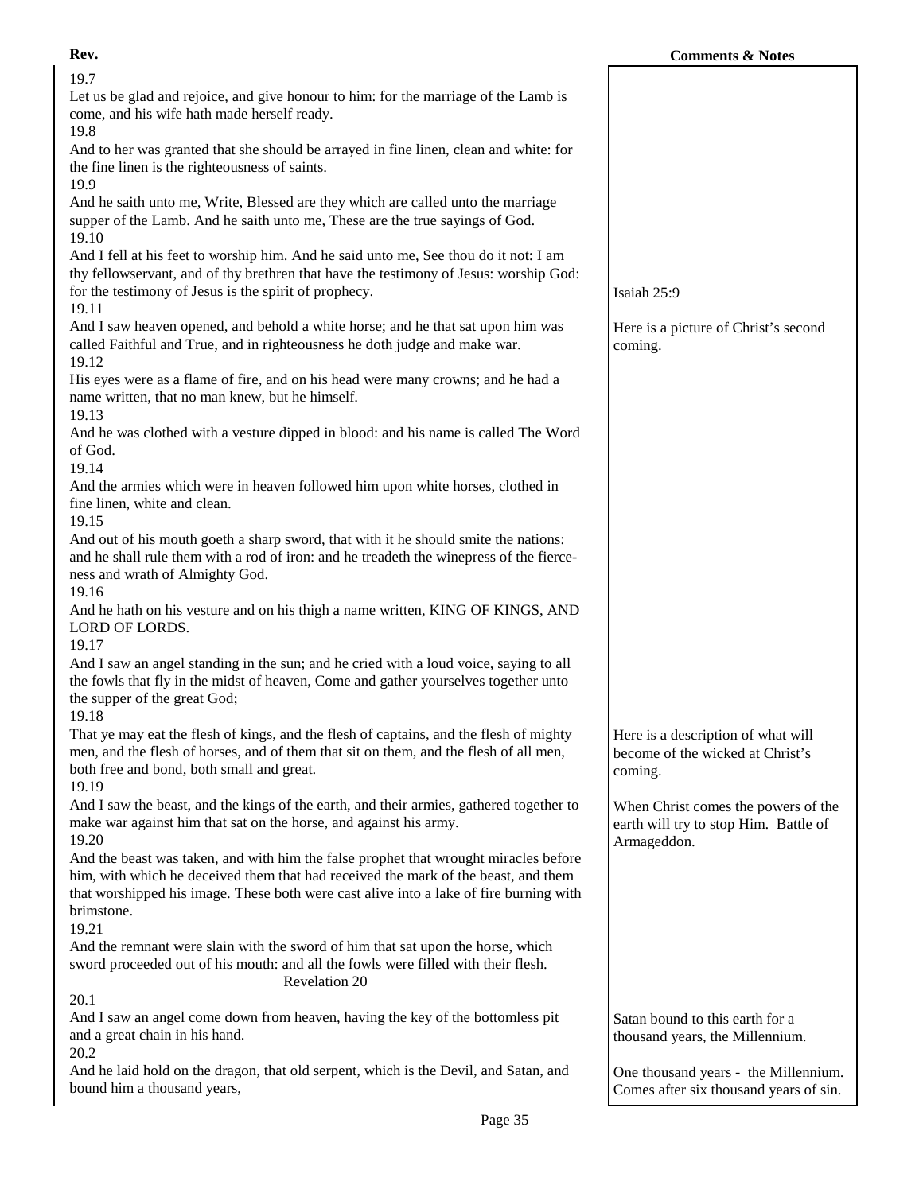| Rev. | Comments & Notes |
|---|---|
| 19.7<br>Let us be glad and rejoice, and give honour to him: for the marriage of the Lamb is come, and his wife hath made herself ready. | |
| 19.8<br>And to her was granted that she should be arrayed in fine linen, clean and white: for the fine linen is the righteousness of saints. | |
| 19.9<br>And he saith unto me, Write, Blessed are they which are called unto the marriage supper of the Lamb. And he saith unto me, These are the true sayings of God. | |
| 19.10<br>And I fell at his feet to worship him. And he said unto me, See thou do it not: I am thy fellowservant, and of thy brethren that have the testimony of Jesus: worship God: for the testimony of Jesus is the spirit of prophecy. | Isaiah 25:9 |
| 19.11<br>And I saw heaven opened, and behold a white horse; and he that sat upon him was called Faithful and True, and in righteousness he doth judge and make war. | Here is a picture of Christ's second coming. |
| 19.12<br>His eyes were as a flame of fire, and on his head were many crowns; and he had a name written, that no man knew, but he himself. | |
| 19.13<br>And he was clothed with a vesture dipped in blood: and his name is called The Word of God. | |
| 19.14<br>And the armies which were in heaven followed him upon white horses, clothed in fine linen, white and clean. | |
| 19.15<br>And out of his mouth goeth a sharp sword, that with it he should smite the nations: and he shall rule them with a rod of iron: and he treadeth the winepress of the fierceness and wrath of Almighty God. | |
| 19.16<br>And he hath on his vesture and on his thigh a name written, KING OF KINGS, AND LORD OF LORDS. | |
| 19.17<br>And I saw an angel standing in the sun; and he cried with a loud voice, saying to all the fowls that fly in the midst of heaven, Come and gather yourselves together unto the supper of the great God; | |
| 19.18<br>That ye may eat the flesh of kings, and the flesh of captains, and the flesh of mighty men, and the flesh of horses, and of them that sit on them, and the flesh of all men, both free and bond, both small and great. | Here is a description of what will become of the wicked at Christ's coming. |
| 19.19<br>And I saw the beast, and the kings of the earth, and their armies, gathered together to make war against him that sat on the horse, and against his army. | When Christ comes the powers of the earth will try to stop Him. Battle of Armageddon. |
| 19.20<br>And the beast was taken, and with him the false prophet that wrought miracles before him, with which he deceived them that had received the mark of the beast, and them that worshipped his image. These both were cast alive into a lake of fire burning with brimstone. | |
| 19.21<br>And the remnant were slain with the sword of him that sat upon the horse, which sword proceeded out of his mouth: and all the fowls were filled with their flesh. | |
| Revelation 20 | |
| 20.1<br>And I saw an angel come down from heaven, having the key of the bottomless pit and a great chain in his hand. | Satan bound to this earth for a thousand years, the Millennium. |
| 20.2<br>And he laid hold on the dragon, that old serpent, which is the Devil, and Satan, and bound him a thousand years, | One thousand years - the Millennium. Comes after six thousand years of sin. |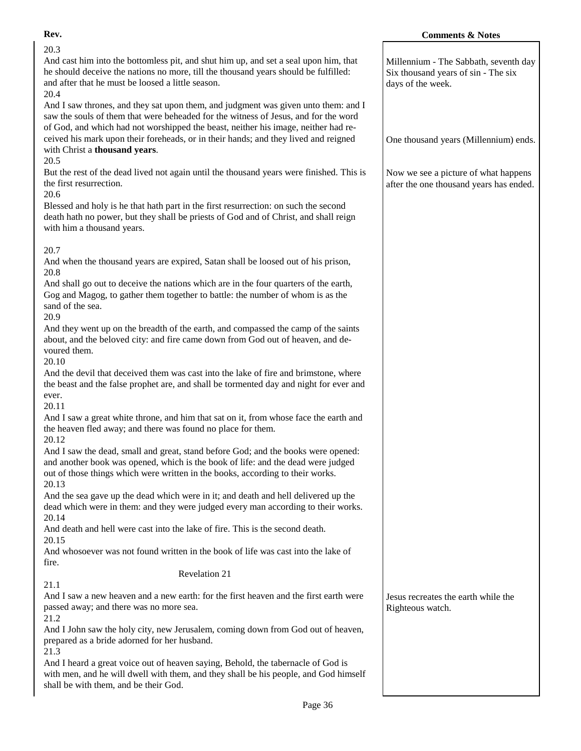| Rev. | Comments & Notes |
| --- | --- |
| 20.3<br>And cast him into the bottomless pit, and shut him up, and set a seal upon him, that he should deceive the nations no more, till the thousand years should be fulfilled: and after that he must be loosed a little season. | Millennium - The Sabbath, seventh day Six thousand years of sin - The six days of the week. |
| 20.4<br>And I saw thrones, and they sat upon them, and judgment was given unto them: and I saw the souls of them that were beheaded for the witness of Jesus, and for the word of God, and which had not worshipped the beast, neither his image, neither had received his mark upon their foreheads, or in their hands; and they lived and reigned with Christ a **thousand years**. | One thousand years (Millennium) ends. |
| 20.5<br>But the rest of the dead lived not again until the thousand years were finished. This is the first resurrection. | Now we see a picture of what happens after the one thousand years has ended. |
| 20.6<br>Blessed and holy is he that hath part in the first resurrection: on such the second death hath no power, but they shall be priests of God and of Christ, and shall reign with him a thousand years. | |
| 20.7<br>And when the thousand years are expired, Satan shall be loosed out of his prison, | |
| 20.8<br>And shall go out to deceive the nations which are in the four quarters of the earth, Gog and Magog, to gather them together to battle: the number of whom is as the sand of the sea. | |
| 20.9<br>And they went up on the breadth of the earth, and compassed the camp of the saints about, and the beloved city: and fire came down from God out of heaven, and devoured them. | |
| 20.10<br>And the devil that deceived them was cast into the lake of fire and brimstone, where the beast and the false prophet are, and shall be tormented day and night for ever and ever. | |
| 20.11<br>And I saw a great white throne, and him that sat on it, from whose face the earth and the heaven fled away; and there was found no place for them. | |
| 20.12<br>And I saw the dead, small and great, stand before God; and the books were opened: and another book was opened, which is the book of life: and the dead were judged out of those things which were written in the books, according to their works. | |
| 20.13<br>And the sea gave up the dead which were in it; and death and hell delivered up the dead which were in them: and they were judged every man according to their works. | |
| 20.14<br>And death and hell were cast into the lake of fire. This is the second death. | |
| 20.15<br>And whosoever was not found written in the book of life was cast into the lake of fire. | |
| Revelation 21 | |
| 21.1<br>And I saw a new heaven and a new earth: for the first heaven and the first earth were passed away; and there was no more sea. | Jesus recreates the earth while the Righteous watch. |
| 21.2<br>And I John saw the holy city, new Jerusalem, coming down from God out of heaven, prepared as a bride adorned for her husband. | |
| 21.3<br>And I heard a great voice out of heaven saying, Behold, the tabernacle of God is with men, and he will dwell with them, and they shall be his people, and God himself shall be with them, and be their God. | |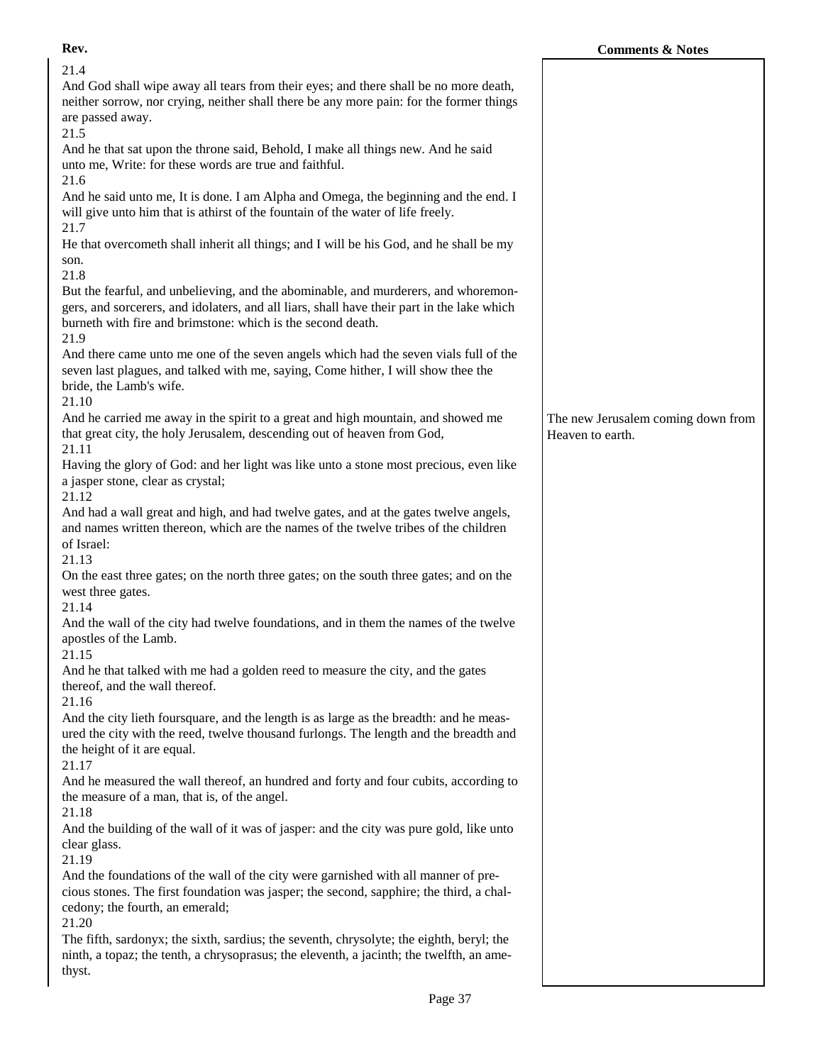| Rev. | Comments & Notes |
| --- | --- |
| 21.4<br>And God shall wipe away all tears from their eyes; and there shall be no more death, neither sorrow, nor crying, neither shall there be any more pain: for the former things are passed away. | |
| 21.5<br>And he that sat upon the throne said, Behold, I make all things new. And he said unto me, Write: for these words are true and faithful. | |
| 21.6<br>And he said unto me, It is done. I am Alpha and Omega, the beginning and the end. I will give unto him that is athirst of the fountain of the water of life freely. | |
| 21.7<br>He that overcometh shall inherit all things; and I will be his God, and he shall be my son. | |
| 21.8<br>But the fearful, and unbelieving, and the abominable, and murderers, and whoremongers, and sorcerers, and idolaters, and all liars, shall have their part in the lake which burneth with fire and brimstone: which is the second death. | |
| 21.9<br>And there came unto me one of the seven angels which had the seven vials full of the seven last plagues, and talked with me, saying, Come hither, I will show thee the bride, the Lamb's wife. | |
| 21.10<br>And he carried me away in the spirit to a great and high mountain, and showed me that great city, the holy Jerusalem, descending out of heaven from God, | The new Jerusalem coming down from Heaven to earth. |
| 21.11<br>Having the glory of God: and her light was like unto a stone most precious, even like a jasper stone, clear as crystal; | |
| 21.12<br>And had a wall great and high, and had twelve gates, and at the gates twelve angels, and names written thereon, which are the names of the twelve tribes of the children of Israel: | |
| 21.13<br>On the east three gates; on the north three gates; on the south three gates; and on the west three gates. | |
| 21.14<br>And the wall of the city had twelve foundations, and in them the names of the twelve apostles of the Lamb. | |
| 21.15<br>And he that talked with me had a golden reed to measure the city, and the gates thereof, and the wall thereof. | |
| 21.16<br>And the city lieth foursquare, and the length is as large as the breadth: and he measured the city with the reed, twelve thousand furlongs. The length and the breadth and the height of it are equal. | |
| 21.17<br>And he measured the wall thereof, an hundred and forty and four cubits, according to the measure of a man, that is, of the angel. | |
| 21.18<br>And the building of the wall of it was of jasper: and the city was pure gold, like unto clear glass. | |
| 21.19<br>And the foundations of the wall of the city were garnished with all manner of precious stones. The first foundation was jasper; the second, sapphire; the third, a chalcedony; the fourth, an emerald; | |
| 21.20<br>The fifth, sardonyx; the sixth, sardius; the seventh, chrysolyte; the eighth, beryl; the ninth, a topaz; the tenth, a chrysoprasus; the eleventh, a jacinth; the twelfth, an amethyst. | |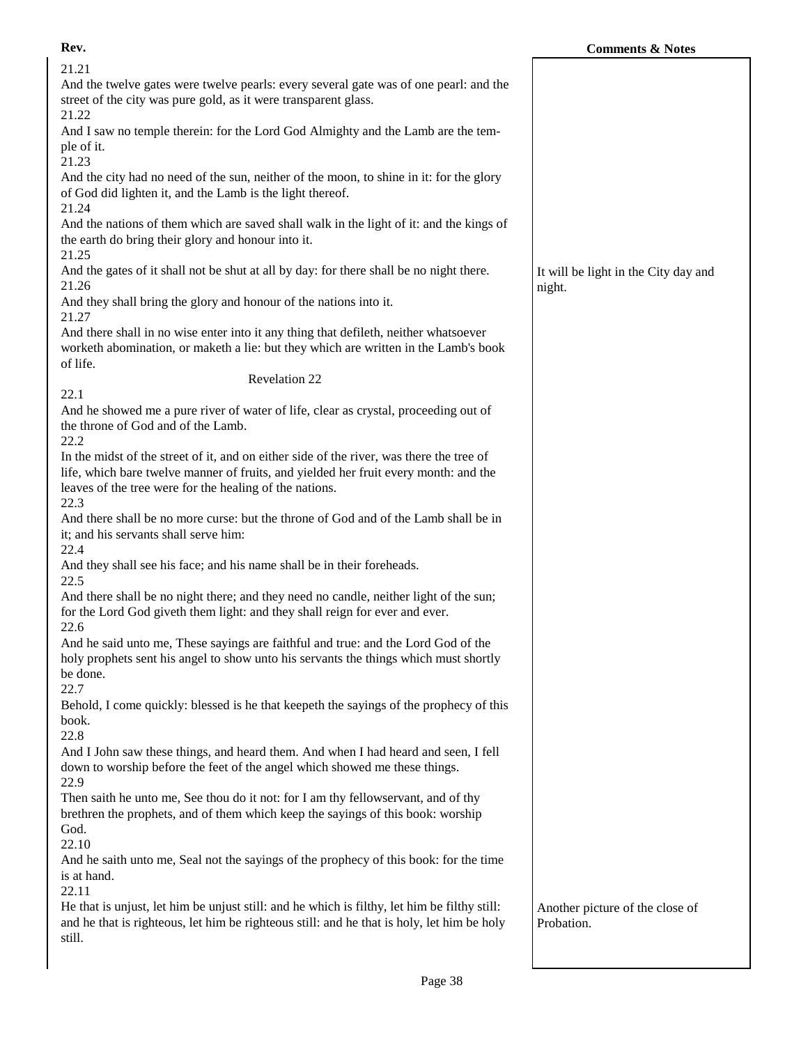| Rev. | Comments & Notes |
|---|---|
| 21.21<br>And the twelve gates were twelve pearls: every several gate was of one pearl: and the street of the city was pure gold, as it were transparent glass. | |
| 21.22<br>And I saw no temple therein: for the Lord God Almighty and the Lamb are the temple of it. | |
| 21.23<br>And the city had no need of the sun, neither of the moon, to shine in it: for the glory of God did lighten it, and the Lamb is the light thereof. | |
| 21.24<br>And the nations of them which are saved shall walk in the light of it: and the kings of the earth do bring their glory and honour into it. | |
| 21.25<br>And the gates of it shall not be shut at all by day: for there shall be no night there. | It will be light in the City day and night. |
| 21.26<br>And they shall bring the glory and honour of the nations into it. | |
| 21.27<br>And there shall in no wise enter into it any thing that defileth, neither whatsoever worketh abomination, or maketh a lie: but they which are written in the Lamb's book of life. | |
| **Revelation 22** | |
| 22.1<br>And he showed me a pure river of water of life, clear as crystal, proceeding out of the throne of God and of the Lamb. | |
| 22.2<br>In the midst of the street of it, and on either side of the river, was there the tree of life, which bare twelve manner of fruits, and yielded her fruit every month: and the leaves of the tree were for the healing of the nations. | |
| 22.3<br>And there shall be no more curse: but the throne of God and of the Lamb shall be in it; and his servants shall serve him: | |
| 22.4<br>And they shall see his face; and his name shall be in their foreheads. | |
| 22.5<br>And there shall be no night there; and they need no candle, neither light of the sun; for the Lord God giveth them light: and they shall reign for ever and ever. | |
| 22.6<br>And he said unto me, These sayings are faithful and true: and the Lord God of the holy prophets sent his angel to show unto his servants the things which must shortly be done. | |
| 22.7<br>Behold, I come quickly: blessed is he that keepeth the sayings of the prophecy of this book. | |
| 22.8<br>And I John saw these things, and heard them. And when I had heard and seen, I fell down to worship before the feet of the angel which showed me these things. | |
| 22.9<br>Then saith he unto me, See thou do it not: for I am thy fellowservant, and of thy brethren the prophets, and of them which keep the sayings of this book: worship God. | |
| 22.10<br>And he saith unto me, Seal not the sayings of the prophecy of this book: for the time is at hand. | |
| 22.11<br>He that is unjust, let him be unjust still: and he which is filthy, let him be filthy still: and he that is righteous, let him be righteous still: and he that is holy, let him be holy still. | Another picture of the close of Probation. |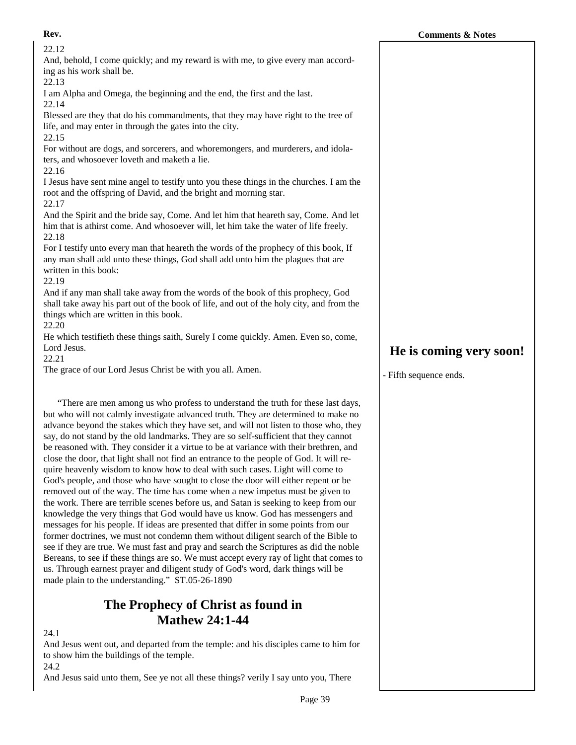22.12
And, behold, I come quickly; and my reward is with me, to give every man according as his work shall be.
22.13
I am Alpha and Omega, the beginning and the end, the first and the last.
22.14
Blessed are they that do his commandments, that they may have right to the tree of life, and may enter in through the gates into the city.
22.15
For without are dogs, and sorcerers, and whoremongers, and murderers, and idolaters, and whosoever loveth and maketh a lie.
22.16
I Jesus have sent mine angel to testify unto you these things in the churches. I am the root and the offspring of David, and the bright and morning star.
22.17
And the Spirit and the bride say, Come. And let him that heareth say, Come. And let him that is athirst come. And whosoever will, let him take the water of life freely.
22.18
For I testify unto every man that heareth the words of the prophecy of this book, If any man shall add unto these things, God shall add unto him the plagues that are written in this book:
22.19
And if any man shall take away from the words of the book of this prophecy, God shall take away his part out of the book of life, and out of the holy city, and from the things which are written in this book.
22.20
He which testifieth these things saith, Surely I come quickly. Amen. Even so, come, Lord Jesus.
22.21
The grace of our Lord Jesus Christ be with you all. Amen.

**He is coming very soon!**

- Fifth sequence ends.

"There are men among us who profess to understand the truth for these last days, but who will not calmly investigate advanced truth. They are determined to make no advance beyond the stakes which they have set, and will not listen to those who, they say, do not stand by the old landmarks. They are so self-sufficient that they cannot be reasoned with. They consider it a virtue to be at variance with their brethren, and close the door, that light shall not find an entrance to the people of God. It will require heavenly wisdom to know how to deal with such cases. Light will come to God's people, and those who have sought to close the door will either repent or be removed out of the way. The time has come when a new impetus must be given to the work. There are terrible scenes before us, and Satan is seeking to keep from our knowledge the very things that God would have us know. God has messengers and messages for his people. If ideas are presented that differ in some points from our former doctrines, we must not condemn them without diligent search of the Bible to see if they are true. We must fast and pray and search the Scriptures as did the noble Bereans, to see if these things are so. We must accept every ray of light that comes to us. Through earnest prayer and diligent study of God's word, dark things will be made plain to the understanding." ST.05-26-1890

## The Prophecy of Christ as found in Mathew 24:1-44

24.1
And Jesus went out, and departed from the temple: and his disciples came to him for to show him the buildings of the temple.
24.2
And Jesus said unto them, See ye not all these things? verily I say unto you, There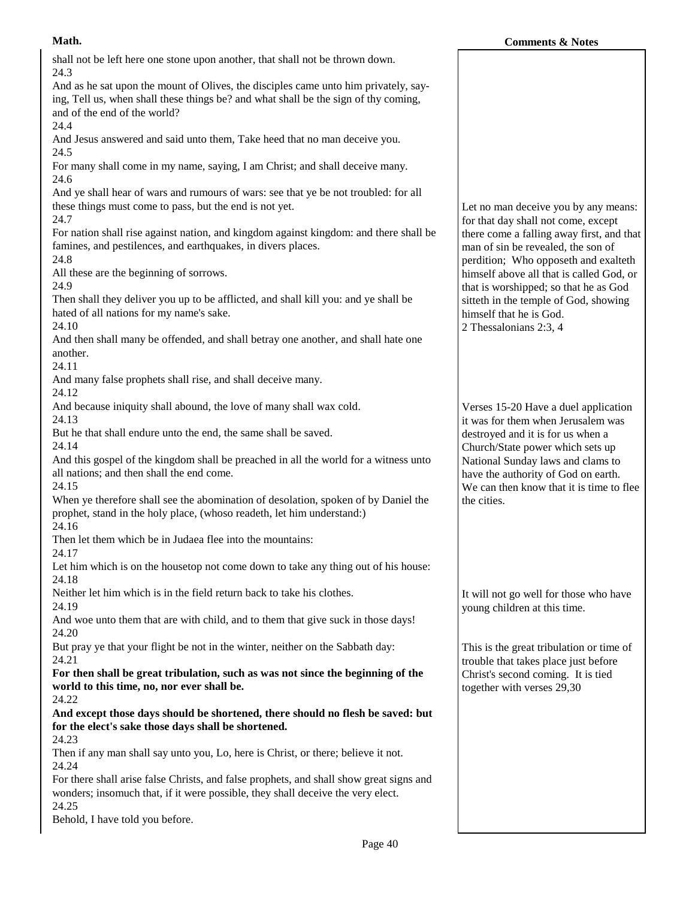shall not be left here one stone upon another, that shall not be thrown down.

24.3

And as he sat upon the mount of Olives, the disciples came unto him privately, saying, Tell us, when shall these things be? and what shall be the sign of thy coming, and of the end of the world?

24.4

And Jesus answered and said unto them, Take heed that no man deceive you.

24.5

For many shall come in my name, saying, I am Christ; and shall deceive many.

24.6

And ye shall hear of wars and rumours of wars: see that ye be not troubled: for all these things must come to pass, but the end is not yet.

24.7

For nation shall rise against nation, and kingdom against kingdom: and there shall be famines, and pestilences, and earthquakes, in divers places.

24.8

All these are the beginning of sorrows.

24.9

Then shall they deliver you up to be afflicted, and shall kill you: and ye shall be hated of all nations for my name's sake.

24.10

And then shall many be offended, and shall betray one another, and shall hate one another.

24.11

And many false prophets shall rise, and shall deceive many.

24.12

And because iniquity shall abound, the love of many shall wax cold.

24.13

But he that shall endure unto the end, the same shall be saved.

24.14

And this gospel of the kingdom shall be preached in all the world for a witness unto all nations; and then shall the end come.

24.15

When ye therefore shall see the abomination of desolation, spoken of by Daniel the prophet, stand in the holy place, (whoso readeth, let him understand:)

24.16

Then let them which be in Judaea flee into the mountains:

24.17

Let him which is on the housetop not come down to take any thing out of his house:

24.18

Neither let him which is in the field return back to take his clothes.

24.19

And woe unto them that are with child, and to them that give suck in those days!

24.20

But pray ye that your flight be not in the winter, neither on the Sabbath day:

24.21

**For then shall be great tribulation, such as was not since the beginning of the world to this time, no, nor ever shall be.**

24.22

**And except those days should be shortened, there should no flesh be saved: but for the elect's sake those days shall be shortened.**

24.23

Then if any man shall say unto you, Lo, here is Christ, or there; believe it not.

24.24

For there shall arise false Christs, and false prophets, and shall show great signs and wonders; insomuch that, if it were possible, they shall deceive the very elect.

24.25

Behold, I have told you before.

**Comments & Notes**

Let no man deceive you by any means: for that day shall not come, except there come a falling away first, and that man of sin be revealed, the son of perdition; Who opposeth and exalteth himself above all that is called God, or that is worshipped; so that he as God sitteth in the temple of God, showing himself that he is God.
2 Thessalonians 2:3, 4

Verses 15-20 Have a duel application it was for them when Jerusalem was destroyed and it is for us when a Church/State power which sets up National Sunday laws and clams to have the authority of God on earth. We can then know that it is time to flee the cities.

It will not go well for those who have young children at this time.

This is the great tribulation or time of trouble that takes place just before Christ's second coming. It is tied together with verses 29,30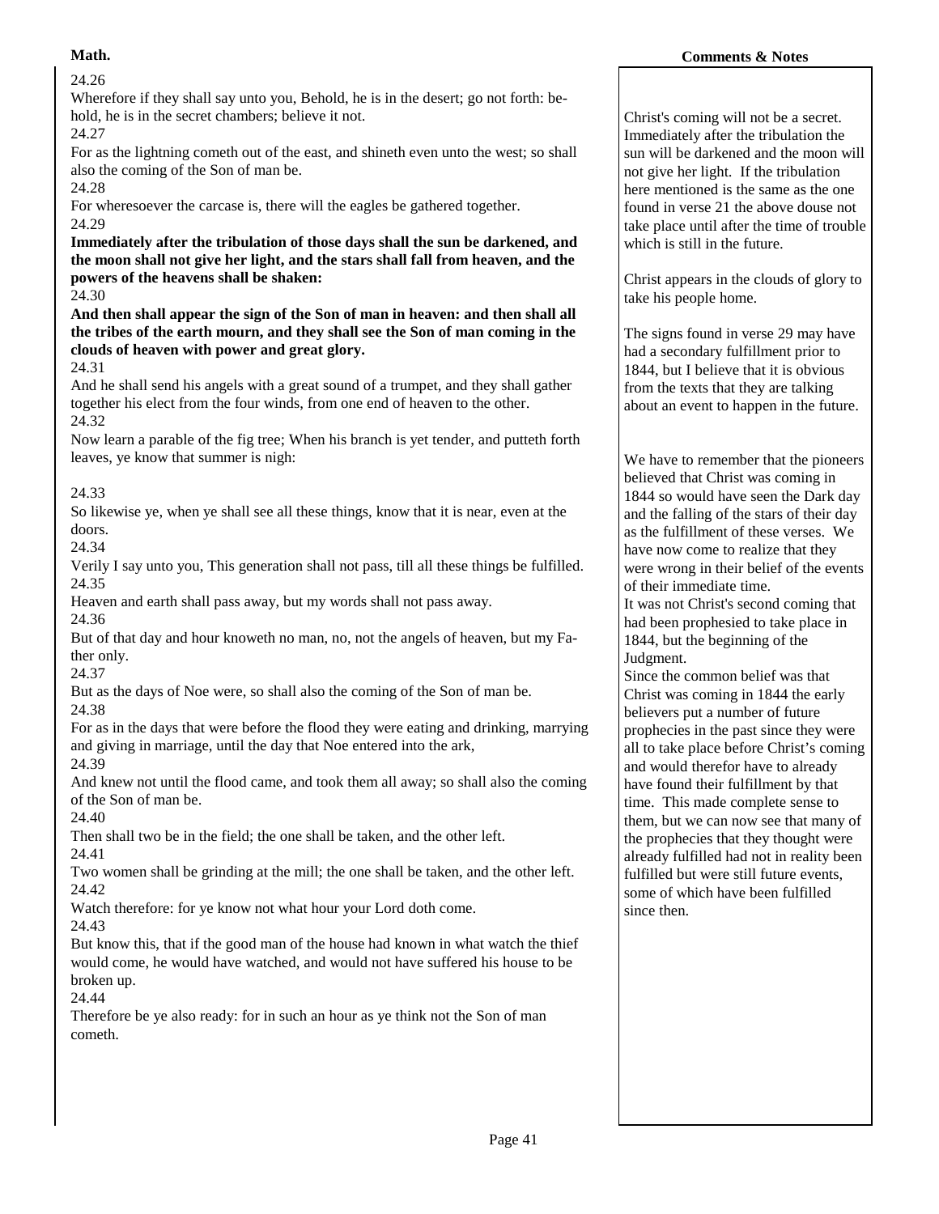**Math.**

24.26

Wherefore if they shall say unto you, Behold, he is in the desert; go not forth: behold, he is in the secret chambers; believe it not.

24.27

For as the lightning cometh out of the east, and shineth even unto the west; so shall also the coming of the Son of man be.

24.28

For wheresoever the carcase is, there will the eagles be gathered together.

24.29

**Immediately after the tribulation of those days shall the sun be darkened, and the moon shall not give her light, and the stars shall fall from heaven, and the powers of the heavens shall be shaken:**

24.30

**And then shall appear the sign of the Son of man in heaven: and then shall all the tribes of the earth mourn, and they shall see the Son of man coming in the clouds of heaven with power and great glory.**

24.31

And he shall send his angels with a great sound of a trumpet, and they shall gather together his elect from the four winds, from one end of heaven to the other.

24.32

Now learn a parable of the fig tree; When his branch is yet tender, and putteth forth leaves, ye know that summer is nigh:

24.33

So likewise ye, when ye shall see all these things, know that it is near, even at the doors.

24.34

Verily I say unto you, This generation shall not pass, till all these things be fulfilled.

24.35

Heaven and earth shall pass away, but my words shall not pass away.

24.36

But of that day and hour knoweth no man, no, not the angels of heaven, but my Father only.

24.37

But as the days of Noe were, so shall also the coming of the Son of man be.

24.38

For as in the days that were before the flood they were eating and drinking, marrying and giving in marriage, until the day that Noe entered into the ark,

24.39

And knew not until the flood came, and took them all away; so shall also the coming of the Son of man be.

24.40

Then shall two be in the field; the one shall be taken, and the other left.

24.41

Two women shall be grinding at the mill; the one shall be taken, and the other left.

24.42

Watch therefore: for ye know not what hour your Lord doth come.

24.43

But know this, that if the good man of the house had known in what watch the thief would come, he would have watched, and would not have suffered his house to be broken up.

24.44

Therefore be ye also ready: for in such an hour as ye think not the Son of man cometh.

**Comments & Notes**

Christ's coming will not be a secret. Immediately after the tribulation the sun will be darkened and the moon will not give her light. If the tribulation here mentioned is the same as the one found in verse 21 the above douse not take place until after the time of trouble which is still in the future.

Christ appears in the clouds of glory to take his people home.

The signs found in verse 29 may have had a secondary fulfillment prior to 1844, but I believe that it is obvious from the texts that they are talking about an event to happen in the future.

We have to remember that the pioneers believed that Christ was coming in 1844 so would have seen the Dark day and the falling of the stars of their day as the fulfillment of these verses. We have now come to realize that they were wrong in their belief of the events of their immediate time.

It was not Christ's second coming that had been prophesied to take place in 1844, but the beginning of the Judgment.

Since the common belief was that Christ was coming in 1844 the early believers put a number of future prophecies in the past since they were all to take place before Christ's coming and would therefor have to already have found their fulfillment by that time. This made complete sense to them, but we can now see that many of the prophecies that they thought were already fulfilled had not in reality been fulfilled but were still future events, some of which have been fulfilled since then.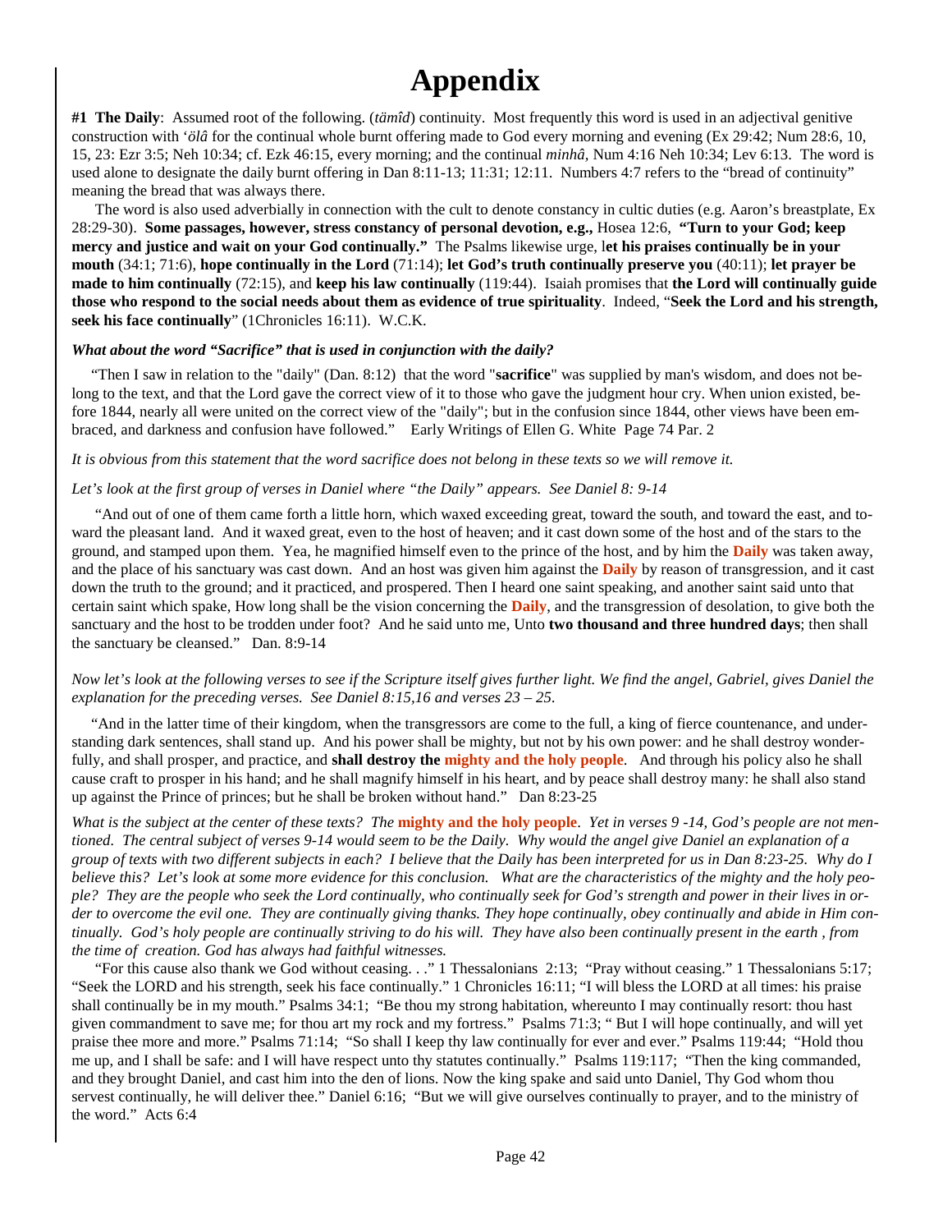# Appendix

**#1 The Daily**: Assumed root of the following. (*tämîd*) continuity. Most frequently this word is used in an adjectival genitive construction with *'ölâ* for the continual whole burnt offering made to God every morning and evening (Ex 29:42; Num 28:6, 10, 15, 23: Ezr 3:5; Neh 10:34; cf. Ezk 46:15, every morning; and the continual *minhâ*, Num 4:16 Neh 10:34; Lev 6:13. The word is used alone to designate the daily burnt offering in Dan 8:11-13; 11:31; 12:11. Numbers 4:7 refers to the "bread of continuity" meaning the bread that was always there.

The word is also used adverbially in connection with the cult to denote constancy in cultic duties (e.g. Aaron's breastplate, Ex 28:29-30). **Some passages, however, stress constancy of personal devotion, e.g.,** Hosea 12:6, **"Turn to your God; keep mercy and justice and wait on your God continually."** The Psalms likewise urge, l**et his praises continually be in your mouth** (34:1; 71:6), **hope continually in the Lord** (71:14); **let God's truth continually preserve you** (40:11); **let prayer be made to him continually** (72:15), and **keep his law continually** (119:44). Isaiah promises that **the Lord will continually guide those who respond to the social needs about them as evidence of true spirituality**. Indeed, "**Seek the Lord and his strength, seek his face continually**" (1Chronicles 16:11). W.C.K.

***What about the word "Sacrifice" that is used in conjunction with the daily?***

"Then I saw in relation to the "daily" (Dan. 8:12) that the word "**sacrifice**" was supplied by man's wisdom, and does not belong to the text, and that the Lord gave the correct view of it to those who gave the judgment hour cry. When union existed, before 1844, nearly all were united on the correct view of the "daily"; but in the confusion since 1844, other views have been embraced, and darkness and confusion have followed." Early Writings of Ellen G. White Page 74 Par. 2

*It is obvious from this statement that the word sacrifice does not belong in these texts so we will remove it.*

*Let's look at the first group of verses in Daniel where "the Daily" appears. See Daniel 8: 9-14*

"And out of one of them came forth a little horn, which waxed exceeding great, toward the south, and toward the east, and toward the pleasant land. And it waxed great, even to the host of heaven; and it cast down some of the host and of the stars to the ground, and stamped upon them. Yea, he magnified himself even to the prince of the host, and by him the **Daily** was taken away, and the place of his sanctuary was cast down. And an host was given him against the **Daily** by reason of transgression, and it cast down the truth to the ground; and it practiced, and prospered. Then I heard one saint speaking, and another saint said unto that certain saint which spake, How long shall be the vision concerning the **Daily**, and the transgression of desolation, to give both the sanctuary and the host to be trodden under foot? And he said unto me, Unto **two thousand and three hundred days**; then shall the sanctuary be cleansed." Dan. 8:9-14

*Now let's look at the following verses to see if the Scripture itself gives further light. We find the angel, Gabriel, gives Daniel the explanation for the preceding verses. See Daniel 8:15,16 and verses 23 – 25.*

"And in the latter time of their kingdom, when the transgressors are come to the full, a king of fierce countenance, and understanding dark sentences, shall stand up. And his power shall be mighty, but not by his own power: and he shall destroy wonderfully, and shall prosper, and practice, and **shall destroy the mighty and the holy people**. And through his policy also he shall cause craft to prosper in his hand; and he shall magnify himself in his heart, and by peace shall destroy many: he shall also stand up against the Prince of princes; but he shall be broken without hand." Dan 8:23-25

*What is the subject at the center of these texts? The* ***mighty and the holy people****. Yet in verses 9 -14, God's people are not mentioned. The central subject of verses 9-14 would seem to be the Daily. Why would the angel give Daniel an explanation of a group of texts with two different subjects in each? I believe that the Daily has been interpreted for us in Dan 8:23-25. Why do I believe this? Let's look at some more evidence for this conclusion. What are the characteristics of the mighty and the holy people? They are the people who seek the Lord continually, who continually seek for God's strength and power in their lives in order to overcome the evil one. They are continually giving thanks. They hope continually, obey continually and abide in Him continually. God's holy people are continually striving to do his will. They have also been continually present in the earth , from the time of creation. God has always had faithful witnesses.*

"For this cause also thank we God without ceasing. . ." 1 Thessalonians 2:13; "Pray without ceasing." 1 Thessalonians 5:17; "Seek the LORD and his strength, seek his face continually." 1 Chronicles 16:11; "I will bless the LORD at all times: his praise shall continually be in my mouth." Psalms 34:1; "Be thou my strong habitation, whereunto I may continually resort: thou hast given commandment to save me; for thou art my rock and my fortress." Psalms 71:3; " But I will hope continually, and will yet praise thee more and more." Psalms 71:14; "So shall I keep thy law continually for ever and ever." Psalms 119:44; "Hold thou me up, and I shall be safe: and I will have respect unto thy statutes continually." Psalms 119:117; "Then the king commanded, and they brought Daniel, and cast him into the den of lions. Now the king spake and said unto Daniel, Thy God whom thou servest continually, he will deliver thee." Daniel 6:16; "But we will give ourselves continually to prayer, and to the ministry of the word." Acts 6:4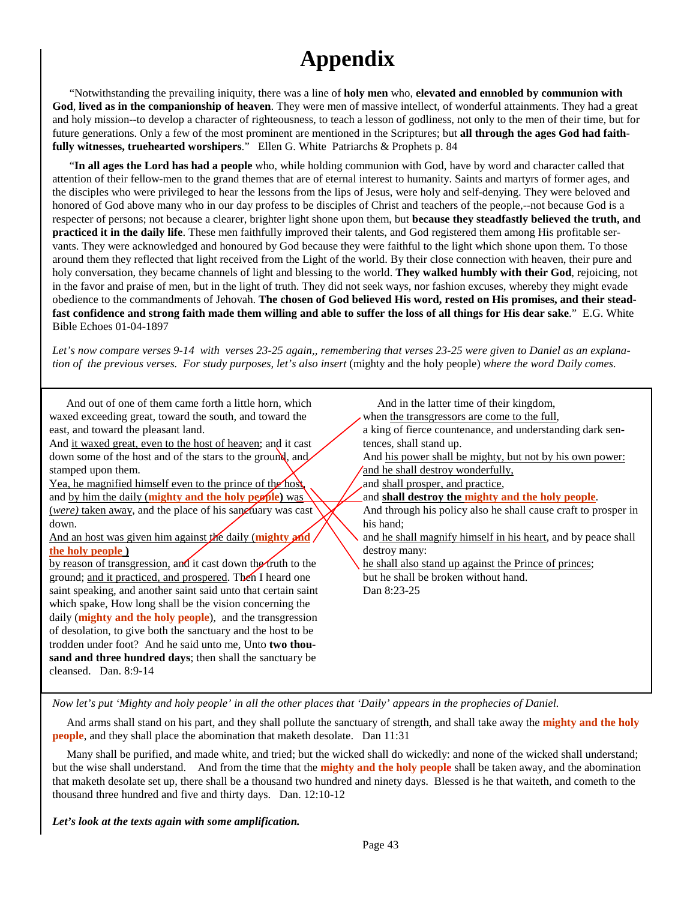# Appendix

"Notwithstanding the prevailing iniquity, there was a line of **holy men** who, **elevated and ennobled by communion with God**, **lived as in the companionship of heaven**. They were men of massive intellect, of wonderful attainments. They had a great and holy mission--to develop a character of righteousness, to teach a lesson of godliness, not only to the men of their time, but for future generations. Only a few of the most prominent are mentioned in the Scriptures; but **all through the ages God had faithfully witnesses, truehearted worshipers**." Ellen G. White Patriarchs & Prophets p. 84

"**In all ages the Lord has had a people** who, while holding communion with God, have by word and character called that attention of their fellow-men to the grand themes that are of eternal interest to humanity. Saints and martyrs of former ages, and the disciples who were privileged to hear the lessons from the lips of Jesus, were holy and self-denying. They were beloved and honored of God above many who in our day profess to be disciples of Christ and teachers of the people,--not because God is a respecter of persons; not because a clearer, brighter light shone upon them, but **because they steadfastly believed the truth, and practiced it in the daily life**. These men faithfully improved their talents, and God registered them among His profitable servants. They were acknowledged and honoured by God because they were faithful to the light which shone upon them. To those around them they reflected that light received from the Light of the world. By their close connection with heaven, their pure and holy conversation, they became channels of light and blessing to the world. **They walked humbly with their God**, rejoicing, not in the favor and praise of men, but in the light of truth. They did not seek ways, nor fashion excuses, whereby they might evade obedience to the commandments of Jehovah. **The chosen of God believed His word, rested on His promises, and their steadfast confidence and strong faith made them willing and able to suffer the loss of all things for His dear sake**." E.G. White Bible Echoes 01-04-1897

*Let's now compare verses 9-14 with verses 23-25 again,, remembering that verses 23-25 were given to Daniel as an explanation of the previous verses. For study purposes, let's also insert* (mighty and the holy people) *where the word Daily comes.*

And out of one of them came forth a little horn, which waxed exceeding great, toward the south, and toward the east, and toward the pleasant land.
And it waxed great, even to the host of heaven; and it cast down some of the host and of the stars to the ground, and stamped upon them.
Yea, he magnified himself even to the prince of the host, and by him the daily (**mighty and the holy people**) was (*were)* taken away, and the place of his sanctuary was cast down.
And an host was given him against the daily (**mighty and the holy people** )
by reason of transgression, and it cast down the truth to the ground; and it practiced, and prospered. Then I heard one saint speaking, and another saint said unto that certain saint which spake, How long shall be the vision concerning the daily (**mighty and the holy people**), and the transgression of desolation, to give both the sanctuary and the host to be trodden under foot? And he said unto me, Unto **two thousand and three hundred days**; then shall the sanctuary be cleansed. Dan. 8:9-14

And in the latter time of their kingdom,
when the transgressors are come to the full,
a king of fierce countenance, and understanding dark sentences, shall stand up.
And his power shall be mighty, but not by his own power:
and he shall destroy wonderfully,
and shall prosper, and practice,
and **shall destroy the mighty and the holy people**.
And through his policy also he shall cause craft to prosper in his hand;
and he shall magnify himself in his heart, and by peace shall destroy many:
he shall also stand up against the Prince of princes;
but he shall be broken without hand.
Dan 8:23-25

*Now let's put 'Mighty and holy people' in all the other places that 'Daily' appears in the prophecies of Daniel.*

And arms shall stand on his part, and they shall pollute the sanctuary of strength, and shall take away the **mighty and the holy people**, and they shall place the abomination that maketh desolate. Dan 11:31

Many shall be purified, and made white, and tried; but the wicked shall do wickedly: and none of the wicked shall understand; but the wise shall understand. And from the time that the **mighty and the holy people** shall be taken away, and the abomination that maketh desolate set up, there shall be a thousand two hundred and ninety days. Blessed is he that waiteth, and cometh to the thousand three hundred and five and thirty days. Dan. 12:10-12

***Let's look at the texts again with some amplification.***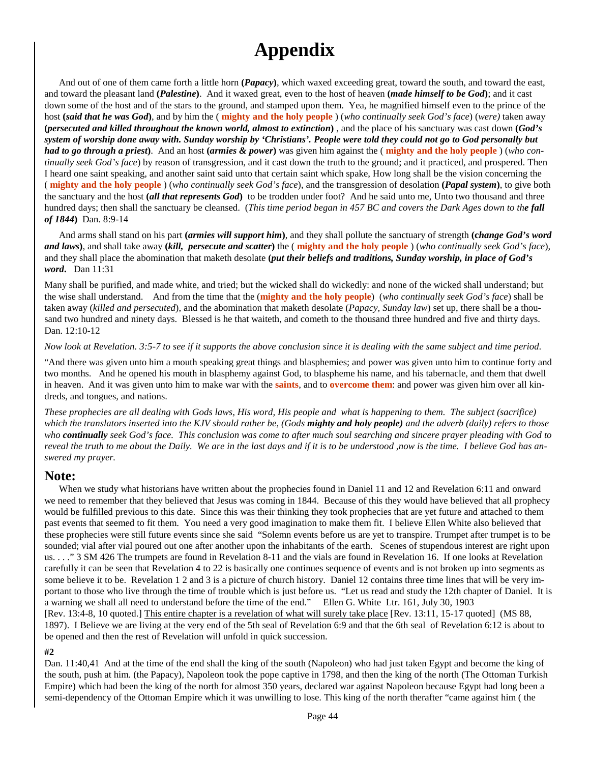# Appendix

And out of one of them came forth a little horn **(*Papacy*)**, which waxed exceeding great, toward the south, and toward the east, and toward the pleasant land **(*Palestine*)**. And it waxed great, even to the host of heaven **(*made himself to be God*)**; and it cast down some of the host and of the stars to the ground, and stamped upon them. Yea, he magnified himself even to the prince of the host **(*said that he was God*)**, and by him the ( **mighty and the holy people** ) (*who continually seek God's face*) (*were)* taken away **(*persecuted and killed throughout the known world, almost to extinction*)** , and the place of his sanctuary was cast down **(*God's system of worship done away with. Sunday worship by 'Christians'. People were told they could not go to God personally but had to go through a priest*)**. And an host **(*armies & power*)** was given him against the ( **mighty and the holy people** ) (*who continually seek God's face*) by reason of transgression, and it cast down the truth to the ground; and it practiced, and prospered. Then I heard one saint speaking, and another saint said unto that certain saint which spake, How long shall be the vision concerning the ( **mighty and the holy people** ) (*who continually seek God's face*), and the transgression of desolation **(*Papal system*)**, to give both the sanctuary and the host **(*all that represents God*)** to be trodden under foot? And he said unto me, Unto two thousand and three hundred days; then shall the sanctuary be cleansed. (*This time period began in 457 BC and covers the Dark Ages down to th**e fall of 1844***) Dan. 8:9-14

And arms shall stand on his part **(*armies will support him*)**, and they shall pollute the sanctuary of strength **(*change God's word and laws*)**, and shall take away **(*kill, persecute and scatter*)** the ( **mighty and the holy people** ) (*who continually seek God's face*), and they shall place the abomination that maketh desolate **(*put their beliefs and traditions, Sunday worship, in place of God's word*.** Dan 11:31

Many shall be purified, and made white, and tried; but the wicked shall do wickedly: and none of the wicked shall understand; but the wise shall understand. And from the time that the (**mighty and the holy people**) (*who continually seek God's face*) shall be taken away (*killed and persecuted*), and the abomination that maketh desolate (*Papacy, Sunday law*) set up, there shall be a thousand two hundred and ninety days. Blessed is he that waiteth, and cometh to the thousand three hundred and five and thirty days. Dan. 12:10-12

*Now look at Revelation. 3:5-7 to see if it supports the above conclusion since it is dealing with the same subject and time period.*

"And there was given unto him a mouth speaking great things and blasphemies; and power was given unto him to continue forty and two months. And he opened his mouth in blasphemy against God, to blaspheme his name, and his tabernacle, and them that dwell in heaven. And it was given unto him to make war with the **saints**, and to **overcome them**: and power was given him over all kindreds, and tongues, and nations.

*These prophecies are all dealing with Gods laws, His word, His people and what is happening to them. The subject (sacrifice) which the translators inserted into the KJV should rather be, (Gods **mighty and holy people)** and the adverb (daily) refers to those who **continually** seek God's face. This conclusion was come to after much soul searching and sincere prayer pleading with God to reveal the truth to me about the Daily. We are in the last days and if it is to be understood ,now is the time. I believe God has answered my prayer.*

## Note:

When we study what historians have written about the prophecies found in Daniel 11 and 12 and Revelation 6:11 and onward we need to remember that they believed that Jesus was coming in 1844. Because of this they would have believed that all prophecy would be fulfilled previous to this date. Since this was their thinking they took prophecies that are yet future and attached to them past events that seemed to fit them. You need a very good imagination to make them fit. I believe Ellen White also believed that these prophecies were still future events since she said "Solemn events before us are yet to transpire. Trumpet after trumpet is to be sounded; vial after vial poured out one after another upon the inhabitants of the earth. Scenes of stupendous interest are right upon us. . . ." 3 SM 426 The trumpets are found in Revelation 8-11 and the vials are found in Revelation 16. If one looks at Revelation carefully it can be seen that Revelation 4 to 22 is basically one continues sequence of events and is not broken up into segments as some believe it to be. Revelation 1 2 and 3 is a picture of church history. Daniel 12 contains three time lines that will be very important to those who live through the time of trouble which is just before us. "Let us read and study the 12th chapter of Daniel. It is a warning we shall all need to understand before the time of the end." Ellen G. White Ltr. 161, July 30, 1903 [Rev. 13:4-8, 10 quoted.] <u>This entire chapter is a revelation of what will surely take place</u> [Rev. 13:11, 15-17 quoted] (MS 88, 1897). I Believe we are living at the very end of the 5th seal of Revelation 6:9 and that the 6th seal of Revelation 6:12 is about to be opened and then the rest of Revelation will unfold in quick succession.

**#2**

Dan. 11:40,41 And at the time of the end shall the king of the south (Napoleon) who had just taken Egypt and become the king of the south, push at him. (the Papacy), Napoleon took the pope captive in 1798, and then the king of the north (The Ottoman Turkish Empire) which had been the king of the north for almost 350 years, declared war against Napoleon because Egypt had long been a semi-dependency of the Ottoman Empire which it was unwilling to lose. This king of the north therafter "came against him ( the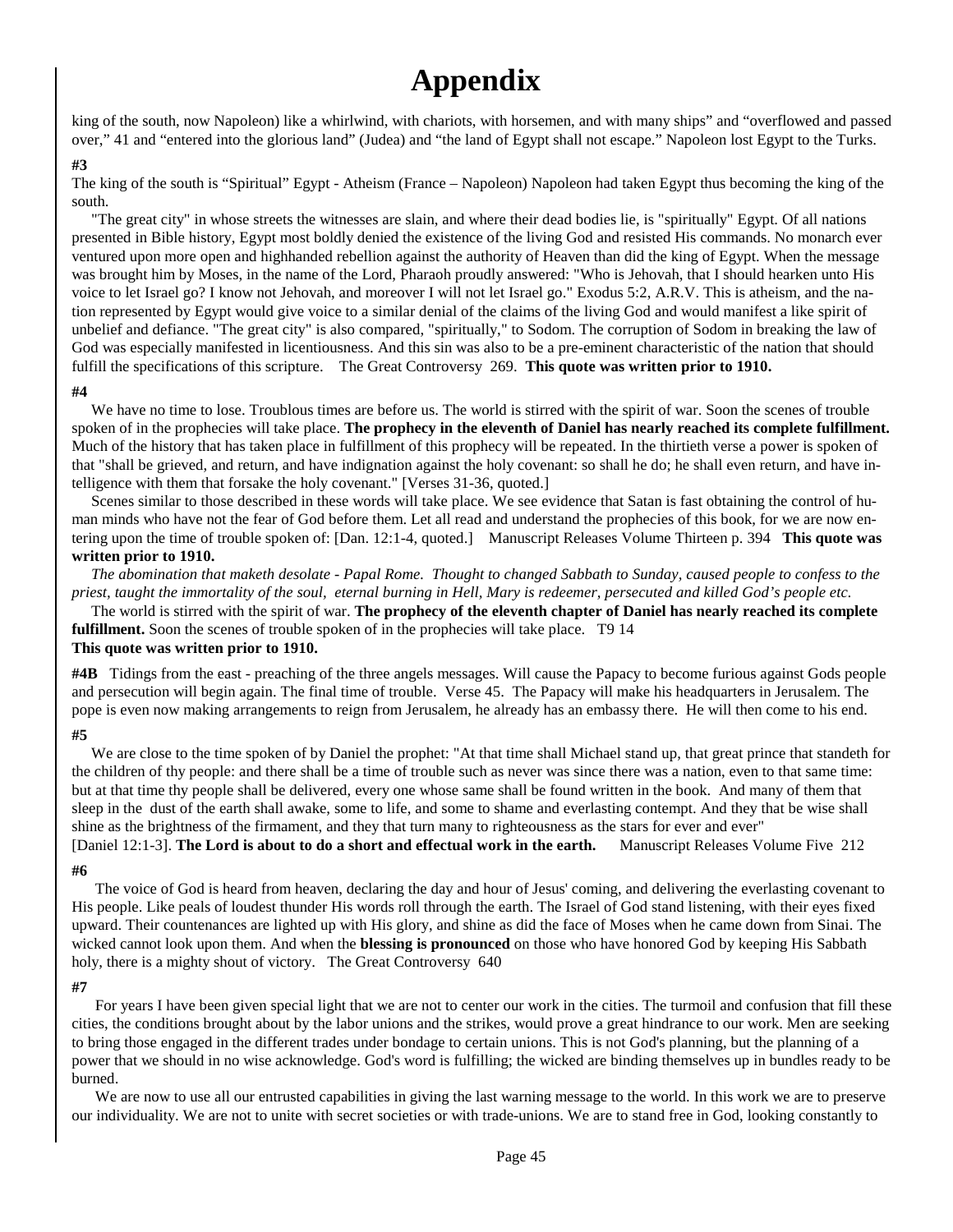# Appendix

king of the south, now Napoleon) like a whirlwind, with chariots, with horsemen, and with many ships" and "overflowed and passed over," 41 and "entered into the glorious land" (Judea) and "the land of Egypt shall not escape." Napoleon lost Egypt to the Turks.

**#3**

The king of the south is "Spiritual" Egypt - Atheism (France – Napoleon) Napoleon had taken Egypt thus becoming the king of the south.

"The great city" in whose streets the witnesses are slain, and where their dead bodies lie, is "spiritually" Egypt. Of all nations presented in Bible history, Egypt most boldly denied the existence of the living God and resisted His commands. No monarch ever ventured upon more open and highhanded rebellion against the authority of Heaven than did the king of Egypt. When the message was brought him by Moses, in the name of the Lord, Pharaoh proudly answered: "Who is Jehovah, that I should hearken unto His voice to let Israel go? I know not Jehovah, and moreover I will not let Israel go." Exodus 5:2, A.R.V. This is atheism, and the nation represented by Egypt would give voice to a similar denial of the claims of the living God and would manifest a like spirit of unbelief and defiance. "The great city" is also compared, "spiritually," to Sodom. The corruption of Sodom in breaking the law of God was especially manifested in licentiousness. And this sin was also to be a pre-eminent characteristic of the nation that should fulfill the specifications of this scripture. The Great Controversy 269. **This quote was written prior to 1910.**

**#4**

We have no time to lose. Troublous times are before us. The world is stirred with the spirit of war. Soon the scenes of trouble spoken of in the prophecies will take place. **The prophecy in the eleventh of Daniel has nearly reached its complete fulfillment.** Much of the history that has taken place in fulfillment of this prophecy will be repeated. In the thirtieth verse a power is spoken of that "shall be grieved, and return, and have indignation against the holy covenant: so shall he do; he shall even return, and have intelligence with them that forsake the holy covenant." [Verses 31-36, quoted.]

Scenes similar to those described in these words will take place. We see evidence that Satan is fast obtaining the control of human minds who have not the fear of God before them. Let all read and understand the prophecies of this book, for we are now entering upon the time of trouble spoken of: [Dan. 12:1-4, quoted.] Manuscript Releases Volume Thirteen p. 394 **This quote was written prior to 1910.**

*The abomination that maketh desolate - Papal Rome. Thought to changed Sabbath to Sunday, caused people to confess to the priest, taught the immortality of the soul, eternal burning in Hell, Mary is redeemer, persecuted and killed God's people etc.*

The world is stirred with the spirit of war. **The prophecy of the eleventh chapter of Daniel has nearly reached its complete fulfillment.** Soon the scenes of trouble spoken of in the prophecies will take place. T9 14

**This quote was written prior to 1910.**

**#4B** Tidings from the east - preaching of the three angels messages. Will cause the Papacy to become furious against Gods people and persecution will begin again. The final time of trouble. Verse 45. The Papacy will make his headquarters in Jerusalem. The pope is even now making arrangements to reign from Jerusalem, he already has an embassy there. He will then come to his end.

**#5**

We are close to the time spoken of by Daniel the prophet: "At that time shall Michael stand up, that great prince that standeth for the children of thy people: and there shall be a time of trouble such as never was since there was a nation, even to that same time: but at that time thy people shall be delivered, every one whose same shall be found written in the book. And many of them that sleep in the dust of the earth shall awake, some to life, and some to shame and everlasting contempt. And they that be wise shall shine as the brightness of the firmament, and they that turn many to righteousness as the stars for ever and ever" [Daniel 12:1-3]. **The Lord is about to do a short and effectual work in the earth.** Manuscript Releases Volume Five 212

**#6**

The voice of God is heard from heaven, declaring the day and hour of Jesus' coming, and delivering the everlasting covenant to His people. Like peals of loudest thunder His words roll through the earth. The Israel of God stand listening, with their eyes fixed upward. Their countenances are lighted up with His glory, and shine as did the face of Moses when he came down from Sinai. The wicked cannot look upon them. And when the **blessing is pronounced** on those who have honored God by keeping His Sabbath holy, there is a mighty shout of victory. The Great Controversy 640

**#7**

For years I have been given special light that we are not to center our work in the cities. The turmoil and confusion that fill these cities, the conditions brought about by the labor unions and the strikes, would prove a great hindrance to our work. Men are seeking to bring those engaged in the different trades under bondage to certain unions. This is not God's planning, but the planning of a power that we should in no wise acknowledge. God's word is fulfilling; the wicked are binding themselves up in bundles ready to be burned.

We are now to use all our entrusted capabilities in giving the last warning message to the world. In this work we are to preserve our individuality. We are not to unite with secret societies or with trade-unions. We are to stand free in God, looking constantly to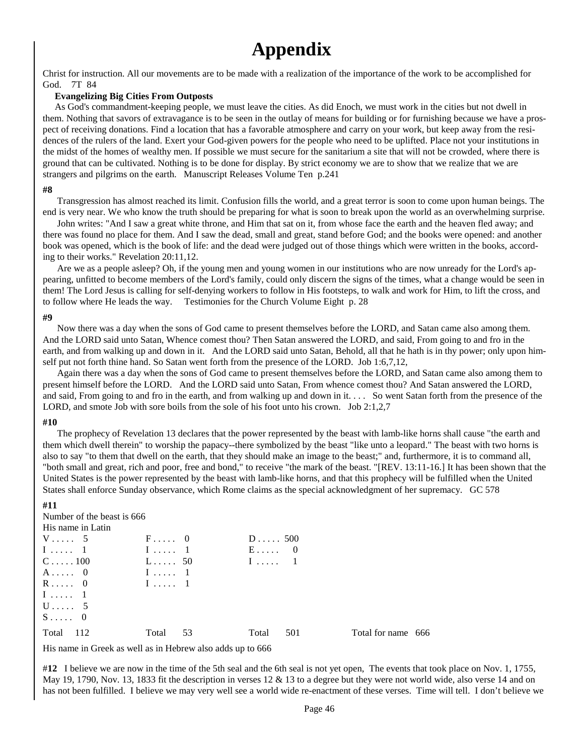# Appendix

Christ for instruction. All our movements are to be made with a realization of the importance of the work to be accomplished for God. 7T 84

**Evangelizing Big Cities From Outposts**

As God's commandment-keeping people, we must leave the cities. As did Enoch, we must work in the cities but not dwell in them. Nothing that savors of extravagance is to be seen in the outlay of means for building or for furnishing because we have a prospect of receiving donations. Find a location that has a favorable atmosphere and carry on your work, but keep away from the residences of the rulers of the land. Exert your God-given powers for the people who need to be uplifted. Place not your institutions in the midst of the homes of wealthy men. If possible we must secure for the sanitarium a site that will not be crowded, where there is ground that can be cultivated. Nothing is to be done for display. By strict economy we are to show that we realize that we are strangers and pilgrims on the earth. Manuscript Releases Volume Ten p.241

**#8**

Transgression has almost reached its limit. Confusion fills the world, and a great terror is soon to come upon human beings. The end is very near. We who know the truth should be preparing for what is soon to break upon the world as an overwhelming surprise.

John writes: "And I saw a great white throne, and Him that sat on it, from whose face the earth and the heaven fled away; and there was found no place for them. And I saw the dead, small and great, stand before God; and the books were opened: and another book was opened, which is the book of life: and the dead were judged out of those things which were written in the books, according to their works." Revelation 20:11,12.

Are we as a people asleep? Oh, if the young men and young women in our institutions who are now unready for the Lord's appearing, unfitted to become members of the Lord's family, could only discern the signs of the times, what a change would be seen in them! The Lord Jesus is calling for self-denying workers to follow in His footsteps, to walk and work for Him, to lift the cross, and to follow where He leads the way. Testimonies for the Church Volume Eight p. 28

**#9**

Now there was a day when the sons of God came to present themselves before the LORD, and Satan came also among them. And the LORD said unto Satan, Whence comest thou? Then Satan answered the LORD, and said, From going to and fro in the earth, and from walking up and down in it. And the LORD said unto Satan, Behold, all that he hath is in thy power; only upon himself put not forth thine hand. So Satan went forth from the presence of the LORD. Job 1:6,7,12,

Again there was a day when the sons of God came to present themselves before the LORD, and Satan came also among them to present himself before the LORD. And the LORD said unto Satan, From whence comest thou? And Satan answered the LORD, and said, From going to and fro in the earth, and from walking up and down in it. . . . So went Satan forth from the presence of the LORD, and smote Job with sore boils from the sole of his foot unto his crown. Job 2:1,2,7

**#10**

The prophecy of Revelation 13 declares that the power represented by the beast with lamb-like horns shall cause "the earth and them which dwell therein" to worship the papacy--there symbolized by the beast "like unto a leopard." The beast with two horns is also to say "to them that dwell on the earth, that they should make an image to the beast;" and, furthermore, it is to command all, "both small and great, rich and poor, free and bond," to receive "the mark of the beast. "[REV. 13:11-16.] It has been shown that the United States is the power represented by the beast with lamb-like horns, and that this prophecy will be fulfilled when the United States shall enforce Sunday observance, which Rome claims as the special acknowledgment of her supremacy. GC 578

**#11**

Number of the beast is 666

His name in Latin

| | | | |
|---|---|---|---|
| V . . . . . 5 | F . . . . . 0 | D . . . . . 500 | |
| I . . . . . 1 | I . . . . . 1 | E . . . . . 0 | |
| C . . . . . 100 | L . . . . . 50 | I . . . . . 1 | |
| A . . . . . 0 | I . . . . . 1 | | |
| R . . . . . 0 | I . . . . . 1 | | |
| I . . . . . 1 | | | |
| U . . . . . 5 | | | |
| S . . . . . 0 | | | |
| Total 112 | Total 53 | Total 501 | Total for name 666 |

His name in Greek as well as in Hebrew also adds up to 666

**#12** I believe we are now in the time of the 5th seal and the 6th seal is not yet open, The events that took place on Nov. 1, 1755, May 19, 1790, Nov. 13, 1833 fit the description in verses 12 & 13 to a degree but they were not world wide, also verse 14 and on has not been fulfilled. I believe we may very well see a world wide re-enactment of these verses. Time will tell. I don't believe we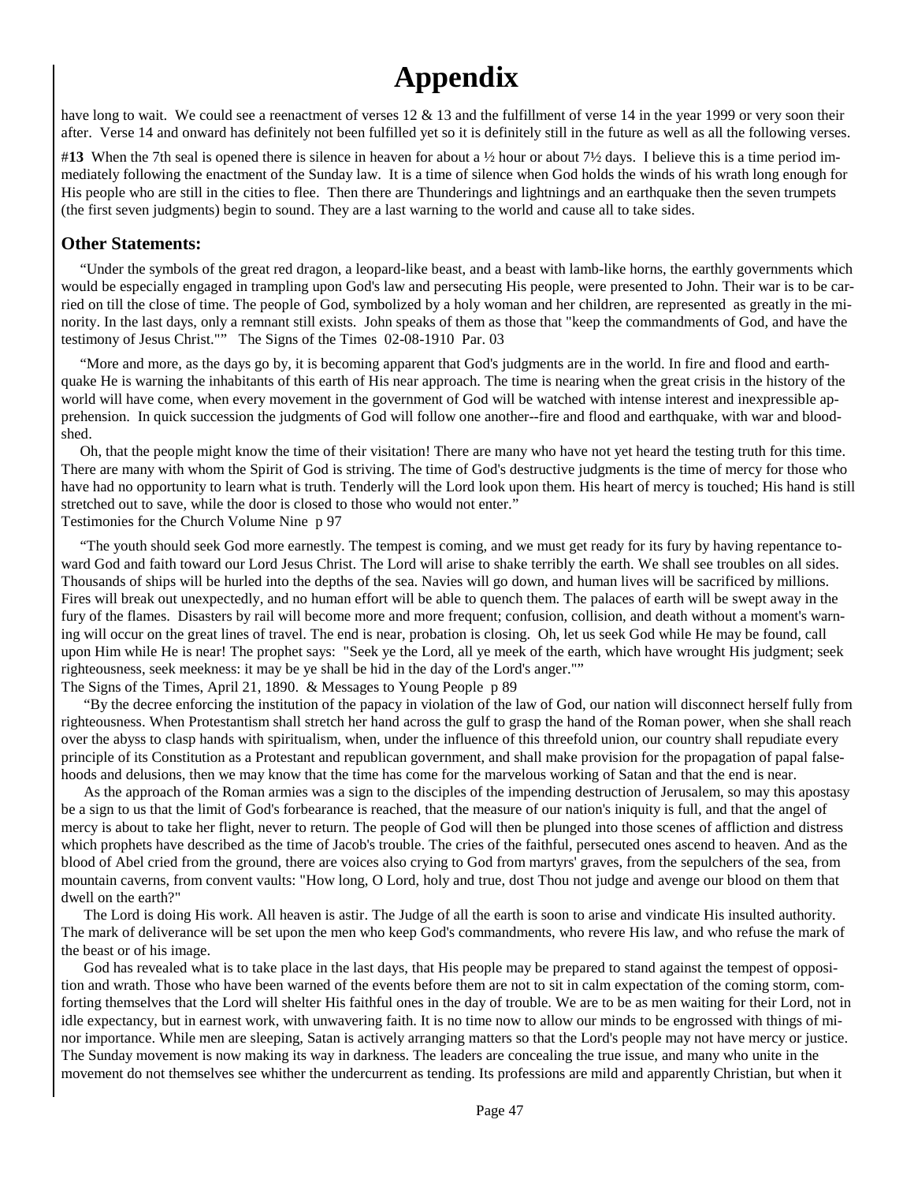# Appendix

have long to wait. We could see a reenactment of verses 12 & 13 and the fulfillment of verse 14 in the year 1999 or very soon their after. Verse 14 and onward has definitely not been fulfilled yet so it is definitely still in the future as well as all the following verses.

#**13** When the 7th seal is opened there is silence in heaven for about a ½ hour or about 7½ days. I believe this is a time period immediately following the enactment of the Sunday law. It is a time of silence when God holds the winds of his wrath long enough for His people who are still in the cities to flee. Then there are Thunderings and lightnings and an earthquake then the seven trumpets (the first seven judgments) begin to sound. They are a last warning to the world and cause all to take sides.

## Other Statements:

"Under the symbols of the great red dragon, a leopard-like beast, and a beast with lamb-like horns, the earthly governments which would be especially engaged in trampling upon God's law and persecuting His people, were presented to John. Their war is to be carried on till the close of time. The people of God, symbolized by a holy woman and her children, are represented as greatly in the minority. In the last days, only a remnant still exists. John speaks of them as those that "keep the commandments of God, and have the testimony of Jesus Christ."" The Signs of the Times 02-08-1910 Par. 03

"More and more, as the days go by, it is becoming apparent that God's judgments are in the world. In fire and flood and earthquake He is warning the inhabitants of this earth of His near approach. The time is nearing when the great crisis in the history of the world will have come, when every movement in the government of God will be watched with intense interest and inexpressible apprehension. In quick succession the judgments of God will follow one another--fire and flood and earthquake, with war and bloodshed.

Oh, that the people might know the time of their visitation! There are many who have not yet heard the testing truth for this time. There are many with whom the Spirit of God is striving. The time of God's destructive judgments is the time of mercy for those who have had no opportunity to learn what is truth. Tenderly will the Lord look upon them. His heart of mercy is touched; His hand is still stretched out to save, while the door is closed to those who would not enter."
Testimonies for the Church Volume Nine p 97

"The youth should seek God more earnestly. The tempest is coming, and we must get ready for its fury by having repentance toward God and faith toward our Lord Jesus Christ. The Lord will arise to shake terribly the earth. We shall see troubles on all sides. Thousands of ships will be hurled into the depths of the sea. Navies will go down, and human lives will be sacrificed by millions. Fires will break out unexpectedly, and no human effort will be able to quench them. The palaces of earth will be swept away in the fury of the flames. Disasters by rail will become more and more frequent; confusion, collision, and death without a moment's warning will occur on the great lines of travel. The end is near, probation is closing. Oh, let us seek God while He may be found, call upon Him while He is near! The prophet says: "Seek ye the Lord, all ye meek of the earth, which have wrought His judgment; seek righteousness, seek meekness: it may be ye shall be hid in the day of the Lord's anger.""
The Signs of the Times, April 21, 1890. & Messages to Young People p 89

"By the decree enforcing the institution of the papacy in violation of the law of God, our nation will disconnect herself fully from righteousness. When Protestantism shall stretch her hand across the gulf to grasp the hand of the Roman power, when she shall reach over the abyss to clasp hands with spiritualism, when, under the influence of this threefold union, our country shall repudiate every principle of its Constitution as a Protestant and republican government, and shall make provision for the propagation of papal falsehoods and delusions, then we may know that the time has come for the marvelous working of Satan and that the end is near.

As the approach of the Roman armies was a sign to the disciples of the impending destruction of Jerusalem, so may this apostasy be a sign to us that the limit of God's forbearance is reached, that the measure of our nation's iniquity is full, and that the angel of mercy is about to take her flight, never to return. The people of God will then be plunged into those scenes of affliction and distress which prophets have described as the time of Jacob's trouble. The cries of the faithful, persecuted ones ascend to heaven. And as the blood of Abel cried from the ground, there are voices also crying to God from martyrs' graves, from the sepulchers of the sea, from mountain caverns, from convent vaults: "How long, O Lord, holy and true, dost Thou not judge and avenge our blood on them that dwell on the earth?"

The Lord is doing His work. All heaven is astir. The Judge of all the earth is soon to arise and vindicate His insulted authority. The mark of deliverance will be set upon the men who keep God's commandments, who revere His law, and who refuse the mark of the beast or of his image.

God has revealed what is to take place in the last days, that His people may be prepared to stand against the tempest of opposition and wrath. Those who have been warned of the events before them are not to sit in calm expectation of the coming storm, comforting themselves that the Lord will shelter His faithful ones in the day of trouble. We are to be as men waiting for their Lord, not in idle expectancy, but in earnest work, with unwavering faith. It is no time now to allow our minds to be engrossed with things of minor importance. While men are sleeping, Satan is actively arranging matters so that the Lord's people may not have mercy or justice. The Sunday movement is now making its way in darkness. The leaders are concealing the true issue, and many who unite in the movement do not themselves see whither the undercurrent as tending. Its professions are mild and apparently Christian, but when it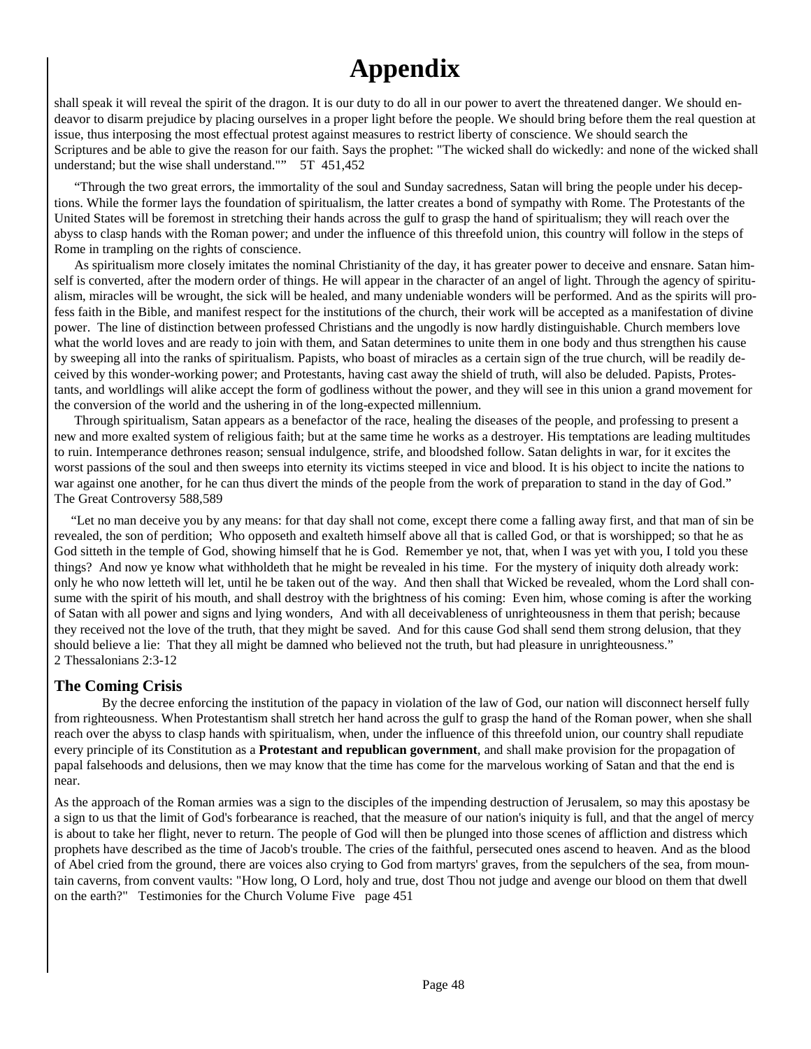# Appendix

shall speak it will reveal the spirit of the dragon. It is our duty to do all in our power to avert the threatened danger. We should endeavor to disarm prejudice by placing ourselves in a proper light before the people. We should bring before them the real question at issue, thus interposing the most effectual protest against measures to restrict liberty of conscience. We should search the Scriptures and be able to give the reason for our faith. Says the prophet: "The wicked shall do wickedly: and none of the wicked shall understand; but the wise shall understand."" 5T 451,452

"Through the two great errors, the immortality of the soul and Sunday sacredness, Satan will bring the people under his deceptions. While the former lays the foundation of spiritualism, the latter creates a bond of sympathy with Rome. The Protestants of the United States will be foremost in stretching their hands across the gulf to grasp the hand of spiritualism; they will reach over the abyss to clasp hands with the Roman power; and under the influence of this threefold union, this country will follow in the steps of Rome in trampling on the rights of conscience.

As spiritualism more closely imitates the nominal Christianity of the day, it has greater power to deceive and ensnare. Satan himself is converted, after the modern order of things. He will appear in the character of an angel of light. Through the agency of spiritualism, miracles will be wrought, the sick will be healed, and many undeniable wonders will be performed. And as the spirits will profess faith in the Bible, and manifest respect for the institutions of the church, their work will be accepted as a manifestation of divine power. The line of distinction between professed Christians and the ungodly is now hardly distinguishable. Church members love what the world loves and are ready to join with them, and Satan determines to unite them in one body and thus strengthen his cause by sweeping all into the ranks of spiritualism. Papists, who boast of miracles as a certain sign of the true church, will be readily deceived by this wonder-working power; and Protestants, having cast away the shield of truth, will also be deluded. Papists, Protestants, and worldlings will alike accept the form of godliness without the power, and they will see in this union a grand movement for the conversion of the world and the ushering in of the long-expected millennium.

Through spiritualism, Satan appears as a benefactor of the race, healing the diseases of the people, and professing to present a new and more exalted system of religious faith; but at the same time he works as a destroyer. His temptations are leading multitudes to ruin. Intemperance dethrones reason; sensual indulgence, strife, and bloodshed follow. Satan delights in war, for it excites the worst passions of the soul and then sweeps into eternity its victims steeped in vice and blood. It is his object to incite the nations to war against one another, for he can thus divert the minds of the people from the work of preparation to stand in the day of God." The Great Controversy 588,589

"Let no man deceive you by any means: for that day shall not come, except there come a falling away first, and that man of sin be revealed, the son of perdition; Who opposeth and exalteth himself above all that is called God, or that is worshipped; so that he as God sitteth in the temple of God, showing himself that he is God. Remember ye not, that, when I was yet with you, I told you these things? And now ye know what withholdeth that he might be revealed in his time. For the mystery of iniquity doth already work: only he who now letteth will let, until he be taken out of the way. And then shall that Wicked be revealed, whom the Lord shall consume with the spirit of his mouth, and shall destroy with the brightness of his coming: Even him, whose coming is after the working of Satan with all power and signs and lying wonders, And with all deceivableness of unrighteousness in them that perish; because they received not the love of the truth, that they might be saved. And for this cause God shall send them strong delusion, that they should believe a lie: That they all might be damned who believed not the truth, but had pleasure in unrighteousness."
2 Thessalonians 2:3-12

### The Coming Crisis

By the decree enforcing the institution of the papacy in violation of the law of God, our nation will disconnect herself fully from righteousness. When Protestantism shall stretch her hand across the gulf to grasp the hand of the Roman power, when she shall reach over the abyss to clasp hands with spiritualism, when, under the influence of this threefold union, our country shall repudiate every principle of its Constitution as a **Protestant and republican government**, and shall make provision for the propagation of papal falsehoods and delusions, then we may know that the time has come for the marvelous working of Satan and that the end is near.

As the approach of the Roman armies was a sign to the disciples of the impending destruction of Jerusalem, so may this apostasy be a sign to us that the limit of God's forbearance is reached, that the measure of our nation's iniquity is full, and that the angel of mercy is about to take her flight, never to return. The people of God will then be plunged into those scenes of affliction and distress which prophets have described as the time of Jacob's trouble. The cries of the faithful, persecuted ones ascend to heaven. And as the blood of Abel cried from the ground, there are voices also crying to God from martyrs' graves, from the sepulchers of the sea, from mountain caverns, from convent vaults: "How long, O Lord, holy and true, dost Thou not judge and avenge our blood on them that dwell on the earth?" Testimonies for the Church Volume Five page 451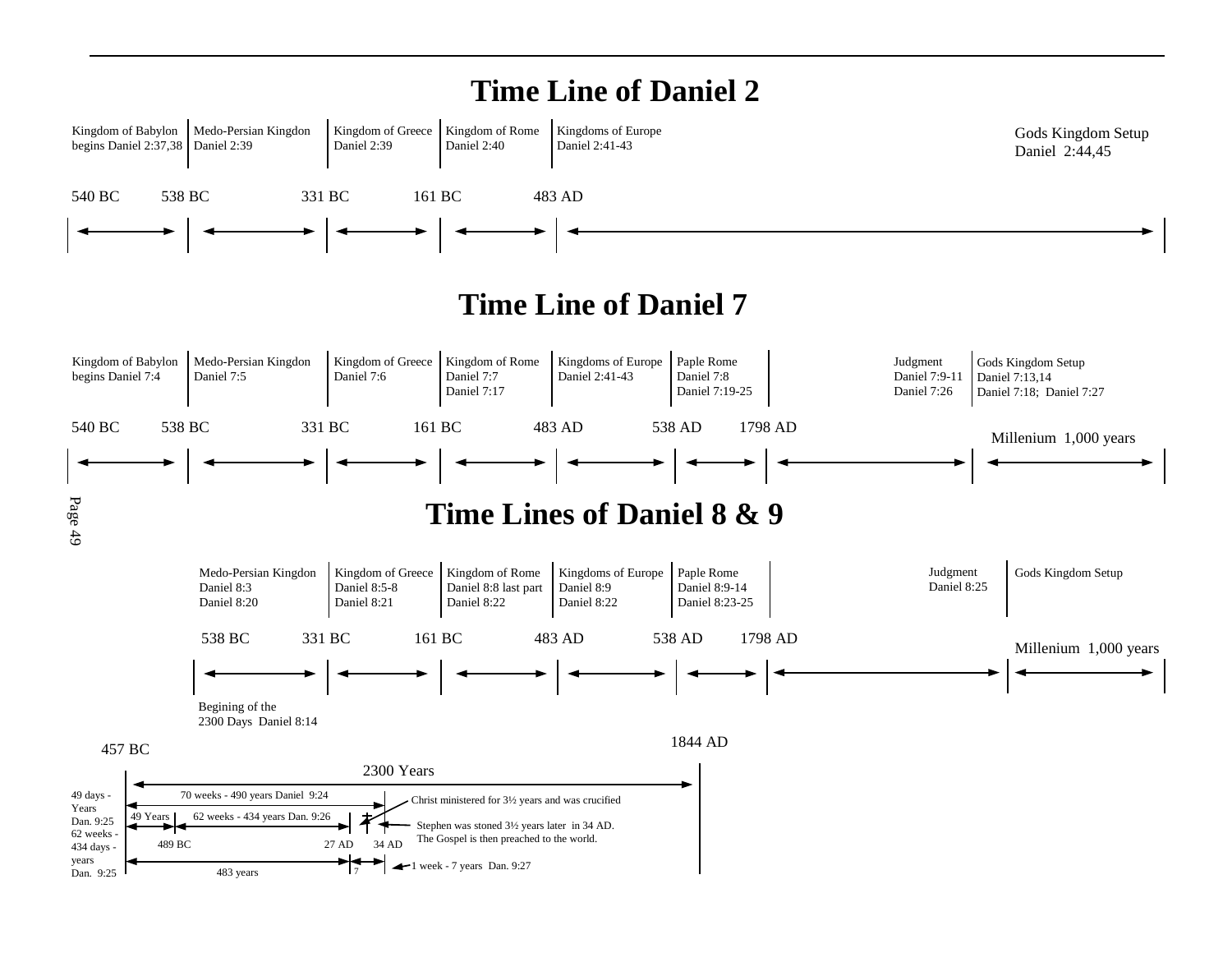# Time Line of Daniel 2

| Kingdom of Babylon begins Daniel 2:37,38 | Medo-Persian Kingdon Daniel 2:39 | Kingdom of Greece Daniel 2:39 | Kingdom of Rome Daniel 2:40 | Kingdoms of Europe Daniel 2:41-43 | Gods Kingdom Setup Daniel 2:44,45 |
|---|---|---|---|---|---|
| 540 BC | 538 BC | 331 BC | 161 BC | 483 AD | |

# Time Line of Daniel 7

| Kingdom of Babylon begins Daniel 7:4 | Medo-Persian Kingdon Daniel 7:5 | Kingdom of Greece Daniel 7:6 | Kingdom of Rome Daniel 7:7 Daniel 7:17 | Kingdoms of Europe Daniel 2:41-43 | Paple Rome Daniel 7:8 Daniel 7:19-25 | Judgment Daniel 7:9-11 Daniel 7:26 | Gods Kingdom Setup Daniel 7:13,14 Daniel 7:18; Daniel 7:27 |
|---|---|---|---|---|---|---|---|
| 540 BC | 538 BC | 331 BC | 161 BC | 483 AD | 538 AD | 1798 AD | Millenium 1,000 years |

# Time Lines of Daniel 8 & 9

| Medo-Persian Kingdon Daniel 8:3 Daniel 8:20 | Kingdom of Greece Daniel 8:5-8 Daniel 8:21 | Kingdom of Rome Daniel 8:8 last part Daniel 8:22 | Kingdoms of Europe Daniel 8:9 Daniel 8:22 | Paple Rome Daniel 8:9-14 Daniel 8:23-25 | Judgment Daniel 8:25 | Gods Kingdom Setup |
|---|---|---|---|---|---|---|
| 538 BC | 331 BC | 161 BC | 483 AD | 538 AD | 1798 AD | Millenium 1,000 years |

Begining of the 2300 Days Daniel 8:14

457 BC — 2300 Years — 1844 AD

49 days - Years Dan. 9:25

62 weeks - 434 days - years Dan. 9:25

70 weeks - 490 years Daniel 9:24

49 Years | 62 weeks - 434 years Dan. 9:26

489 BC — 27 AD — 34 AD

483 years | 7

Christ ministered for 3½ years and was crucified

Stephen was stoned 3½ years later in 34 AD. The Gospel is then preached to the world.

1 week - 7 years Dan. 9:27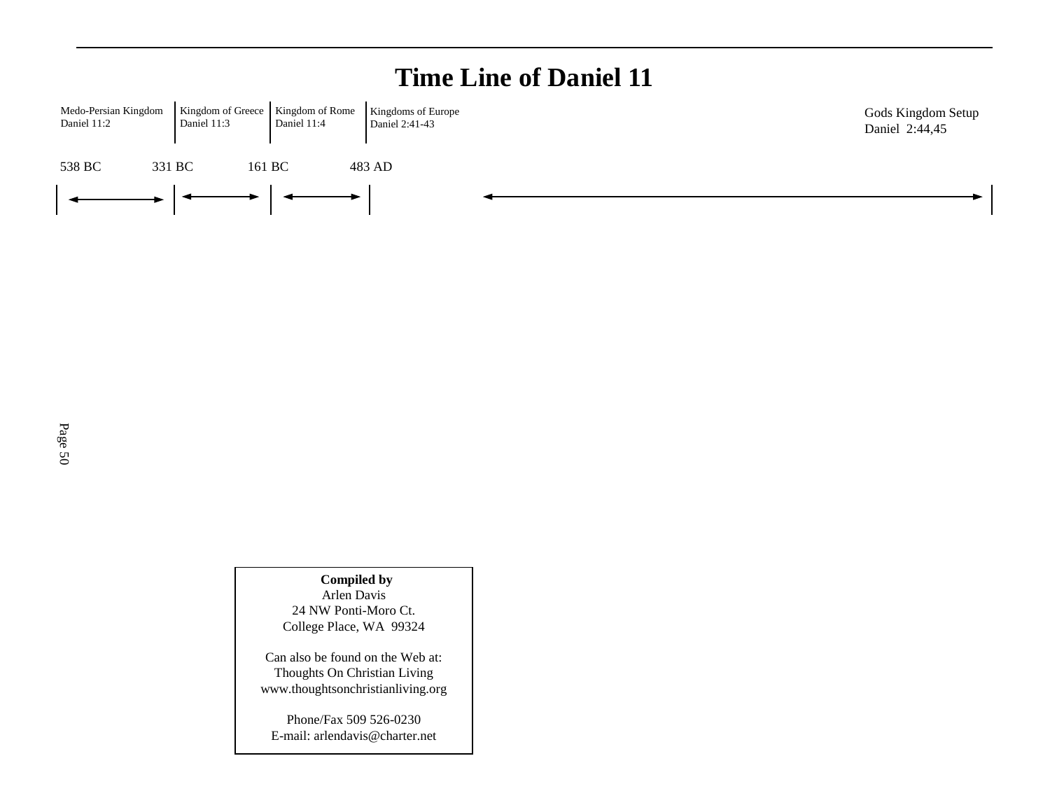# Time Line of Daniel 11

Medo-Persian Kingdom
Daniel 11:2

Kingdom of Greece
Daniel 11:3

Kingdom of Rome
Daniel 11:4

Kingdoms of Europe
Daniel 2:41-43

Gods Kingdom Setup
Daniel 2:44,45

538 BC

331 BC

161 BC

483 AD

**Compiled by**
Arlen Davis
24 NW Ponti-Moro Ct.
College Place, WA 99324

Can also be found on the Web at:
Thoughts On Christian Living
www.thoughtsonchristianliving.org

Phone/Fax 509 526-0230
E-mail: arlendavis@charter.net